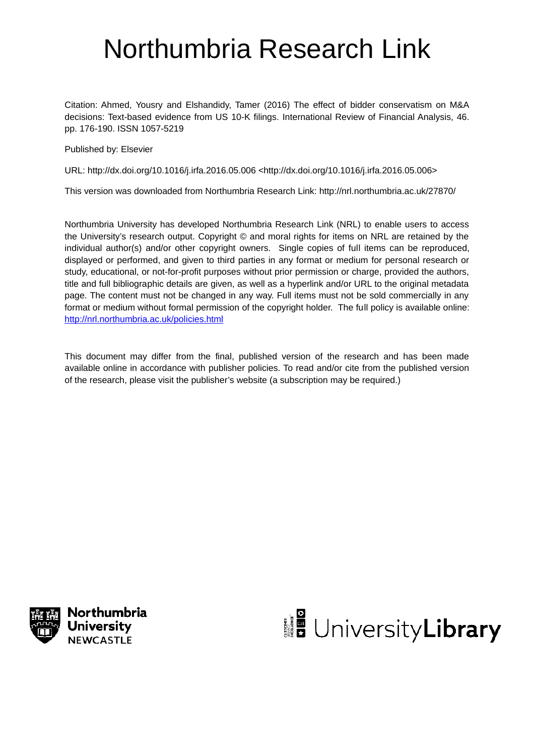# Northumbria Research Link

Citation: Ahmed, Yousry and Elshandidy, Tamer (2016) The effect of bidder conservatism on M&A decisions: Text-based evidence from US 10-K filings. International Review of Financial Analysis, 46. pp. 176-190. ISSN 1057-5219

Published by: Elsevier

URL: http://dx.doi.org/10.1016/j.irfa.2016.05.006 <http://dx.doi.org/10.1016/j.irfa.2016.05.006>

This version was downloaded from Northumbria Research Link: http://nrl.northumbria.ac.uk/27870/

Northumbria University has developed Northumbria Research Link (NRL) to enable users to access the University's research output. Copyright © and moral rights for items on NRL are retained by the individual author(s) and/or other copyright owners. Single copies of full items can be reproduced, displayed or performed, and given to third parties in any format or medium for personal research or study, educational, or not-for-profit purposes without prior permission or charge, provided the authors, title and full bibliographic details are given, as well as a hyperlink and/or URL to the original metadata page. The content must not be changed in any way. Full items must not be sold commercially in any format or medium without formal permission of the copyright holder. The full policy is available online: http://nrl.northumbria.ac.uk/policies.html

This document may differ from the final, published version of the research and has been made available online in accordance with publisher policies. To read and/or cite from the published version of the research, please visit the publisher's website (a subscription may be required.)

Northumbria University NEWCASTLE

UniversityLibrary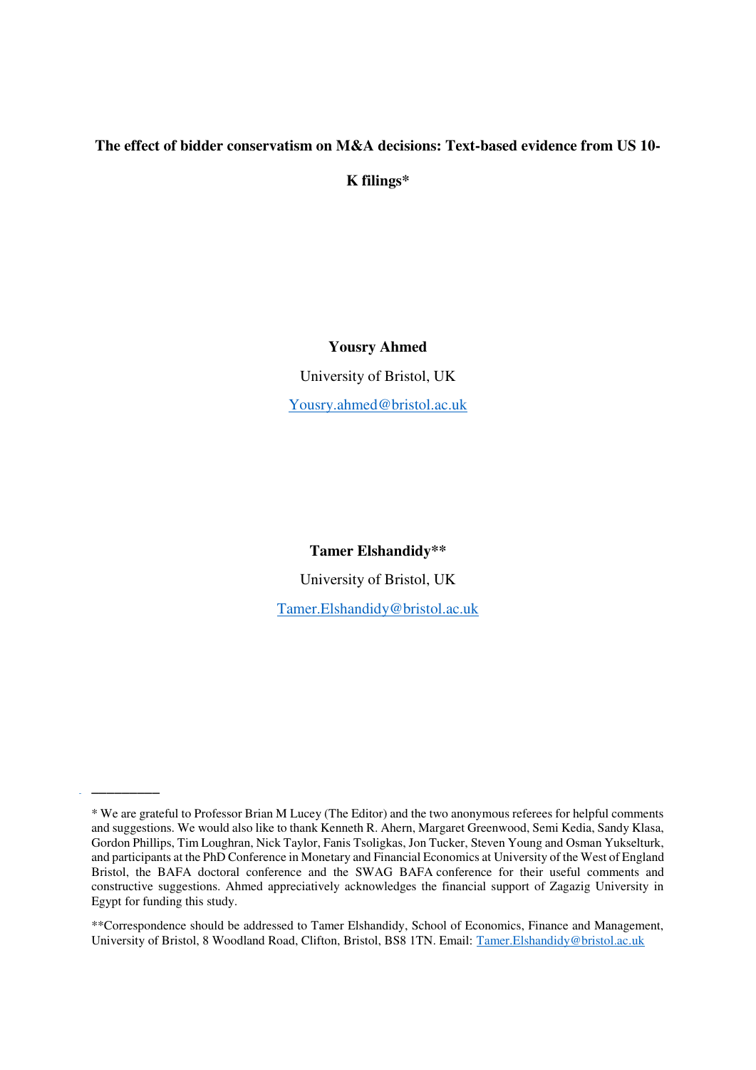# The effect of bidder conservatism on M&A decisions: Text-based evidence from US 10-K filings*

**Yousry Ahmed**

University of Bristol, UK

Yousry.ahmed@bristol.ac.uk

**Tamer Elshandidy****

University of Bristol, UK

Tamer.Elshandidy@bristol.ac.uk

---

* We are grateful to Professor Brian M Lucey (The Editor) and the two anonymous referees for helpful comments and suggestions. We would also like to thank Kenneth R. Ahern, Margaret Greenwood, Semi Kedia, Sandy Klasa, Gordon Phillips, Tim Loughran, Nick Taylor, Fanis Tsoligkas, Jon Tucker, Steven Young and Osman Yukselturk, and participants at the PhD Conference in Monetary and Financial Economics at University of the West of England Bristol, the BAFA doctoral conference and the SWAG BAFA conference for their useful comments and constructive suggestions. Ahmed appreciatively acknowledges the financial support of Zagazig University in Egypt for funding this study.

**Correspondence should be addressed to Tamer Elshandidy, School of Economics, Finance and Management, University of Bristol, 8 Woodland Road, Clifton, Bristol, BS8 1TN. Email: Tamer.Elshandidy@bristol.ac.uk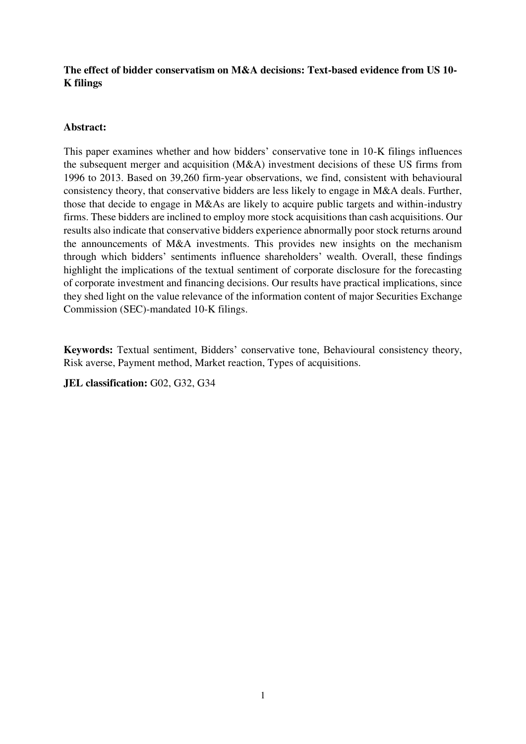**The effect of bidder conservatism on M&A decisions: Text-based evidence from US 10-K filings**

**Abstract:**

This paper examines whether and how bidders' conservative tone in 10-K filings influences the subsequent merger and acquisition (M&A) investment decisions of these US firms from 1996 to 2013. Based on 39,260 firm-year observations, we find, consistent with behavioural consistency theory, that conservative bidders are less likely to engage in M&A deals. Further, those that decide to engage in M&As are likely to acquire public targets and within-industry firms. These bidders are inclined to employ more stock acquisitions than cash acquisitions. Our results also indicate that conservative bidders experience abnormally poor stock returns around the announcements of M&A investments. This provides new insights on the mechanism through which bidders' sentiments influence shareholders' wealth. Overall, these findings highlight the implications of the textual sentiment of corporate disclosure for the forecasting of corporate investment and financing decisions. Our results have practical implications, since they shed light on the value relevance of the information content of major Securities Exchange Commission (SEC)-mandated 10-K filings.

**Keywords:** Textual sentiment, Bidders' conservative tone, Behavioural consistency theory, Risk averse, Payment method, Market reaction, Types of acquisitions.

**JEL classification:** G02, G32, G34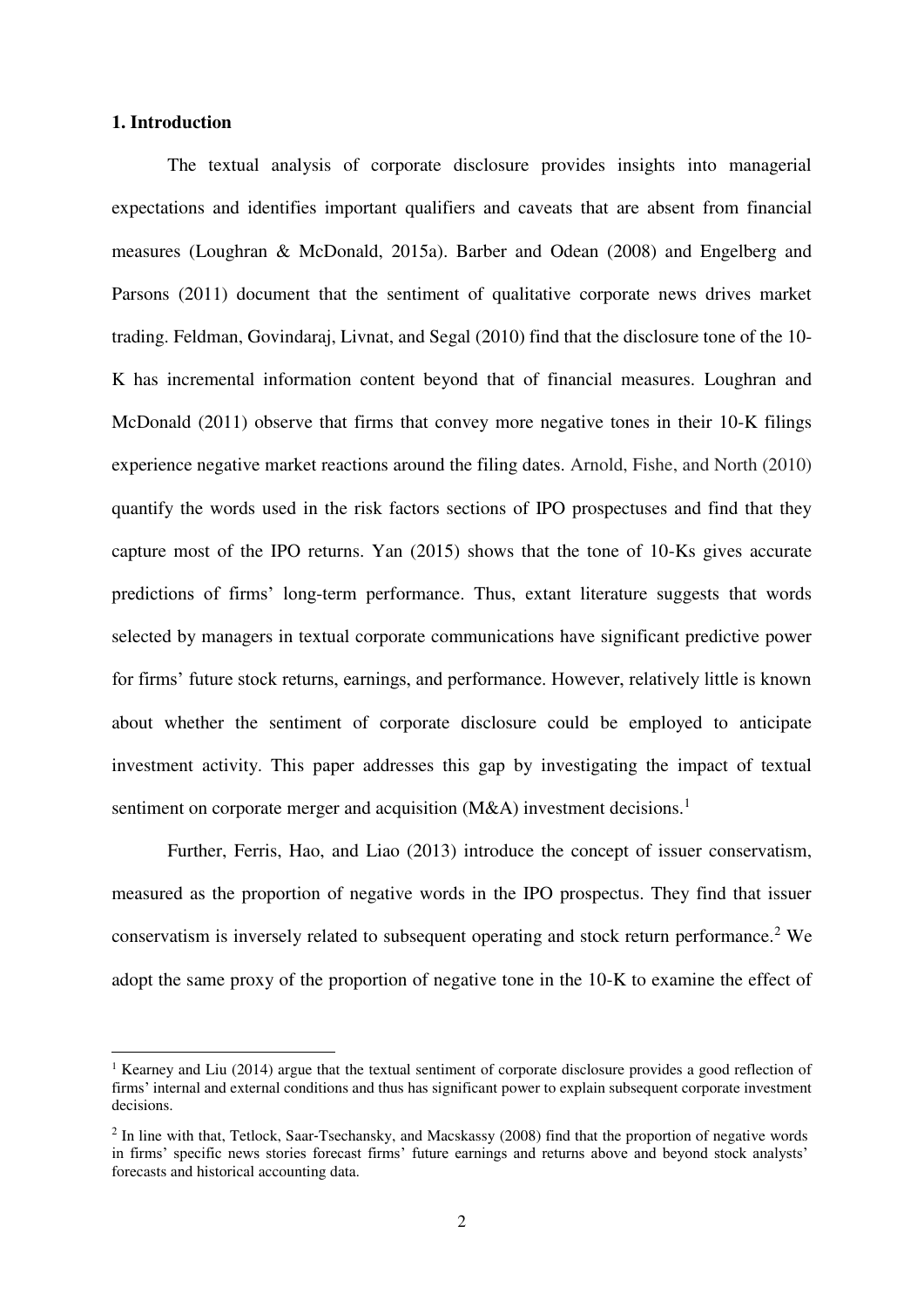## 1. Introduction

The textual analysis of corporate disclosure provides insights into managerial expectations and identifies important qualifiers and caveats that are absent from financial measures (Loughran & McDonald, 2015a). Barber and Odean (2008) and Engelberg and Parsons (2011) document that the sentiment of qualitative corporate news drives market trading. Feldman, Govindaraj, Livnat, and Segal (2010) find that the disclosure tone of the 10-K has incremental information content beyond that of financial measures. Loughran and McDonald (2011) observe that firms that convey more negative tones in their 10-K filings experience negative market reactions around the filing dates. Arnold, Fishe, and North (2010) quantify the words used in the risk factors sections of IPO prospectuses and find that they capture most of the IPO returns. Yan (2015) shows that the tone of 10-Ks gives accurate predictions of firms' long-term performance. Thus, extant literature suggests that words selected by managers in textual corporate communications have significant predictive power for firms' future stock returns, earnings, and performance. However, relatively little is known about whether the sentiment of corporate disclosure could be employed to anticipate investment activity. This paper addresses this gap by investigating the impact of textual sentiment on corporate merger and acquisition (M&A) investment decisions.[1]

Further, Ferris, Hao, and Liao (2013) introduce the concept of issuer conservatism, measured as the proportion of negative words in the IPO prospectus. They find that issuer conservatism is inversely related to subsequent operating and stock return performance.[2] We adopt the same proxy of the proportion of negative tone in the 10-K to examine the effect of

[1] Kearney and Liu (2014) argue that the textual sentiment of corporate disclosure provides a good reflection of firms' internal and external conditions and thus has significant power to explain subsequent corporate investment decisions.

[2] In line with that, Tetlock, Saar-Tsechansky, and Macskassy (2008) find that the proportion of negative words in firms' specific news stories forecast firms' future earnings and returns above and beyond stock analysts' forecasts and historical accounting data.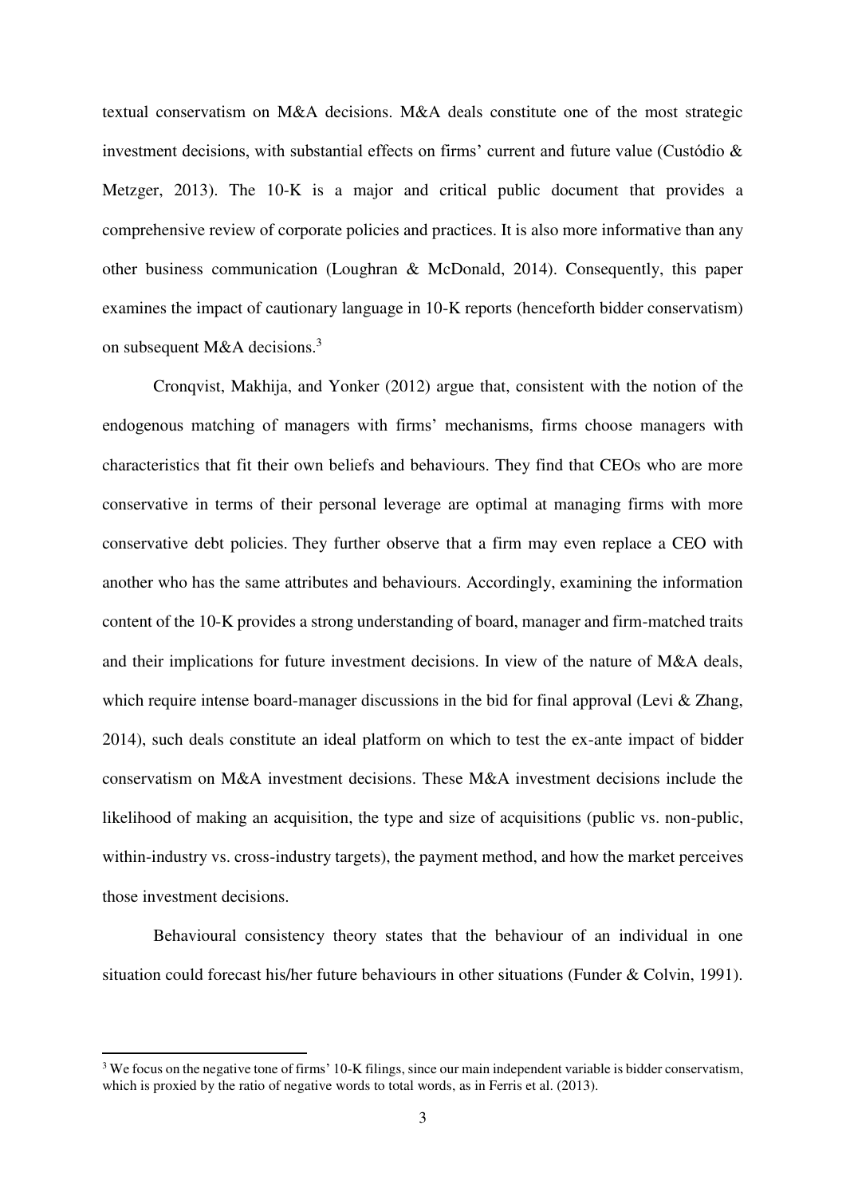textual conservatism on M&A decisions. M&A deals constitute one of the most strategic investment decisions, with substantial effects on firms' current and future value (Custódio & Metzger, 2013). The 10-K is a major and critical public document that provides a comprehensive review of corporate policies and practices. It is also more informative than any other business communication (Loughran & McDonald, 2014). Consequently, this paper examines the impact of cautionary language in 10-K reports (henceforth bidder conservatism) on subsequent M&A decisions.[3]

Cronqvist, Makhija, and Yonker (2012) argue that, consistent with the notion of the endogenous matching of managers with firms' mechanisms, firms choose managers with characteristics that fit their own beliefs and behaviours. They find that CEOs who are more conservative in terms of their personal leverage are optimal at managing firms with more conservative debt policies. They further observe that a firm may even replace a CEO with another who has the same attributes and behaviours. Accordingly, examining the information content of the 10-K provides a strong understanding of board, manager and firm-matched traits and their implications for future investment decisions. In view of the nature of M&A deals, which require intense board-manager discussions in the bid for final approval (Levi & Zhang, 2014), such deals constitute an ideal platform on which to test the ex-ante impact of bidder conservatism on M&A investment decisions. These M&A investment decisions include the likelihood of making an acquisition, the type and size of acquisitions (public vs. non-public, within-industry vs. cross-industry targets), the payment method, and how the market perceives those investment decisions.

Behavioural consistency theory states that the behaviour of an individual in one situation could forecast his/her future behaviours in other situations (Funder & Colvin, 1991).

[3] We focus on the negative tone of firms' 10-K filings, since our main independent variable is bidder conservatism, which is proxied by the ratio of negative words to total words, as in Ferris et al. (2013).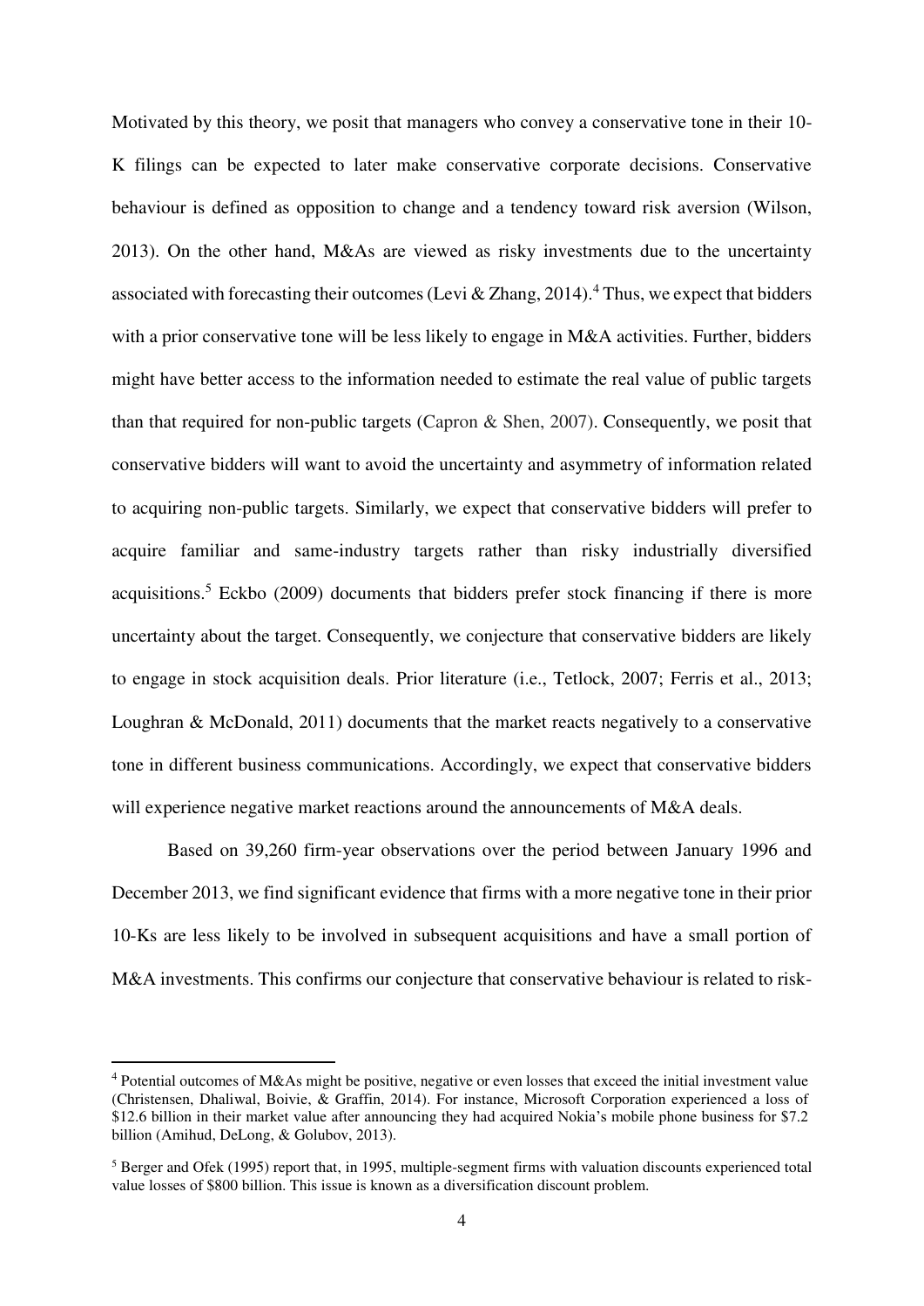Motivated by this theory, we posit that managers who convey a conservative tone in their 10-K filings can be expected to later make conservative corporate decisions. Conservative behaviour is defined as opposition to change and a tendency toward risk aversion (Wilson, 2013). On the other hand, M&As are viewed as risky investments due to the uncertainty associated with forecasting their outcomes (Levi & Zhang, 2014).[4] Thus, we expect that bidders with a prior conservative tone will be less likely to engage in M&A activities. Further, bidders might have better access to the information needed to estimate the real value of public targets than that required for non-public targets (Capron & Shen, 2007). Consequently, we posit that conservative bidders will want to avoid the uncertainty and asymmetry of information related to acquiring non-public targets. Similarly, we expect that conservative bidders will prefer to acquire familiar and same-industry targets rather than risky industrially diversified acquisitions.[5] Eckbo (2009) documents that bidders prefer stock financing if there is more uncertainty about the target. Consequently, we conjecture that conservative bidders are likely to engage in stock acquisition deals. Prior literature (i.e., Tetlock, 2007; Ferris et al., 2013; Loughran & McDonald, 2011) documents that the market reacts negatively to a conservative tone in different business communications. Accordingly, we expect that conservative bidders will experience negative market reactions around the announcements of M&A deals.

Based on 39,260 firm-year observations over the period between January 1996 and December 2013, we find significant evidence that firms with a more negative tone in their prior 10-Ks are less likely to be involved in subsequent acquisitions and have a small portion of M&A investments. This confirms our conjecture that conservative behaviour is related to risk-

[4] Potential outcomes of M&As might be positive, negative or even losses that exceed the initial investment value (Christensen, Dhaliwal, Boivie, & Graffin, 2014). For instance, Microsoft Corporation experienced a loss of \$12.6 billion in their market value after announcing they had acquired Nokia's mobile phone business for \$7.2 billion (Amihud, DeLong, & Golubov, 2013).

[5] Berger and Ofek (1995) report that, in 1995, multiple-segment firms with valuation discounts experienced total value losses of \$800 billion. This issue is known as a diversification discount problem.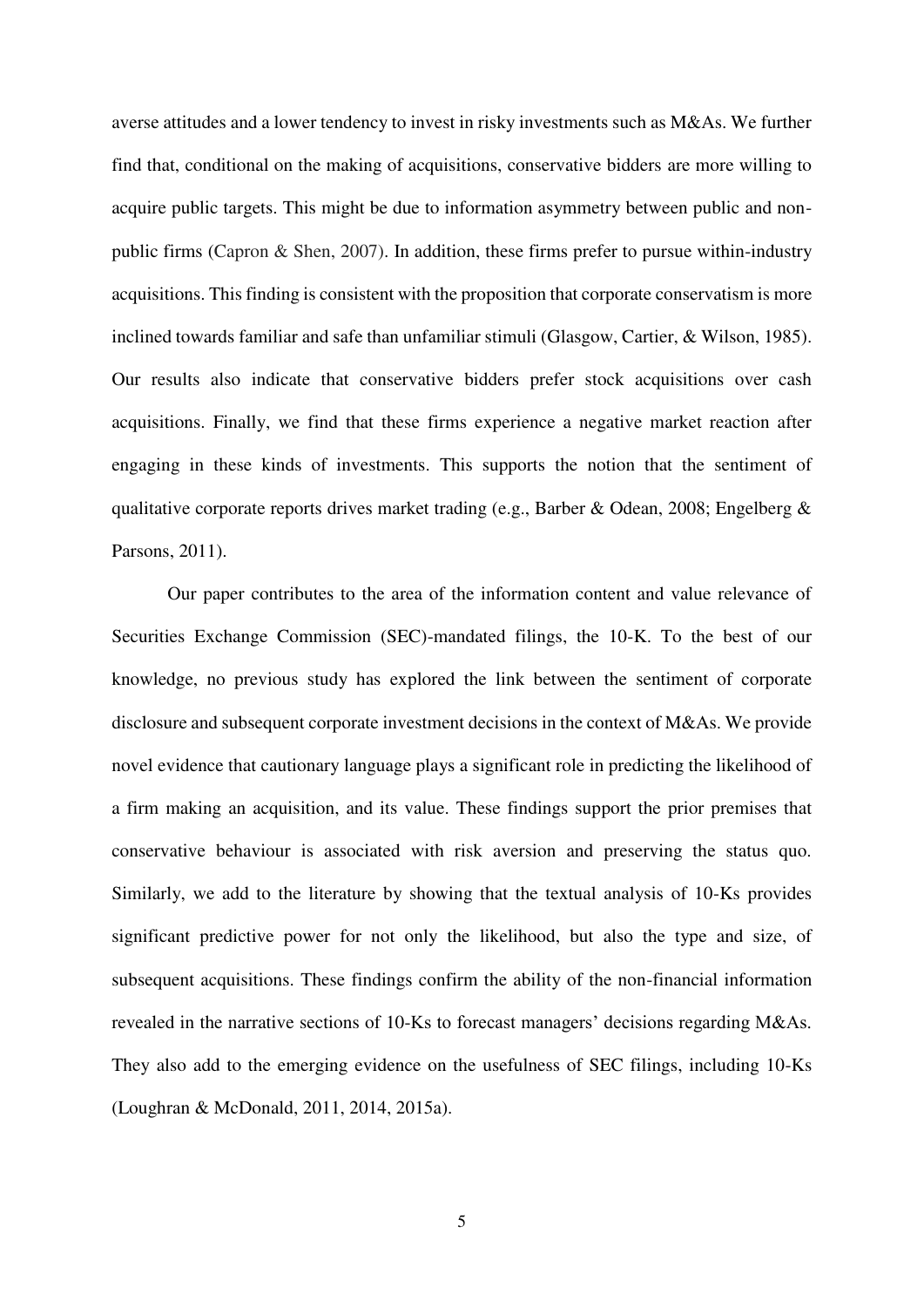averse attitudes and a lower tendency to invest in risky investments such as M&As. We further find that, conditional on the making of acquisitions, conservative bidders are more willing to acquire public targets. This might be due to information asymmetry between public and non-public firms (Capron & Shen, 2007). In addition, these firms prefer to pursue within-industry acquisitions. This finding is consistent with the proposition that corporate conservatism is more inclined towards familiar and safe than unfamiliar stimuli (Glasgow, Cartier, & Wilson, 1985). Our results also indicate that conservative bidders prefer stock acquisitions over cash acquisitions. Finally, we find that these firms experience a negative market reaction after engaging in these kinds of investments. This supports the notion that the sentiment of qualitative corporate reports drives market trading (e.g., Barber & Odean, 2008; Engelberg & Parsons, 2011).

Our paper contributes to the area of the information content and value relevance of Securities Exchange Commission (SEC)-mandated filings, the 10-K. To the best of our knowledge, no previous study has explored the link between the sentiment of corporate disclosure and subsequent corporate investment decisions in the context of M&As. We provide novel evidence that cautionary language plays a significant role in predicting the likelihood of a firm making an acquisition, and its value. These findings support the prior premises that conservative behaviour is associated with risk aversion and preserving the status quo. Similarly, we add to the literature by showing that the textual analysis of 10-Ks provides significant predictive power for not only the likelihood, but also the type and size, of subsequent acquisitions. These findings confirm the ability of the non-financial information revealed in the narrative sections of 10-Ks to forecast managers' decisions regarding M&As. They also add to the emerging evidence on the usefulness of SEC filings, including 10-Ks (Loughran & McDonald, 2011, 2014, 2015a).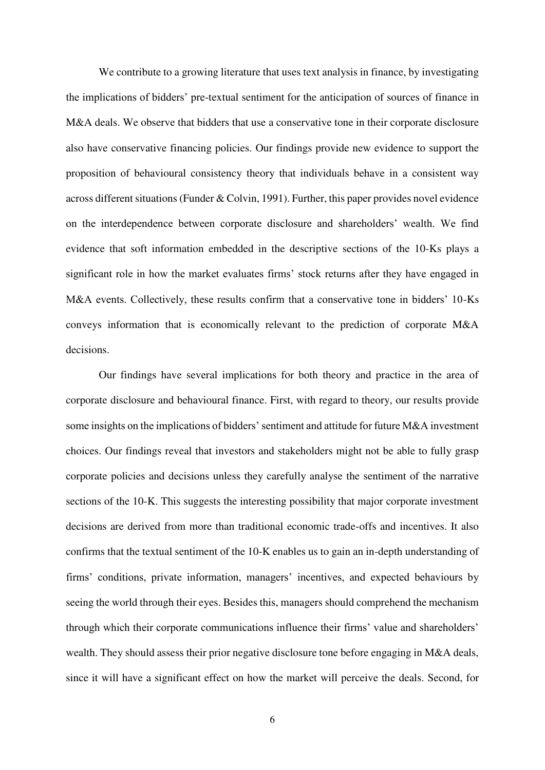We contribute to a growing literature that uses text analysis in finance, by investigating the implications of bidders' pre-textual sentiment for the anticipation of sources of finance in M&A deals. We observe that bidders that use a conservative tone in their corporate disclosure also have conservative financing policies. Our findings provide new evidence to support the proposition of behavioural consistency theory that individuals behave in a consistent way across different situations (Funder & Colvin, 1991). Further, this paper provides novel evidence on the interdependence between corporate disclosure and shareholders' wealth. We find evidence that soft information embedded in the descriptive sections of the 10-Ks plays a significant role in how the market evaluates firms' stock returns after they have engaged in M&A events. Collectively, these results confirm that a conservative tone in bidders' 10-Ks conveys information that is economically relevant to the prediction of corporate M&A decisions.

Our findings have several implications for both theory and practice in the area of corporate disclosure and behavioural finance. First, with regard to theory, our results provide some insights on the implications of bidders' sentiment and attitude for future M&A investment choices. Our findings reveal that investors and stakeholders might not be able to fully grasp corporate policies and decisions unless they carefully analyse the sentiment of the narrative sections of the 10-K. This suggests the interesting possibility that major corporate investment decisions are derived from more than traditional economic trade-offs and incentives. It also confirms that the textual sentiment of the 10-K enables us to gain an in-depth understanding of firms' conditions, private information, managers' incentives, and expected behaviours by seeing the world through their eyes. Besides this, managers should comprehend the mechanism through which their corporate communications influence their firms' value and shareholders' wealth. They should assess their prior negative disclosure tone before engaging in M&A deals, since it will have a significant effect on how the market will perceive the deals. Second, for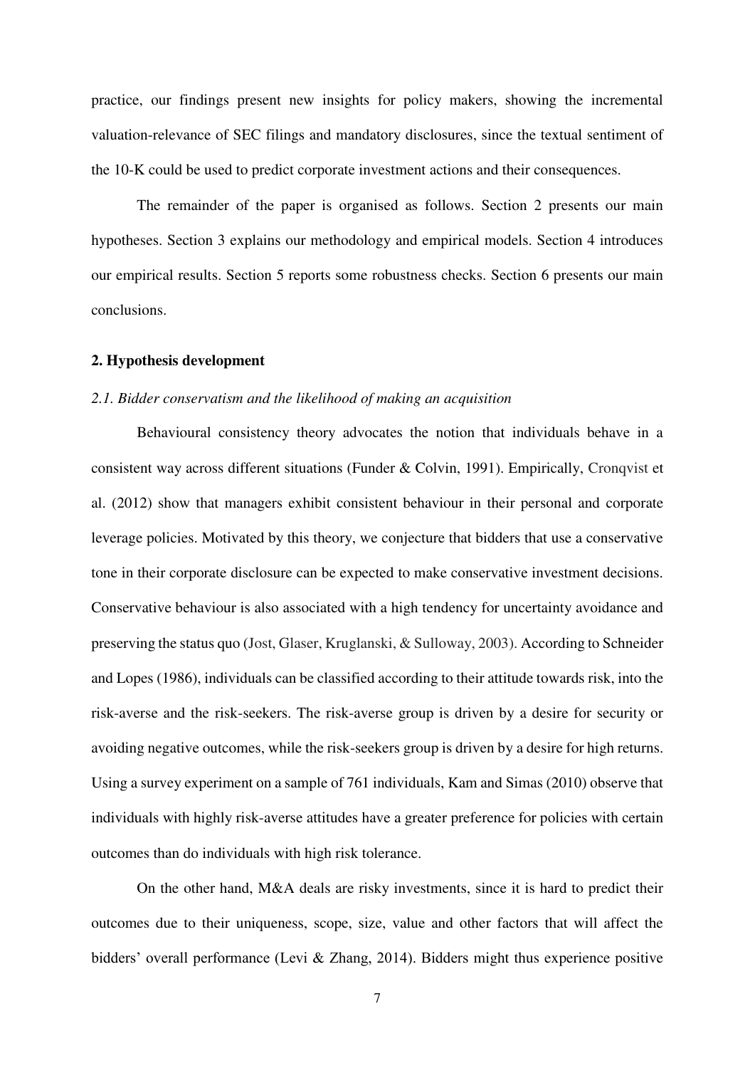practice, our findings present new insights for policy makers, showing the incremental valuation-relevance of SEC filings and mandatory disclosures, since the textual sentiment of the 10-K could be used to predict corporate investment actions and their consequences.

The remainder of the paper is organised as follows. Section 2 presents our main hypotheses. Section 3 explains our methodology and empirical models. Section 4 introduces our empirical results. Section 5 reports some robustness checks. Section 6 presents our main conclusions.

## 2. Hypothesis development

### *2.1. Bidder conservatism and the likelihood of making an acquisition*

Behavioural consistency theory advocates the notion that individuals behave in a consistent way across different situations (Funder & Colvin, 1991). Empirically, Cronqvist et al. (2012) show that managers exhibit consistent behaviour in their personal and corporate leverage policies. Motivated by this theory, we conjecture that bidders that use a conservative tone in their corporate disclosure can be expected to make conservative investment decisions. Conservative behaviour is also associated with a high tendency for uncertainty avoidance and preserving the status quo (Jost, Glaser, Kruglanski, & Sulloway, 2003). According to Schneider and Lopes (1986), individuals can be classified according to their attitude towards risk, into the risk-averse and the risk-seekers. The risk-averse group is driven by a desire for security or avoiding negative outcomes, while the risk-seekers group is driven by a desire for high returns. Using a survey experiment on a sample of 761 individuals, Kam and Simas (2010) observe that individuals with highly risk-averse attitudes have a greater preference for policies with certain outcomes than do individuals with high risk tolerance.

On the other hand, M&A deals are risky investments, since it is hard to predict their outcomes due to their uniqueness, scope, size, value and other factors that will affect the bidders' overall performance (Levi & Zhang, 2014). Bidders might thus experience positive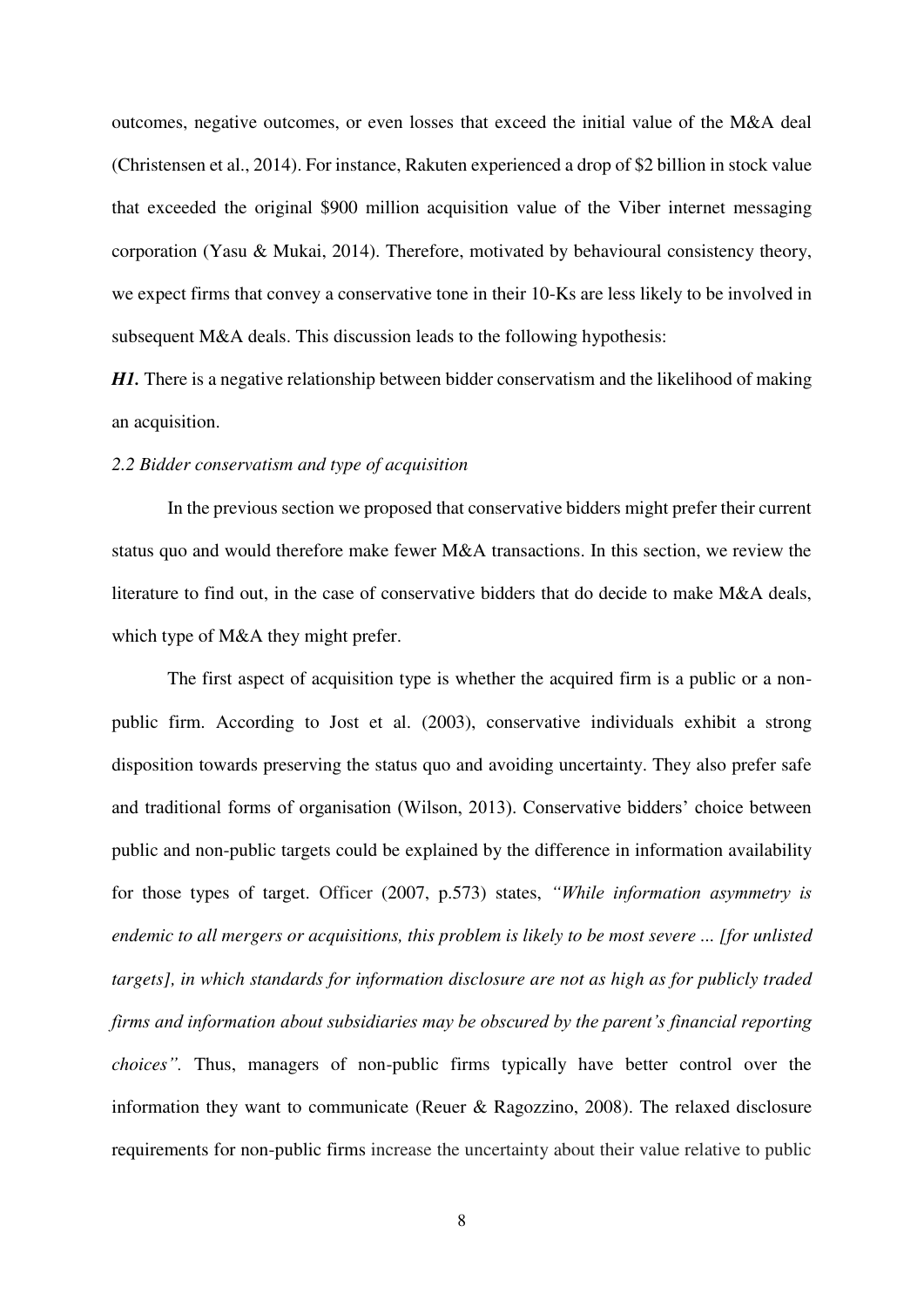outcomes, negative outcomes, or even losses that exceed the initial value of the M&A deal (Christensen et al., 2014). For instance, Rakuten experienced a drop of $2 billion in stock value that exceeded the original $900 million acquisition value of the Viber internet messaging corporation (Yasu & Mukai, 2014). Therefore, motivated by behavioural consistency theory, we expect firms that convey a conservative tone in their 10-Ks are less likely to be involved in subsequent M&A deals. This discussion leads to the following hypothesis:

***H1.*** There is a negative relationship between bidder conservatism and the likelihood of making an acquisition.

### *2.2 Bidder conservatism and type of acquisition*

In the previous section we proposed that conservative bidders might prefer their current status quo and would therefore make fewer M&A transactions. In this section, we review the literature to find out, in the case of conservative bidders that do decide to make M&A deals, which type of M&A they might prefer.

The first aspect of acquisition type is whether the acquired firm is a public or a non-public firm. According to Jost et al. (2003), conservative individuals exhibit a strong disposition towards preserving the status quo and avoiding uncertainty. They also prefer safe and traditional forms of organisation (Wilson, 2013). Conservative bidders' choice between public and non-public targets could be explained by the difference in information availability for those types of target. Officer (2007, p.573) states, *"While information asymmetry is endemic to all mergers or acquisitions, this problem is likely to be most severe ... [for unlisted targets], in which standards for information disclosure are not as high as for publicly traded firms and information about subsidiaries may be obscured by the parent's financial reporting choices".* Thus, managers of non-public firms typically have better control over the information they want to communicate (Reuer & Ragozzino, 2008). The relaxed disclosure requirements for non-public firms increase the uncertainty about their value relative to public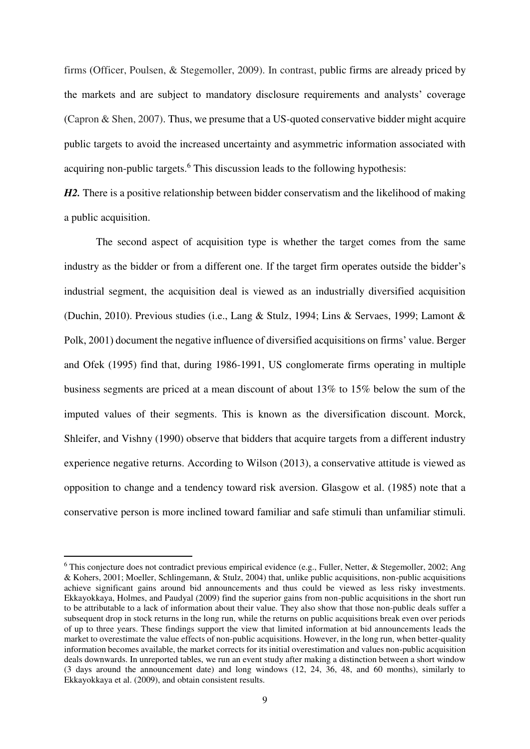firms (Officer, Poulsen, & Stegemoller, 2009). In contrast, public firms are already priced by the markets and are subject to mandatory disclosure requirements and analysts' coverage (Capron & Shen, 2007). Thus, we presume that a US-quoted conservative bidder might acquire public targets to avoid the increased uncertainty and asymmetric information associated with acquiring non-public targets.[6] This discussion leads to the following hypothesis:

***H2.*** There is a positive relationship between bidder conservatism and the likelihood of making a public acquisition.

The second aspect of acquisition type is whether the target comes from the same industry as the bidder or from a different one. If the target firm operates outside the bidder's industrial segment, the acquisition deal is viewed as an industrially diversified acquisition (Duchin, 2010). Previous studies (i.e., Lang & Stulz, 1994; Lins & Servaes, 1999; Lamont & Polk, 2001) document the negative influence of diversified acquisitions on firms' value. Berger and Ofek (1995) find that, during 1986-1991, US conglomerate firms operating in multiple business segments are priced at a mean discount of about 13% to 15% below the sum of the imputed values of their segments. This is known as the diversification discount. Morck, Shleifer, and Vishny (1990) observe that bidders that acquire targets from a different industry experience negative returns. According to Wilson (2013), a conservative attitude is viewed as opposition to change and a tendency toward risk aversion. Glasgow et al. (1985) note that a conservative person is more inclined toward familiar and safe stimuli than unfamiliar stimuli.

---

[6] This conjecture does not contradict previous empirical evidence (e.g., Fuller, Netter, & Stegemoller, 2002; Ang & Kohers, 2001; Moeller, Schlingemann, & Stulz, 2004) that, unlike public acquisitions, non-public acquisitions achieve significant gains around bid announcements and thus could be viewed as less risky investments. Ekkayokkaya, Holmes, and Paudyal (2009) find the superior gains from non-public acquisitions in the short run to be attributable to a lack of information about their value. They also show that those non-public deals suffer a subsequent drop in stock returns in the long run, while the returns on public acquisitions break even over periods of up to three years. These findings support the view that limited information at bid announcements leads the market to overestimate the value effects of non-public acquisitions. However, in the long run, when better-quality information becomes available, the market corrects for its initial overestimation and values non-public acquisition deals downwards. In unreported tables, we run an event study after making a distinction between a short window (3 days around the announcement date) and long windows (12, 24, 36, 48, and 60 months), similarly to Ekkayokkaya et al. (2009), and obtain consistent results.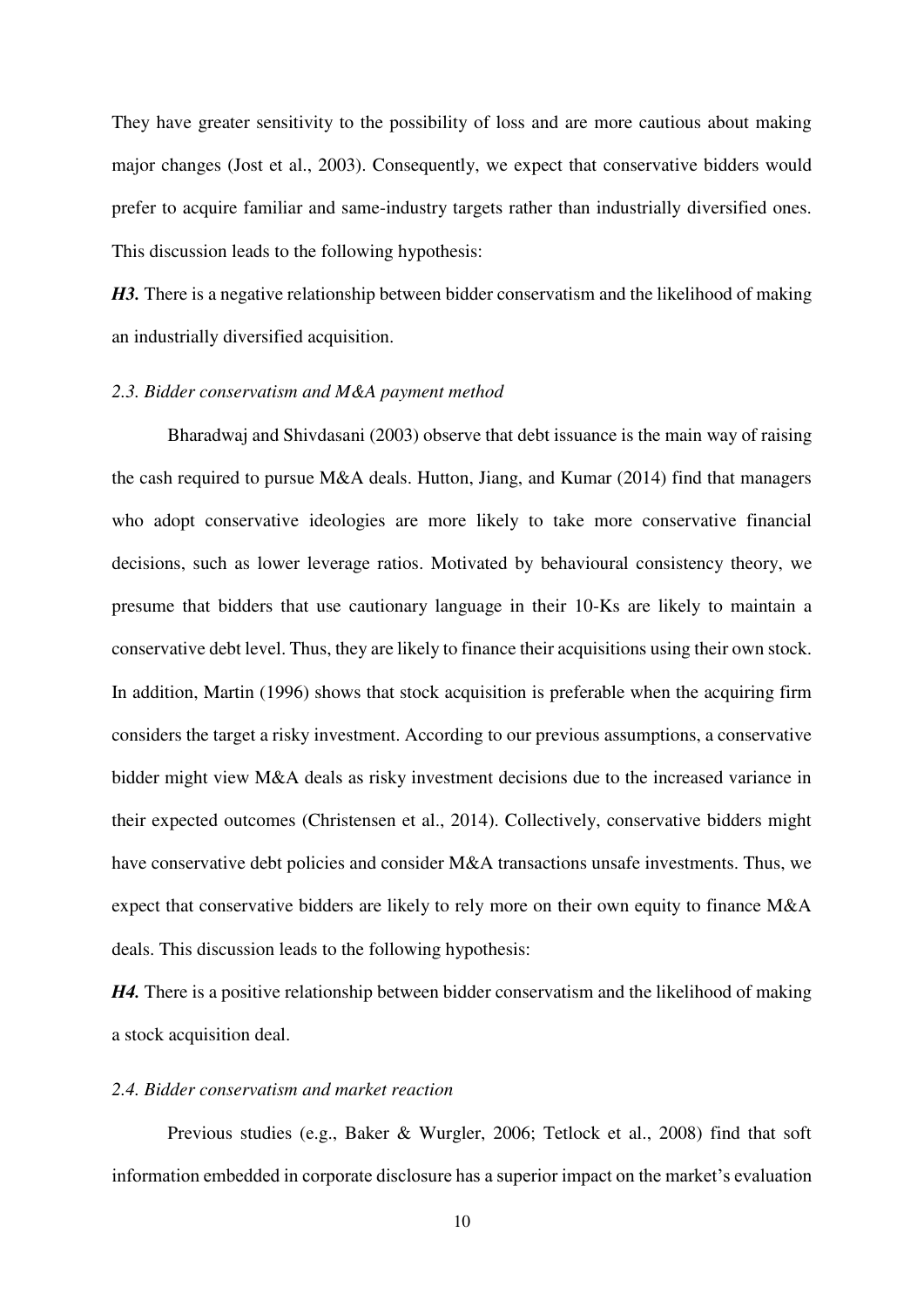They have greater sensitivity to the possibility of loss and are more cautious about making major changes (Jost et al., 2003). Consequently, we expect that conservative bidders would prefer to acquire familiar and same-industry targets rather than industrially diversified ones. This discussion leads to the following hypothesis:

***H3.*** There is a negative relationship between bidder conservatism and the likelihood of making an industrially diversified acquisition.

### *2.3. Bidder conservatism and M&A payment method*

Bharadwaj and Shivdasani (2003) observe that debt issuance is the main way of raising the cash required to pursue M&A deals. Hutton, Jiang, and Kumar (2014) find that managers who adopt conservative ideologies are more likely to take more conservative financial decisions, such as lower leverage ratios. Motivated by behavioural consistency theory, we presume that bidders that use cautionary language in their 10-Ks are likely to maintain a conservative debt level. Thus, they are likely to finance their acquisitions using their own stock. In addition, Martin (1996) shows that stock acquisition is preferable when the acquiring firm considers the target a risky investment. According to our previous assumptions, a conservative bidder might view M&A deals as risky investment decisions due to the increased variance in their expected outcomes (Christensen et al., 2014). Collectively, conservative bidders might have conservative debt policies and consider M&A transactions unsafe investments. Thus, we expect that conservative bidders are likely to rely more on their own equity to finance M&A deals. This discussion leads to the following hypothesis:

***H4.*** There is a positive relationship between bidder conservatism and the likelihood of making a stock acquisition deal.

### *2.4. Bidder conservatism and market reaction*

Previous studies (e.g., Baker & Wurgler, 2006; Tetlock et al., 2008) find that soft information embedded in corporate disclosure has a superior impact on the market's evaluation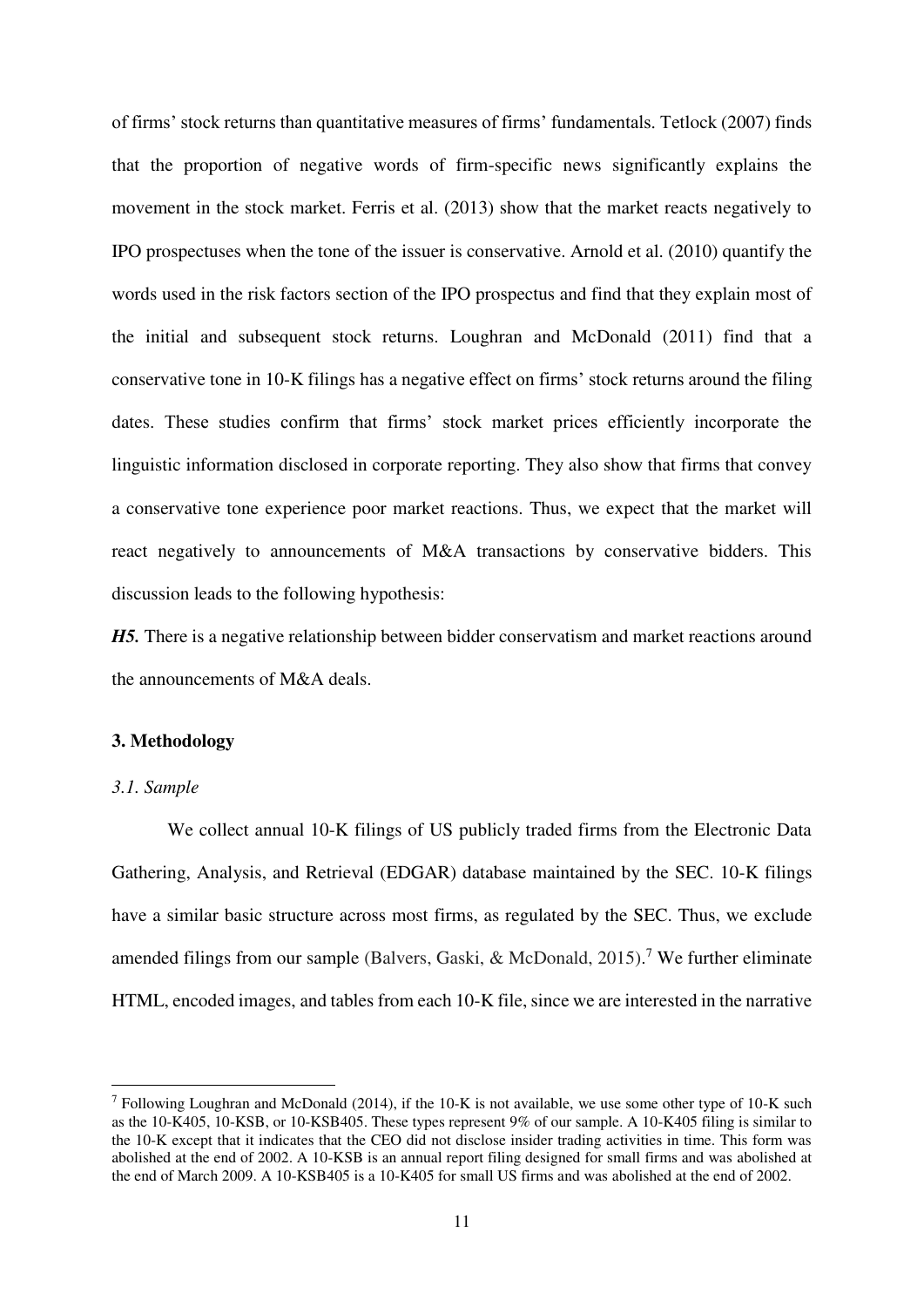of firms' stock returns than quantitative measures of firms' fundamentals. Tetlock (2007) finds that the proportion of negative words of firm-specific news significantly explains the movement in the stock market. Ferris et al. (2013) show that the market reacts negatively to IPO prospectuses when the tone of the issuer is conservative. Arnold et al. (2010) quantify the words used in the risk factors section of the IPO prospectus and find that they explain most of the initial and subsequent stock returns. Loughran and McDonald (2011) find that a conservative tone in 10-K filings has a negative effect on firms' stock returns around the filing dates. These studies confirm that firms' stock market prices efficiently incorporate the linguistic information disclosed in corporate reporting. They also show that firms that convey a conservative tone experience poor market reactions. Thus, we expect that the market will react negatively to announcements of M&A transactions by conservative bidders. This discussion leads to the following hypothesis:

***H5.*** There is a negative relationship between bidder conservatism and market reactions around the announcements of M&A deals.

## 3. Methodology

### *3.1. Sample*

We collect annual 10-K filings of US publicly traded firms from the Electronic Data Gathering, Analysis, and Retrieval (EDGAR) database maintained by the SEC. 10-K filings have a similar basic structure across most firms, as regulated by the SEC. Thus, we exclude amended filings from our sample (Balvers, Gaski, & McDonald, 2015).[7] We further eliminate HTML, encoded images, and tables from each 10-K file, since we are interested in the narrative

[7] Following Loughran and McDonald (2014), if the 10-K is not available, we use some other type of 10-K such as the 10-K405, 10-KSB, or 10-KSB405. These types represent 9% of our sample. A 10-K405 filing is similar to the 10-K except that it indicates that the CEO did not disclose insider trading activities in time. This form was abolished at the end of 2002. A 10-KSB is an annual report filing designed for small firms and was abolished at the end of March 2009. A 10-KSB405 is a 10-K405 for small US firms and was abolished at the end of 2002.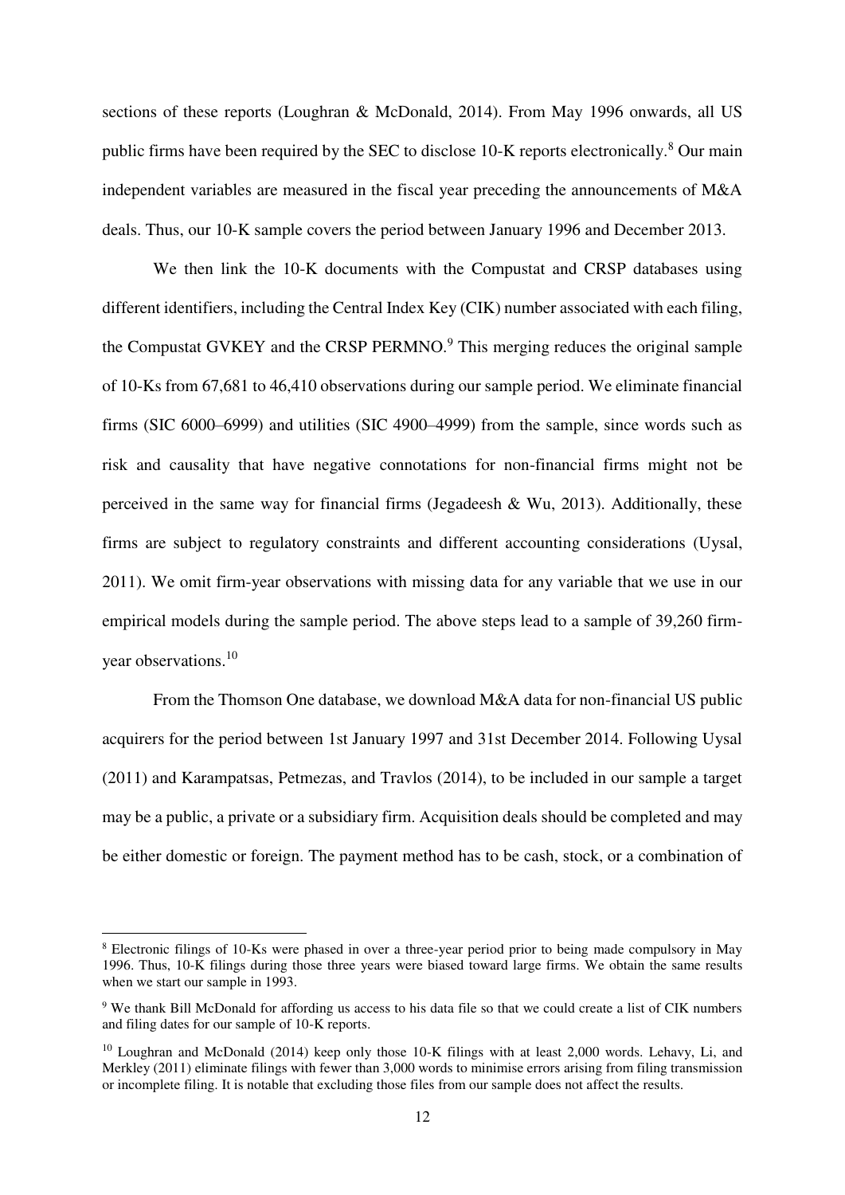sections of these reports (Loughran & McDonald, 2014). From May 1996 onwards, all US public firms have been required by the SEC to disclose 10-K reports electronically.[8] Our main independent variables are measured in the fiscal year preceding the announcements of M&A deals. Thus, our 10-K sample covers the period between January 1996 and December 2013.

We then link the 10-K documents with the Compustat and CRSP databases using different identifiers, including the Central Index Key (CIK) number associated with each filing, the Compustat GVKEY and the CRSP PERMNO.[9] This merging reduces the original sample of 10-Ks from 67,681 to 46,410 observations during our sample period. We eliminate financial firms (SIC 6000–6999) and utilities (SIC 4900–4999) from the sample, since words such as risk and causality that have negative connotations for non-financial firms might not be perceived in the same way for financial firms (Jegadeesh & Wu, 2013). Additionally, these firms are subject to regulatory constraints and different accounting considerations (Uysal, 2011). We omit firm-year observations with missing data for any variable that we use in our empirical models during the sample period. The above steps lead to a sample of 39,260 firm-year observations.[10]

From the Thomson One database, we download M&A data for non-financial US public acquirers for the period between 1st January 1997 and 31st December 2014. Following Uysal (2011) and Karampatsas, Petmezas, and Travlos (2014), to be included in our sample a target may be a public, a private or a subsidiary firm. Acquisition deals should be completed and may be either domestic or foreign. The payment method has to be cash, stock, or a combination of

---

[8] Electronic filings of 10-Ks were phased in over a three-year period prior to being made compulsory in May 1996. Thus, 10-K filings during those three years were biased toward large firms. We obtain the same results when we start our sample in 1993.

[9] We thank Bill McDonald for affording us access to his data file so that we could create a list of CIK numbers and filing dates for our sample of 10-K reports.

[10] Loughran and McDonald (2014) keep only those 10-K filings with at least 2,000 words. Lehavy, Li, and Merkley (2011) eliminate filings with fewer than 3,000 words to minimise errors arising from filing transmission or incomplete filing. It is notable that excluding those files from our sample does not affect the results.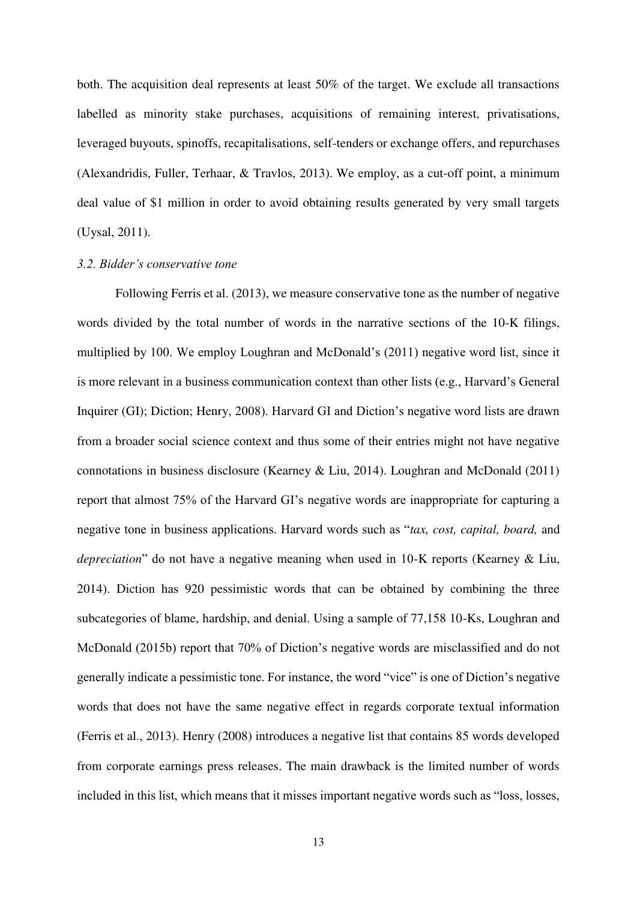both. The acquisition deal represents at least 50% of the target. We exclude all transactions labelled as minority stake purchases, acquisitions of remaining interest, privatisations, leveraged buyouts, spinoffs, recapitalisations, self-tenders or exchange offers, and repurchases (Alexandridis, Fuller, Terhaar, & Travlos, 2013). We employ, as a cut-off point, a minimum deal value of $1 million in order to avoid obtaining results generated by very small targets (Uysal, 2011).

### *3.2. Bidder's conservative tone*

Following Ferris et al. (2013), we measure conservative tone as the number of negative words divided by the total number of words in the narrative sections of the 10-K filings, multiplied by 100. We employ Loughran and McDonald's (2011) negative word list, since it is more relevant in a business communication context than other lists (e.g., Harvard's General Inquirer (GI); Diction; Henry, 2008). Harvard GI and Diction's negative word lists are drawn from a broader social science context and thus some of their entries might not have negative connotations in business disclosure (Kearney & Liu, 2014). Loughran and McDonald (2011) report that almost 75% of the Harvard GI's negative words are inappropriate for capturing a negative tone in business applications. Harvard words such as "*tax, cost, capital, board,* and *depreciation*" do not have a negative meaning when used in 10-K reports (Kearney & Liu, 2014). Diction has 920 pessimistic words that can be obtained by combining the three subcategories of blame, hardship, and denial. Using a sample of 77,158 10-Ks, Loughran and McDonald (2015b) report that 70% of Diction's negative words are misclassified and do not generally indicate a pessimistic tone. For instance, the word "vice" is one of Diction's negative words that does not have the same negative effect in regards corporate textual information (Ferris et al., 2013). Henry (2008) introduces a negative list that contains 85 words developed from corporate earnings press releases. The main drawback is the limited number of words included in this list, which means that it misses important negative words such as "loss, losses,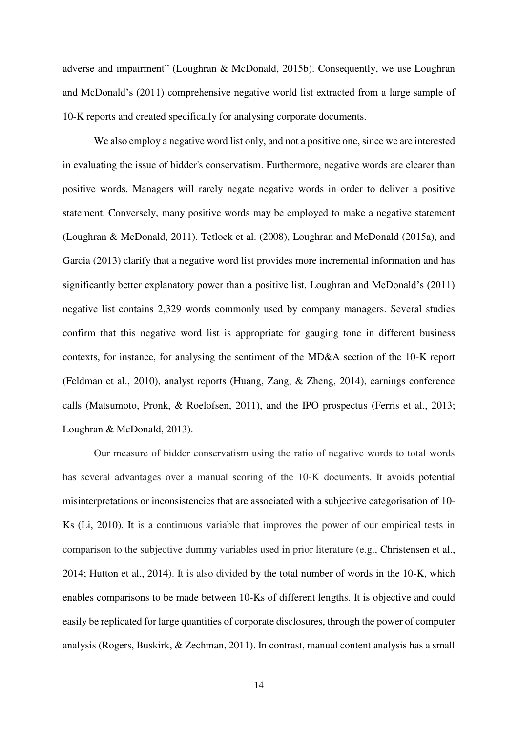adverse and impairment" (Loughran & McDonald, 2015b). Consequently, we use Loughran and McDonald's (2011) comprehensive negative world list extracted from a large sample of 10-K reports and created specifically for analysing corporate documents.

We also employ a negative word list only, and not a positive one, since we are interested in evaluating the issue of bidder's conservatism. Furthermore, negative words are clearer than positive words. Managers will rarely negate negative words in order to deliver a positive statement. Conversely, many positive words may be employed to make a negative statement (Loughran & McDonald, 2011). Tetlock et al. (2008), Loughran and McDonald (2015a), and Garcia (2013) clarify that a negative word list provides more incremental information and has significantly better explanatory power than a positive list. Loughran and McDonald's (2011) negative list contains 2,329 words commonly used by company managers. Several studies confirm that this negative word list is appropriate for gauging tone in different business contexts, for instance, for analysing the sentiment of the MD&A section of the 10-K report (Feldman et al., 2010), analyst reports (Huang, Zang, & Zheng, 2014), earnings conference calls (Matsumoto, Pronk, & Roelofsen, 2011), and the IPO prospectus (Ferris et al., 2013; Loughran & McDonald, 2013).

Our measure of bidder conservatism using the ratio of negative words to total words has several advantages over a manual scoring of the 10-K documents. It avoids potential misinterpretations or inconsistencies that are associated with a subjective categorisation of 10-Ks (Li, 2010). It is a continuous variable that improves the power of our empirical tests in comparison to the subjective dummy variables used in prior literature (e.g., Christensen et al., 2014; Hutton et al., 2014). It is also divided by the total number of words in the 10-K, which enables comparisons to be made between 10-Ks of different lengths. It is objective and could easily be replicated for large quantities of corporate disclosures, through the power of computer analysis (Rogers, Buskirk, & Zechman, 2011). In contrast, manual content analysis has a small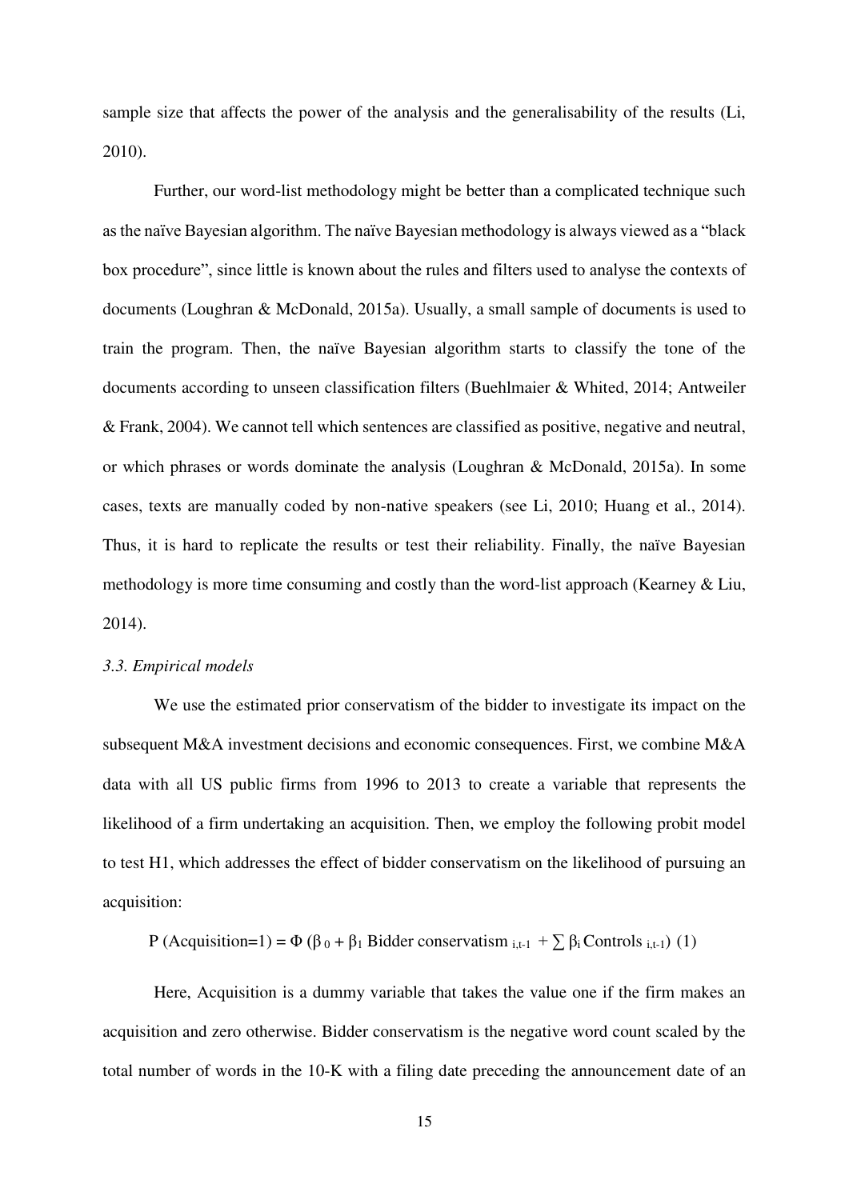sample size that affects the power of the analysis and the generalisability of the results (Li, 2010).

Further, our word-list methodology might be better than a complicated technique such as the naïve Bayesian algorithm. The naïve Bayesian methodology is always viewed as a "black box procedure", since little is known about the rules and filters used to analyse the contexts of documents (Loughran & McDonald, 2015a). Usually, a small sample of documents is used to train the program. Then, the naïve Bayesian algorithm starts to classify the tone of the documents according to unseen classification filters (Buehlmaier & Whited, 2014; Antweiler & Frank, 2004). We cannot tell which sentences are classified as positive, negative and neutral, or which phrases or words dominate the analysis (Loughran & McDonald, 2015a). In some cases, texts are manually coded by non-native speakers (see Li, 2010; Huang et al., 2014). Thus, it is hard to replicate the results or test their reliability. Finally, the naïve Bayesian methodology is more time consuming and costly than the word-list approach (Kearney & Liu, 2014).

### *3.3. Empirical models*

We use the estimated prior conservatism of the bidder to investigate its impact on the subsequent M&A investment decisions and economic consequences. First, we combine M&A data with all US public firms from 1996 to 2013 to create a variable that represents the likelihood of a firm undertaking an acquisition. Then, we employ the following probit model to test H1, which addresses the effect of bidder conservatism on the likelihood of pursuing an acquisition:

$$P\,(\text{Acquisition}=1) = \Phi\,(\beta_0 + \beta_1 \text{ Bidder conservatism}_{i,t-1} + \sum \beta_i \text{Controls}_{i,t-1}) \quad (1)$$

Here, Acquisition is a dummy variable that takes the value one if the firm makes an acquisition and zero otherwise. Bidder conservatism is the negative word count scaled by the total number of words in the 10-K with a filing date preceding the announcement date of an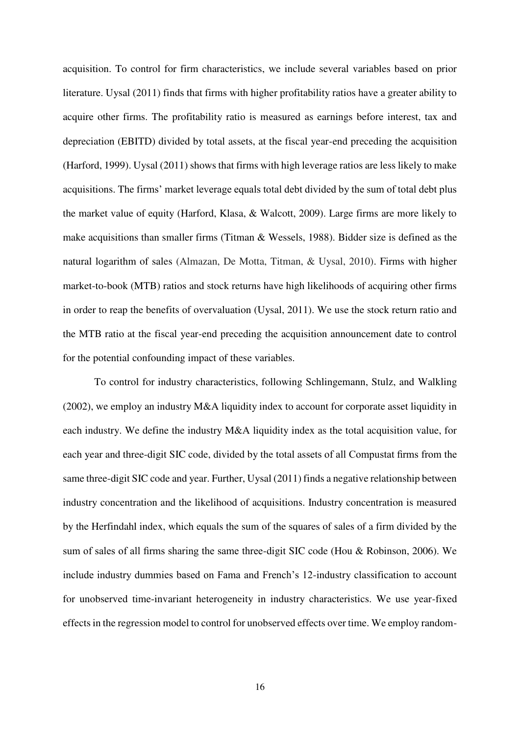acquisition. To control for firm characteristics, we include several variables based on prior literature. Uysal (2011) finds that firms with higher profitability ratios have a greater ability to acquire other firms. The profitability ratio is measured as earnings before interest, tax and depreciation (EBITD) divided by total assets, at the fiscal year-end preceding the acquisition (Harford, 1999). Uysal (2011) shows that firms with high leverage ratios are less likely to make acquisitions. The firms' market leverage equals total debt divided by the sum of total debt plus the market value of equity (Harford, Klasa, & Walcott, 2009). Large firms are more likely to make acquisitions than smaller firms (Titman & Wessels, 1988). Bidder size is defined as the natural logarithm of sales (Almazan, De Motta, Titman, & Uysal, 2010). Firms with higher market-to-book (MTB) ratios and stock returns have high likelihoods of acquiring other firms in order to reap the benefits of overvaluation (Uysal, 2011). We use the stock return ratio and the MTB ratio at the fiscal year-end preceding the acquisition announcement date to control for the potential confounding impact of these variables.

To control for industry characteristics, following Schlingemann, Stulz, and Walkling (2002), we employ an industry M&A liquidity index to account for corporate asset liquidity in each industry. We define the industry M&A liquidity index as the total acquisition value, for each year and three-digit SIC code, divided by the total assets of all Compustat firms from the same three-digit SIC code and year. Further, Uysal (2011) finds a negative relationship between industry concentration and the likelihood of acquisitions. Industry concentration is measured by the Herfindahl index, which equals the sum of the squares of sales of a firm divided by the sum of sales of all firms sharing the same three-digit SIC code (Hou & Robinson, 2006). We include industry dummies based on Fama and French's 12-industry classification to account for unobserved time-invariant heterogeneity in industry characteristics. We use year-fixed effects in the regression model to control for unobserved effects over time. We employ random-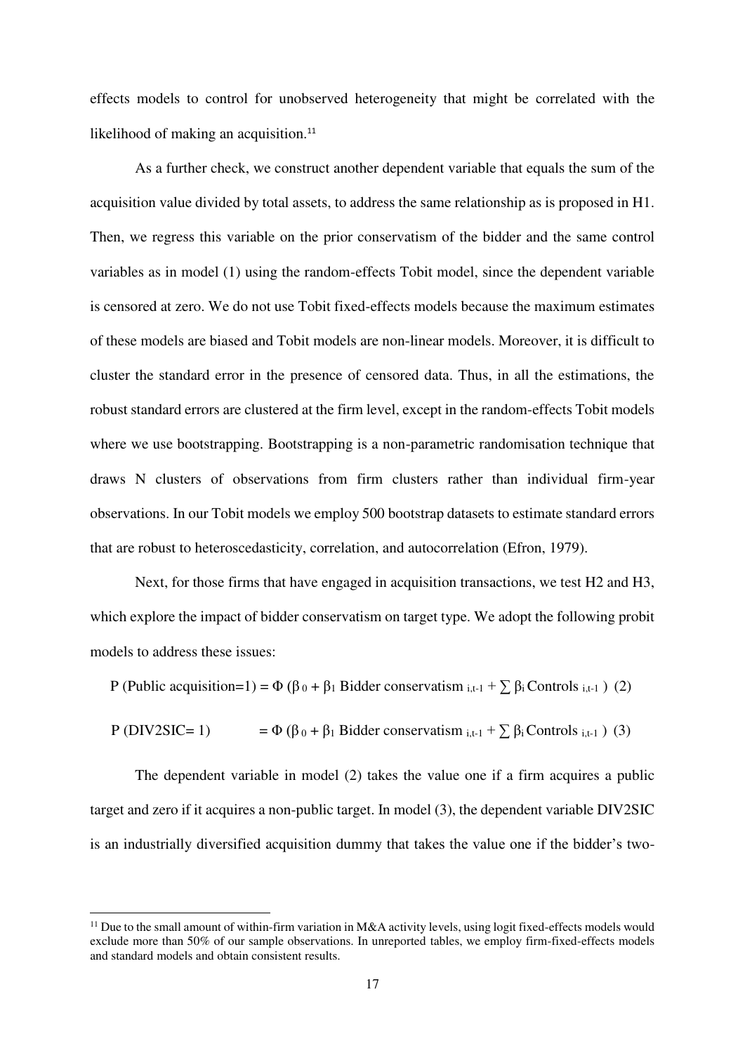effects models to control for unobserved heterogeneity that might be correlated with the likelihood of making an acquisition.[11]

As a further check, we construct another dependent variable that equals the sum of the acquisition value divided by total assets, to address the same relationship as is proposed in H1. Then, we regress this variable on the prior conservatism of the bidder and the same control variables as in model (1) using the random-effects Tobit model, since the dependent variable is censored at zero. We do not use Tobit fixed-effects models because the maximum estimates of these models are biased and Tobit models are non-linear models. Moreover, it is difficult to cluster the standard error in the presence of censored data. Thus, in all the estimations, the robust standard errors are clustered at the firm level, except in the random-effects Tobit models where we use bootstrapping. Bootstrapping is a non-parametric randomisation technique that draws N clusters of observations from firm clusters rather than individual firm-year observations. In our Tobit models we employ 500 bootstrap datasets to estimate standard errors that are robust to heteroscedasticity, correlation, and autocorrelation (Efron, 1979).

Next, for those firms that have engaged in acquisition transactions, we test H2 and H3, which explore the impact of bidder conservatism on target type. We adopt the following probit models to address these issues:

$$P\,(\text{Public acquisition=1}) = \Phi\,(\beta_0 + \beta_1 \text{ Bidder conservatism}_{i,t-1} + \textstyle\sum \beta_i \text{Controls}_{i,t-1}) \quad (2)$$

$$P\,(\text{DIV2SIC= 1}) = \Phi\,(\beta_0 + \beta_1 \text{ Bidder conservatism}_{i,t-1} + \textstyle\sum \beta_i \text{Controls}_{i,t-1}) \quad (3)$$

The dependent variable in model (2) takes the value one if a firm acquires a public target and zero if it acquires a non-public target. In model (3), the dependent variable DIV2SIC is an industrially diversified acquisition dummy that takes the value one if the bidder's two-

[11] Due to the small amount of within-firm variation in M&A activity levels, using logit fixed-effects models would exclude more than 50% of our sample observations. In unreported tables, we employ firm-fixed-effects models and standard models and obtain consistent results.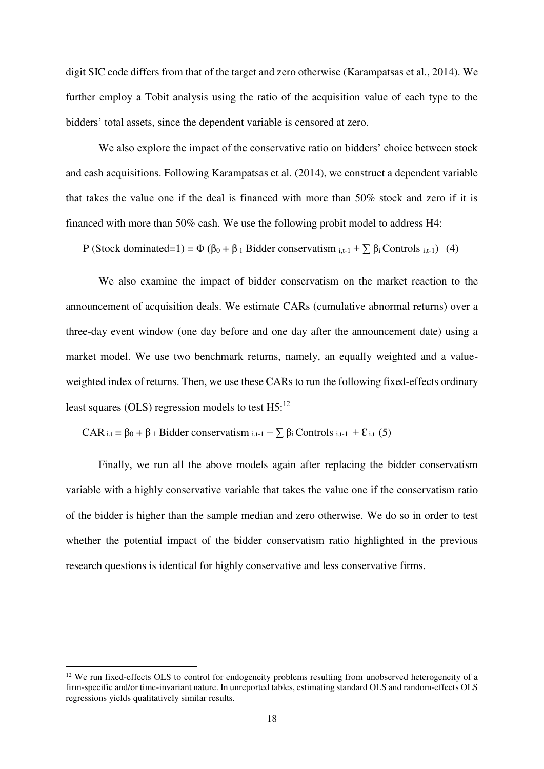digit SIC code differs from that of the target and zero otherwise (Karampatsas et al., 2014). We further employ a Tobit analysis using the ratio of the acquisition value of each type to the bidders' total assets, since the dependent variable is censored at zero.

We also explore the impact of the conservative ratio on bidders' choice between stock and cash acquisitions. Following Karampatsas et al. (2014), we construct a dependent variable that takes the value one if the deal is financed with more than 50% stock and zero if it is financed with more than 50% cash. We use the following probit model to address H4:

$$P\text{ (Stock dominated=1)} = \Phi\left(\beta_0 + \beta_1 \text{ Bidder conservatism}_{i,t-1} + \sum \beta_i \text{ Controls}_{i,t-1}\right) \quad (4)$$

We also examine the impact of bidder conservatism on the market reaction to the announcement of acquisition deals. We estimate CARs (cumulative abnormal returns) over a three-day event window (one day before and one day after the announcement date) using a market model. We use two benchmark returns, namely, an equally weighted and a value-weighted index of returns. Then, we use these CARs to run the following fixed-effects ordinary least squares (OLS) regression models to test H5:[12]

$$\text{CAR}_{i,t} = \beta_0 + \beta_1 \text{ Bidder conservatism}_{i,t-1} + \sum \beta_i \text{ Controls}_{i,t-1} + \varepsilon_{i,t} \quad (5)$$

Finally, we run all the above models again after replacing the bidder conservatism variable with a highly conservative variable that takes the value one if the conservatism ratio of the bidder is higher than the sample median and zero otherwise. We do so in order to test whether the potential impact of the bidder conservatism ratio highlighted in the previous research questions is identical for highly conservative and less conservative firms.

[12] We run fixed-effects OLS to control for endogeneity problems resulting from unobserved heterogeneity of a firm-specific and/or time-invariant nature. In unreported tables, estimating standard OLS and random-effects OLS regressions yields qualitatively similar results.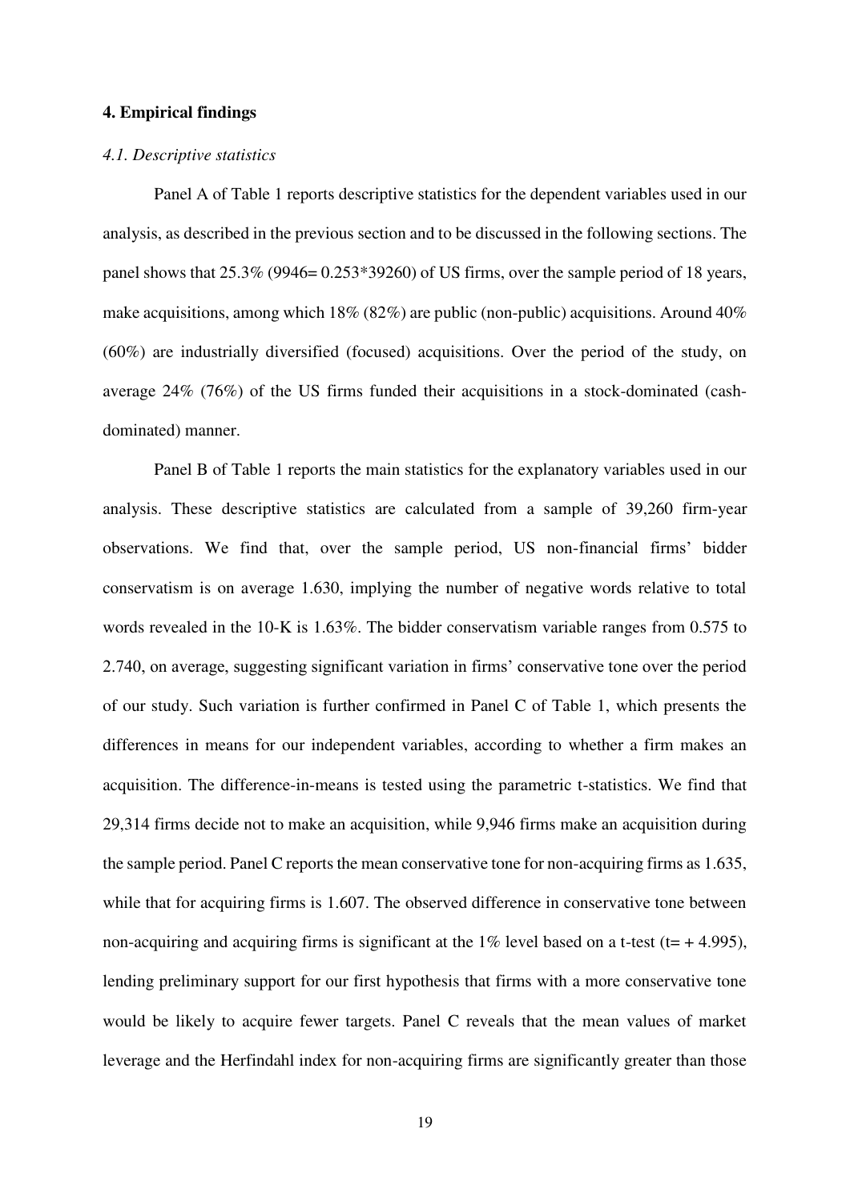## 4. Empirical findings

### *4.1. Descriptive statistics*

Panel A of Table 1 reports descriptive statistics for the dependent variables used in our analysis, as described in the previous section and to be discussed in the following sections. The panel shows that 25.3% (9946= 0.253*39260) of US firms, over the sample period of 18 years, make acquisitions, among which 18% (82%) are public (non-public) acquisitions. Around 40% (60%) are industrially diversified (focused) acquisitions. Over the period of the study, on average 24% (76%) of the US firms funded their acquisitions in a stock-dominated (cash-dominated) manner.

Panel B of Table 1 reports the main statistics for the explanatory variables used in our analysis. These descriptive statistics are calculated from a sample of 39,260 firm-year observations. We find that, over the sample period, US non-financial firms' bidder conservatism is on average 1.630, implying the number of negative words relative to total words revealed in the 10-K is 1.63%. The bidder conservatism variable ranges from 0.575 to 2.740, on average, suggesting significant variation in firms' conservative tone over the period of our study. Such variation is further confirmed in Panel C of Table 1, which presents the differences in means for our independent variables, according to whether a firm makes an acquisition. The difference-in-means is tested using the parametric t-statistics. We find that 29,314 firms decide not to make an acquisition, while 9,946 firms make an acquisition during the sample period. Panel C reports the mean conservative tone for non-acquiring firms as 1.635, while that for acquiring firms is 1.607. The observed difference in conservative tone between non-acquiring and acquiring firms is significant at the 1% level based on a t-test (t= + 4.995), lending preliminary support for our first hypothesis that firms with a more conservative tone would be likely to acquire fewer targets. Panel C reveals that the mean values of market leverage and the Herfindahl index for non-acquiring firms are significantly greater than those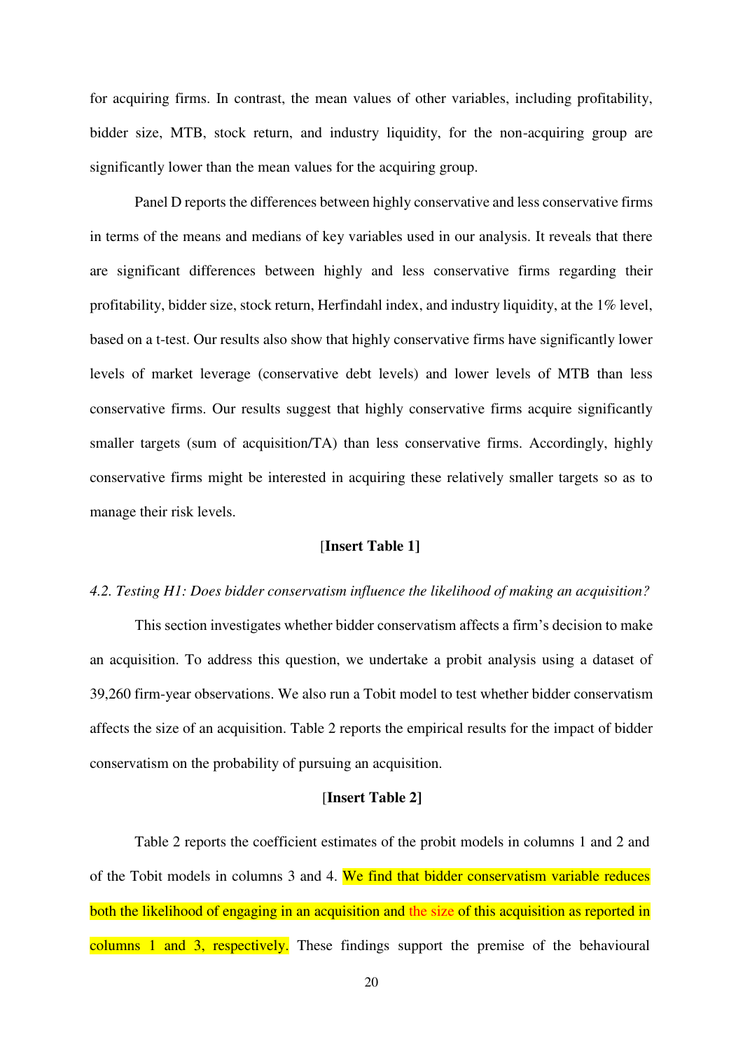for acquiring firms. In contrast, the mean values of other variables, including profitability, bidder size, MTB, stock return, and industry liquidity, for the non-acquiring group are significantly lower than the mean values for the acquiring group.

Panel D reports the differences between highly conservative and less conservative firms in terms of the means and medians of key variables used in our analysis. It reveals that there are significant differences between highly and less conservative firms regarding their profitability, bidder size, stock return, Herfindahl index, and industry liquidity, at the 1% level, based on a t-test. Our results also show that highly conservative firms have significantly lower levels of market leverage (conservative debt levels) and lower levels of MTB than less conservative firms. Our results suggest that highly conservative firms acquire significantly smaller targets (sum of acquisition/TA) than less conservative firms. Accordingly, highly conservative firms might be interested in acquiring these relatively smaller targets so as to manage their risk levels.

**[Insert Table 1]**

*4.2. Testing H1: Does bidder conservatism influence the likelihood of making an acquisition?*

This section investigates whether bidder conservatism affects a firm's decision to make an acquisition. To address this question, we undertake a probit analysis using a dataset of 39,260 firm-year observations. We also run a Tobit model to test whether bidder conservatism affects the size of an acquisition. Table 2 reports the empirical results for the impact of bidder conservatism on the probability of pursuing an acquisition.

**[Insert Table 2]**

Table 2 reports the coefficient estimates of the probit models in columns 1 and 2 and of the Tobit models in columns 3 and 4. We find that bidder conservatism variable reduces both the likelihood of engaging in an acquisition and the size of this acquisition as reported in columns 1 and 3, respectively. These findings support the premise of the behavioural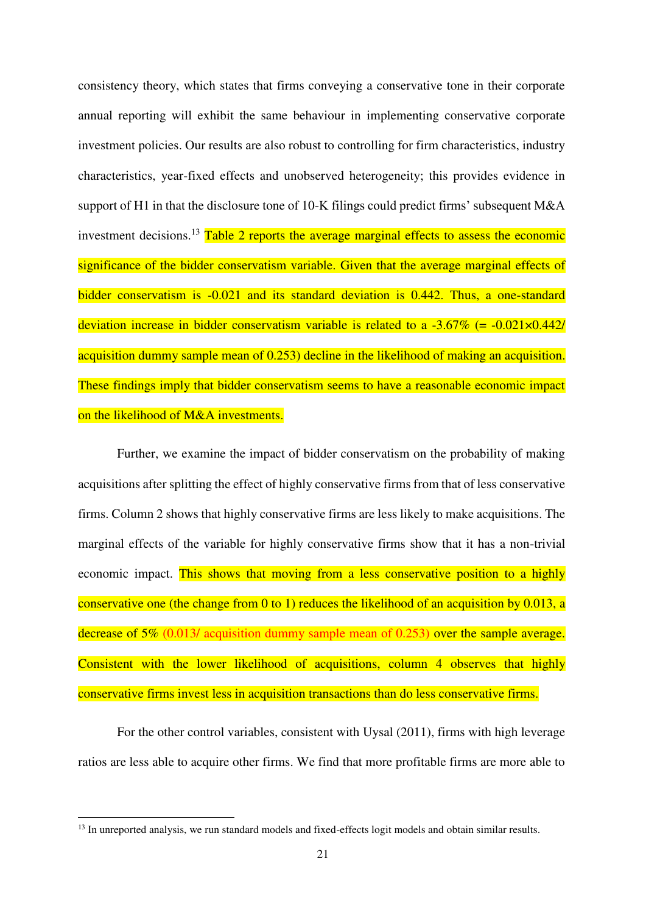consistency theory, which states that firms conveying a conservative tone in their corporate annual reporting will exhibit the same behaviour in implementing conservative corporate investment policies. Our results are also robust to controlling for firm characteristics, industry characteristics, year-fixed effects and unobserved heterogeneity; this provides evidence in support of H1 in that the disclosure tone of 10-K filings could predict firms' subsequent M&A investment decisions.[13] Table 2 reports the average marginal effects to assess the economic significance of the bidder conservatism variable. Given that the average marginal effects of bidder conservatism is -0.021 and its standard deviation is 0.442. Thus, a one-standard deviation increase in bidder conservatism variable is related to a -3.67% (= -0.021×0.442/ acquisition dummy sample mean of 0.253) decline in the likelihood of making an acquisition. These findings imply that bidder conservatism seems to have a reasonable economic impact on the likelihood of M&A investments.

Further, we examine the impact of bidder conservatism on the probability of making acquisitions after splitting the effect of highly conservative firms from that of less conservative firms. Column 2 shows that highly conservative firms are less likely to make acquisitions. The marginal effects of the variable for highly conservative firms show that it has a non-trivial economic impact. This shows that moving from a less conservative position to a highly conservative one (the change from 0 to 1) reduces the likelihood of an acquisition by 0.013, a decrease of 5% (0.013/ acquisition dummy sample mean of 0.253) over the sample average. Consistent with the lower likelihood of acquisitions, column 4 observes that highly conservative firms invest less in acquisition transactions than do less conservative firms.

For the other control variables, consistent with Uysal (2011), firms with high leverage ratios are less able to acquire other firms. We find that more profitable firms are more able to

[13] In unreported analysis, we run standard models and fixed-effects logit models and obtain similar results.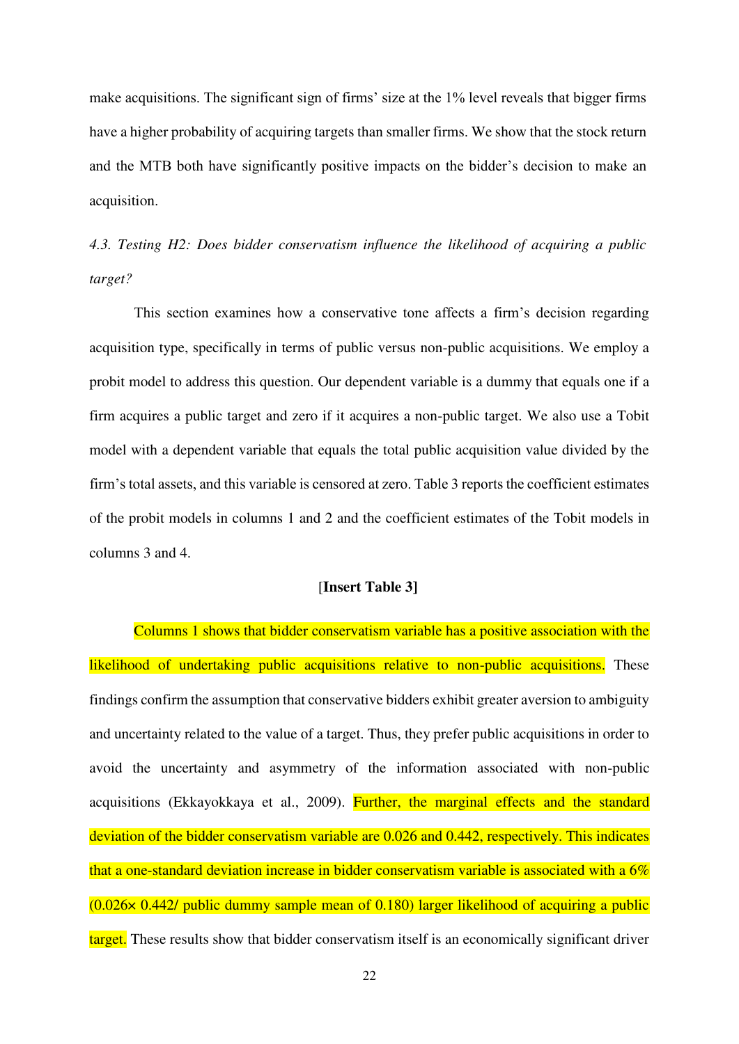make acquisitions. The significant sign of firms' size at the 1% level reveals that bigger firms have a higher probability of acquiring targets than smaller firms. We show that the stock return and the MTB both have significantly positive impacts on the bidder's decision to make an acquisition.

### *4.3. Testing H2: Does bidder conservatism influence the likelihood of acquiring a public target?*

This section examines how a conservative tone affects a firm's decision regarding acquisition type, specifically in terms of public versus non-public acquisitions. We employ a probit model to address this question. Our dependent variable is a dummy that equals one if a firm acquires a public target and zero if it acquires a non-public target. We also use a Tobit model with a dependent variable that equals the total public acquisition value divided by the firm's total assets, and this variable is censored at zero. Table 3 reports the coefficient estimates of the probit models in columns 1 and 2 and the coefficient estimates of the Tobit models in columns 3 and 4.

[**Insert Table 3**]

Columns 1 shows that bidder conservatism variable has a positive association with the likelihood of undertaking public acquisitions relative to non-public acquisitions. These findings confirm the assumption that conservative bidders exhibit greater aversion to ambiguity and uncertainty related to the value of a target. Thus, they prefer public acquisitions in order to avoid the uncertainty and asymmetry of the information associated with non-public acquisitions (Ekkayokkaya et al., 2009). Further, the marginal effects and the standard deviation of the bidder conservatism variable are 0.026 and 0.442, respectively. This indicates that a one-standard deviation increase in bidder conservatism variable is associated with a 6% ($0.026 \times 0.442/$ public dummy sample mean of 0.180) larger likelihood of acquiring a public target. These results show that bidder conservatism itself is an economically significant driver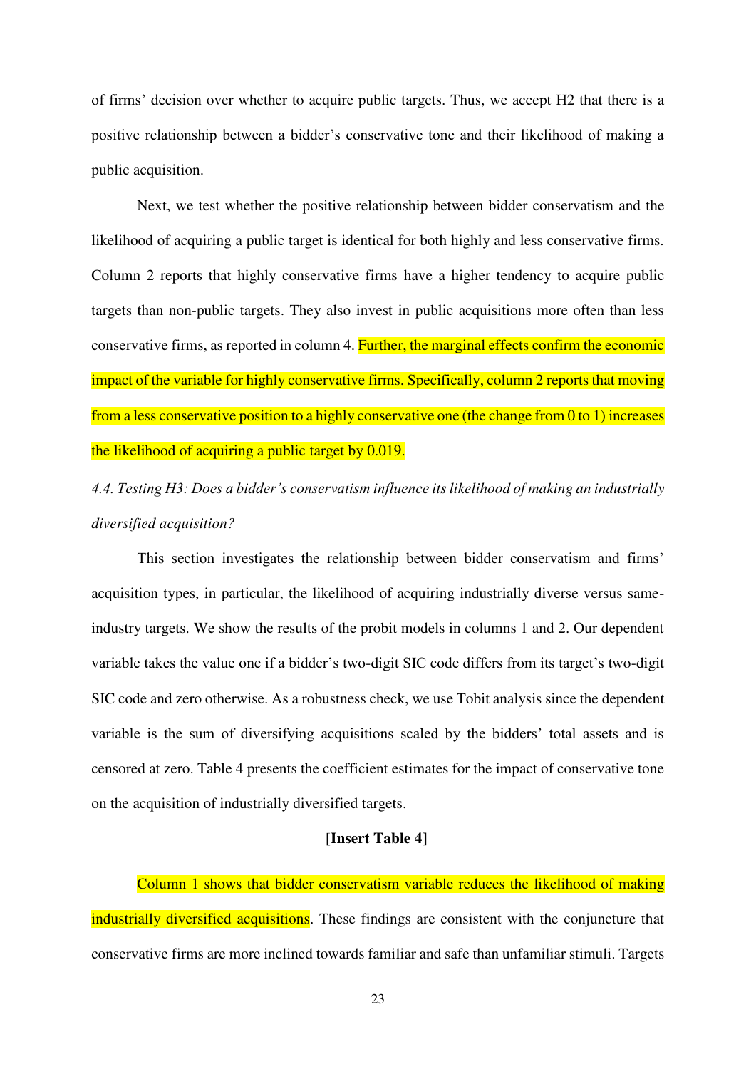of firms' decision over whether to acquire public targets. Thus, we accept H2 that there is a positive relationship between a bidder's conservative tone and their likelihood of making a public acquisition.

Next, we test whether the positive relationship between bidder conservatism and the likelihood of acquiring a public target is identical for both highly and less conservative firms. Column 2 reports that highly conservative firms have a higher tendency to acquire public targets than non-public targets. They also invest in public acquisitions more often than less conservative firms, as reported in column 4. Further, the marginal effects confirm the economic impact of the variable for highly conservative firms. Specifically, column 2 reports that moving from a less conservative position to a highly conservative one (the change from 0 to 1) increases the likelihood of acquiring a public target by 0.019.

*4.4. Testing H3: Does a bidder's conservatism influence its likelihood of making an industrially diversified acquisition?*

This section investigates the relationship between bidder conservatism and firms' acquisition types, in particular, the likelihood of acquiring industrially diverse versus same-industry targets. We show the results of the probit models in columns 1 and 2. Our dependent variable takes the value one if a bidder's two-digit SIC code differs from its target's two-digit SIC code and zero otherwise. As a robustness check, we use Tobit analysis since the dependent variable is the sum of diversifying acquisitions scaled by the bidders' total assets and is censored at zero. Table 4 presents the coefficient estimates for the impact of conservative tone on the acquisition of industrially diversified targets.

[**Insert Table 4]**

Column 1 shows that bidder conservatism variable reduces the likelihood of making industrially diversified acquisitions. These findings are consistent with the conjuncture that conservative firms are more inclined towards familiar and safe than unfamiliar stimuli. Targets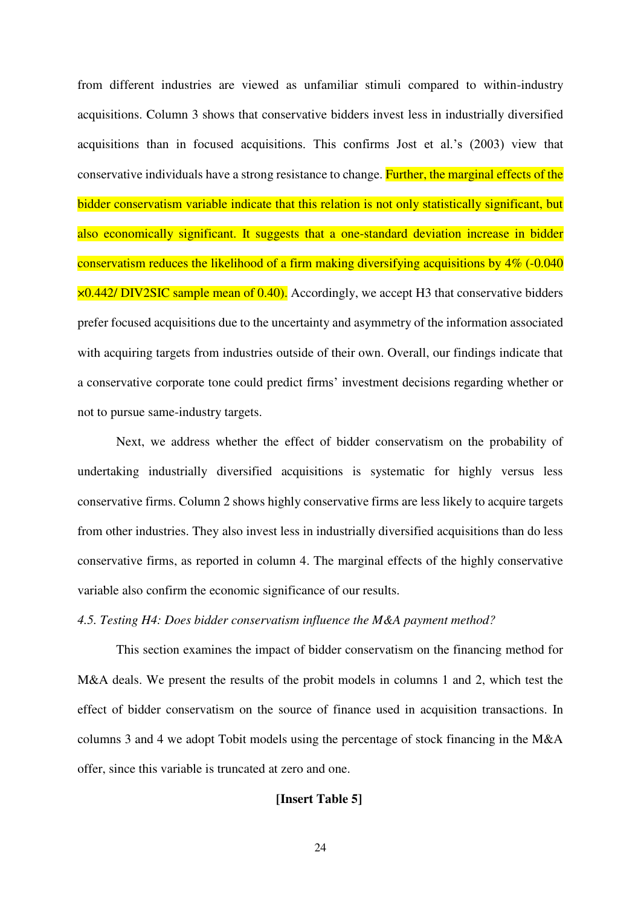from different industries are viewed as unfamiliar stimuli compared to within-industry acquisitions. Column 3 shows that conservative bidders invest less in industrially diversified acquisitions than in focused acquisitions. This confirms Jost et al.'s (2003) view that conservative individuals have a strong resistance to change. Further, the marginal effects of the bidder conservatism variable indicate that this relation is not only statistically significant, but also economically significant. It suggests that a one-standard deviation increase in bidder conservatism reduces the likelihood of a firm making diversifying acquisitions by 4% (-0.040 ×0.442/ DIV2SIC sample mean of 0.40). Accordingly, we accept H3 that conservative bidders prefer focused acquisitions due to the uncertainty and asymmetry of the information associated with acquiring targets from industries outside of their own. Overall, our findings indicate that a conservative corporate tone could predict firms' investment decisions regarding whether or not to pursue same-industry targets.

Next, we address whether the effect of bidder conservatism on the probability of undertaking industrially diversified acquisitions is systematic for highly versus less conservative firms. Column 2 shows highly conservative firms are less likely to acquire targets from other industries. They also invest less in industrially diversified acquisitions than do less conservative firms, as reported in column 4. The marginal effects of the highly conservative variable also confirm the economic significance of our results.

*4.5. Testing H4: Does bidder conservatism influence the M&A payment method?*

This section examines the impact of bidder conservatism on the financing method for M&A deals. We present the results of the probit models in columns 1 and 2, which test the effect of bidder conservatism on the source of finance used in acquisition transactions. In columns 3 and 4 we adopt Tobit models using the percentage of stock financing in the M&A offer, since this variable is truncated at zero and one.

**[Insert Table 5]**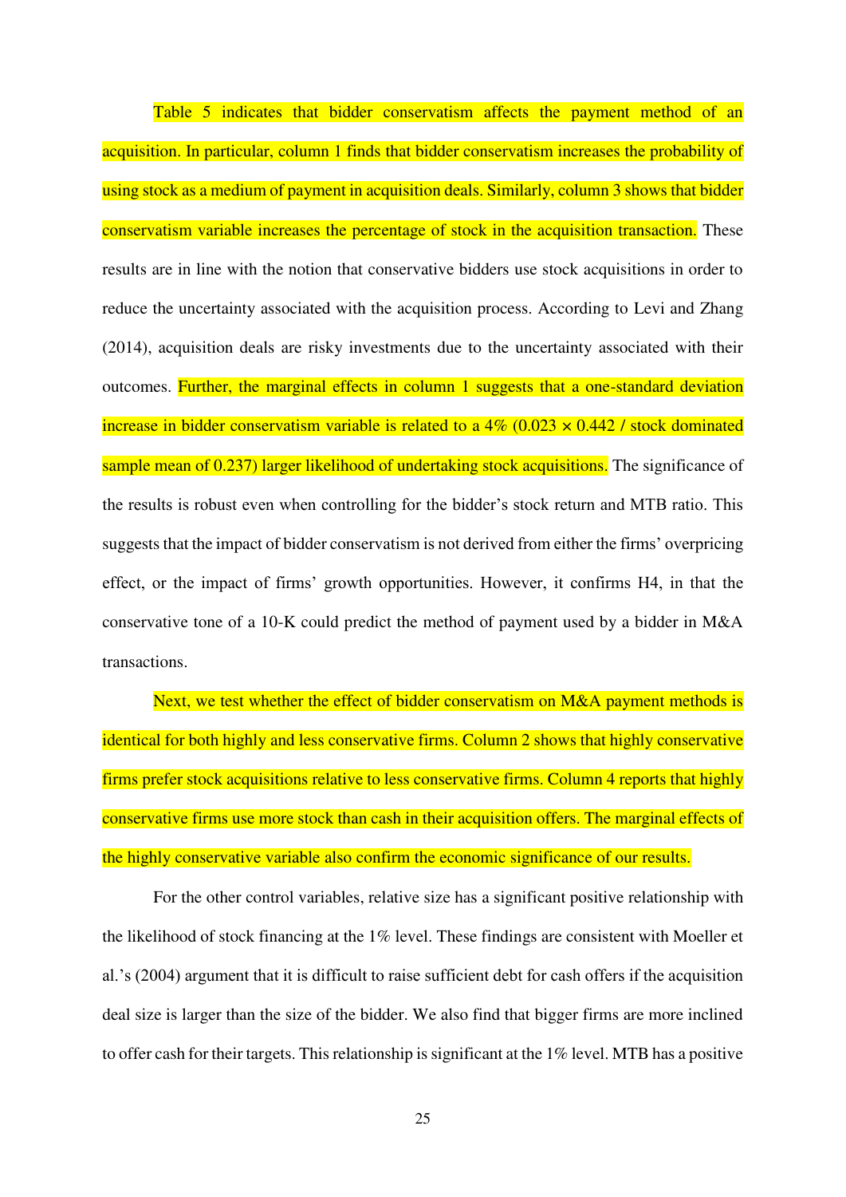Table 5 indicates that bidder conservatism affects the payment method of an acquisition. In particular, column 1 finds that bidder conservatism increases the probability of using stock as a medium of payment in acquisition deals. Similarly, column 3 shows that bidder conservatism variable increases the percentage of stock in the acquisition transaction. These results are in line with the notion that conservative bidders use stock acquisitions in order to reduce the uncertainty associated with the acquisition process. According to Levi and Zhang (2014), acquisition deals are risky investments due to the uncertainty associated with their outcomes. Further, the marginal effects in column 1 suggests that a one-standard deviation increase in bidder conservatism variable is related to a 4% ($0.023 \times 0.442$ / stock dominated sample mean of 0.237) larger likelihood of undertaking stock acquisitions. The significance of the results is robust even when controlling for the bidder's stock return and MTB ratio. This suggests that the impact of bidder conservatism is not derived from either the firms' overpricing effect, or the impact of firms' growth opportunities. However, it confirms H4, in that the conservative tone of a 10-K could predict the method of payment used by a bidder in M&A transactions.

Next, we test whether the effect of bidder conservatism on M&A payment methods is identical for both highly and less conservative firms. Column 2 shows that highly conservative firms prefer stock acquisitions relative to less conservative firms. Column 4 reports that highly conservative firms use more stock than cash in their acquisition offers. The marginal effects of the highly conservative variable also confirm the economic significance of our results.

For the other control variables, relative size has a significant positive relationship with the likelihood of stock financing at the 1% level. These findings are consistent with Moeller et al.'s (2004) argument that it is difficult to raise sufficient debt for cash offers if the acquisition deal size is larger than the size of the bidder. We also find that bigger firms are more inclined to offer cash for their targets. This relationship is significant at the 1% level. MTB has a positive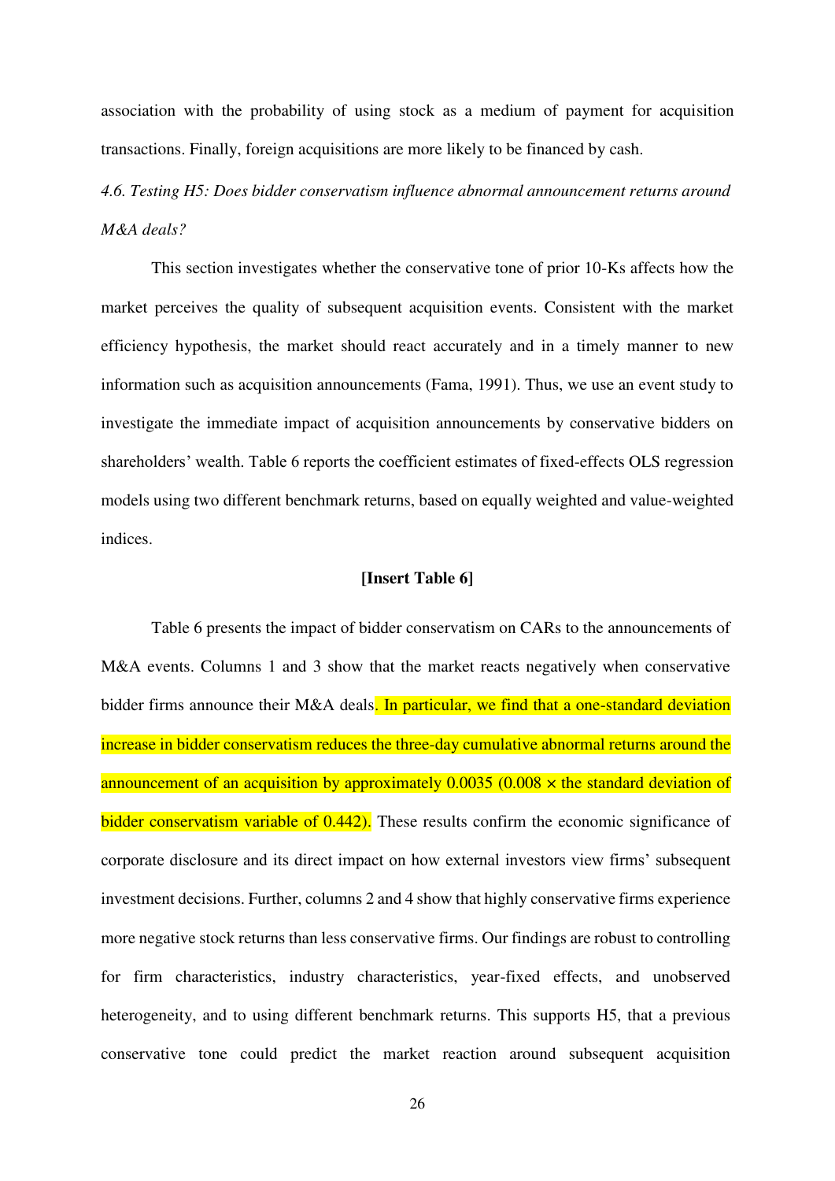association with the probability of using stock as a medium of payment for acquisition transactions. Finally, foreign acquisitions are more likely to be financed by cash.

### *4.6. Testing H5: Does bidder conservatism influence abnormal announcement returns around M&A deals?*

This section investigates whether the conservative tone of prior 10-Ks affects how the market perceives the quality of subsequent acquisition events. Consistent with the market efficiency hypothesis, the market should react accurately and in a timely manner to new information such as acquisition announcements (Fama, 1991). Thus, we use an event study to investigate the immediate impact of acquisition announcements by conservative bidders on shareholders' wealth. Table 6 reports the coefficient estimates of fixed-effects OLS regression models using two different benchmark returns, based on equally weighted and value-weighted indices.

**[Insert Table 6]**

Table 6 presents the impact of bidder conservatism on CARs to the announcements of M&A events. Columns 1 and 3 show that the market reacts negatively when conservative bidder firms announce their M&A deals. In particular, we find that a one-standard deviation increase in bidder conservatism reduces the three-day cumulative abnormal returns around the announcement of an acquisition by approximately 0.0035 ($0.008 \times$ the standard deviation of bidder conservatism variable of 0.442). These results confirm the economic significance of corporate disclosure and its direct impact on how external investors view firms' subsequent investment decisions. Further, columns 2 and 4 show that highly conservative firms experience more negative stock returns than less conservative firms. Our findings are robust to controlling for firm characteristics, industry characteristics, year-fixed effects, and unobserved heterogeneity, and to using different benchmark returns. This supports H5, that a previous conservative tone could predict the market reaction around subsequent acquisition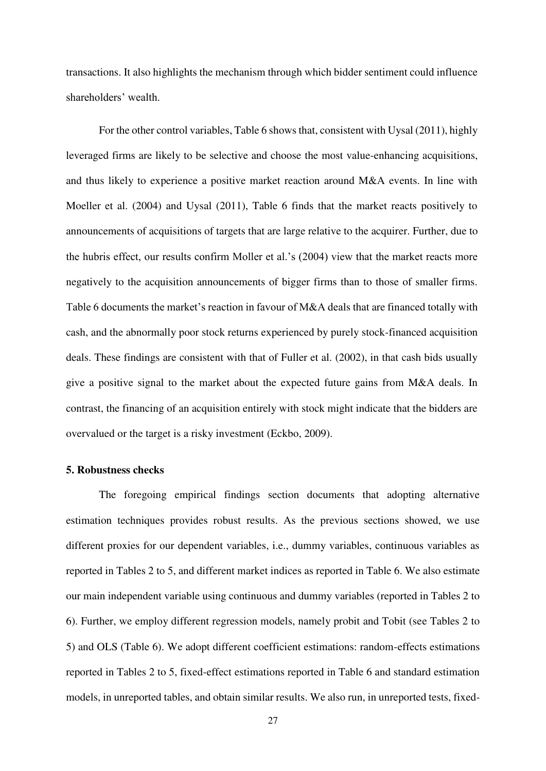transactions. It also highlights the mechanism through which bidder sentiment could influence shareholders' wealth.

For the other control variables, Table 6 shows that, consistent with Uysal (2011), highly leveraged firms are likely to be selective and choose the most value-enhancing acquisitions, and thus likely to experience a positive market reaction around M&A events. In line with Moeller et al. (2004) and Uysal (2011), Table 6 finds that the market reacts positively to announcements of acquisitions of targets that are large relative to the acquirer. Further, due to the hubris effect, our results confirm Moller et al.'s (2004) view that the market reacts more negatively to the acquisition announcements of bigger firms than to those of smaller firms. Table 6 documents the market's reaction in favour of M&A deals that are financed totally with cash, and the abnormally poor stock returns experienced by purely stock-financed acquisition deals. These findings are consistent with that of Fuller et al. (2002), in that cash bids usually give a positive signal to the market about the expected future gains from M&A deals. In contrast, the financing of an acquisition entirely with stock might indicate that the bidders are overvalued or the target is a risky investment (Eckbo, 2009).

### 5. Robustness checks

The foregoing empirical findings section documents that adopting alternative estimation techniques provides robust results. As the previous sections showed, we use different proxies for our dependent variables, i.e., dummy variables, continuous variables as reported in Tables 2 to 5, and different market indices as reported in Table 6. We also estimate our main independent variable using continuous and dummy variables (reported in Tables 2 to 6). Further, we employ different regression models, namely probit and Tobit (see Tables 2 to 5) and OLS (Table 6). We adopt different coefficient estimations: random-effects estimations reported in Tables 2 to 5, fixed-effect estimations reported in Table 6 and standard estimation models, in unreported tables, and obtain similar results. We also run, in unreported tests, fixed-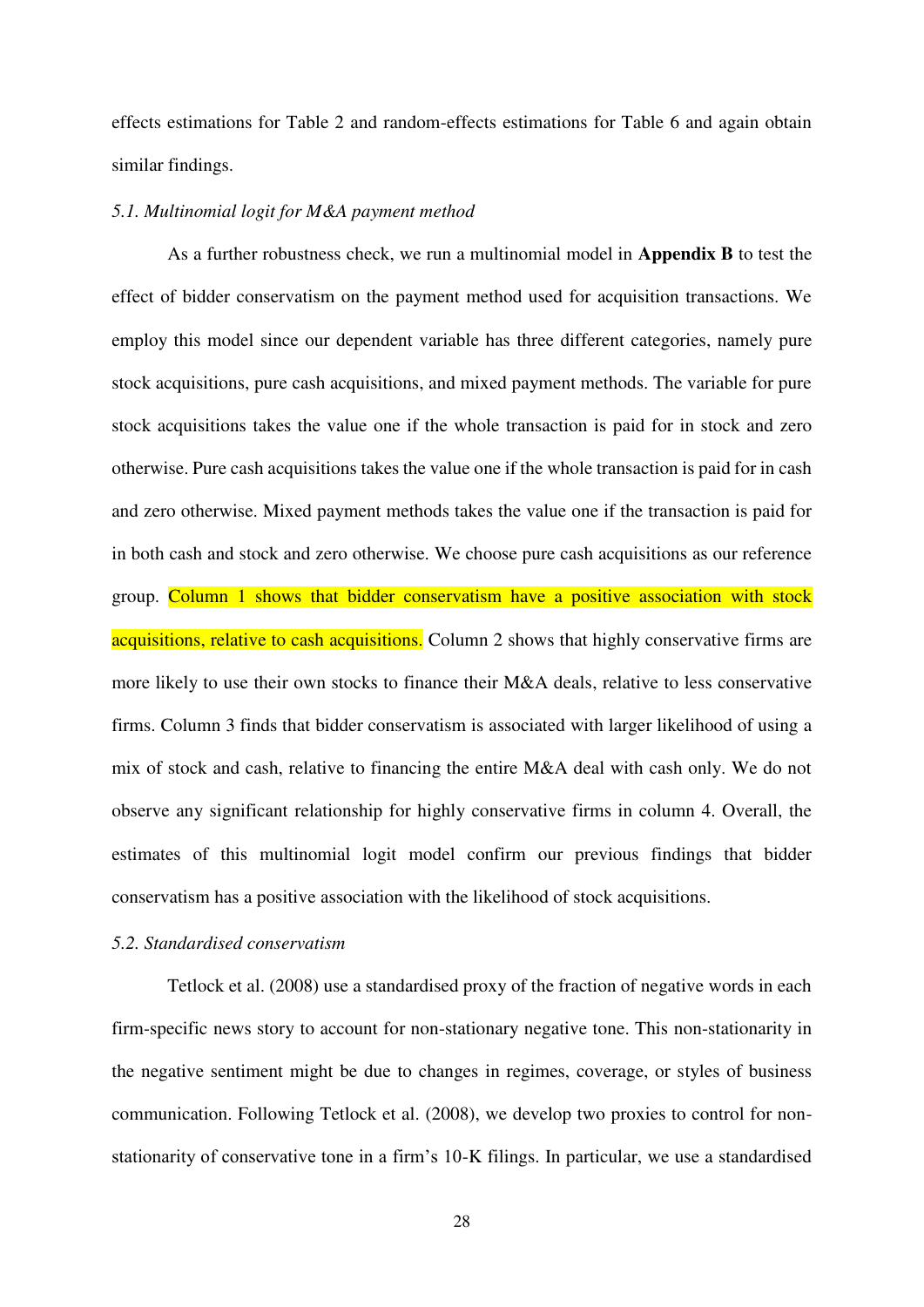effects estimations for Table 2 and random-effects estimations for Table 6 and again obtain similar findings.

*5.1. Multinomial logit for M&A payment method*

As a further robustness check, we run a multinomial model in **Appendix B** to test the effect of bidder conservatism on the payment method used for acquisition transactions. We employ this model since our dependent variable has three different categories, namely pure stock acquisitions, pure cash acquisitions, and mixed payment methods. The variable for pure stock acquisitions takes the value one if the whole transaction is paid for in stock and zero otherwise. Pure cash acquisitions takes the value one if the whole transaction is paid for in cash and zero otherwise. Mixed payment methods takes the value one if the transaction is paid for in both cash and stock and zero otherwise. We choose pure cash acquisitions as our reference group. Column 1 shows that bidder conservatism have a positive association with stock acquisitions, relative to cash acquisitions. Column 2 shows that highly conservative firms are more likely to use their own stocks to finance their M&A deals, relative to less conservative firms. Column 3 finds that bidder conservatism is associated with larger likelihood of using a mix of stock and cash, relative to financing the entire M&A deal with cash only. We do not observe any significant relationship for highly conservative firms in column 4. Overall, the estimates of this multinomial logit model confirm our previous findings that bidder conservatism has a positive association with the likelihood of stock acquisitions.

*5.2. Standardised conservatism*

Tetlock et al. (2008) use a standardised proxy of the fraction of negative words in each firm-specific news story to account for non-stationary negative tone. This non-stationarity in the negative sentiment might be due to changes in regimes, coverage, or styles of business communication. Following Tetlock et al. (2008), we develop two proxies to control for non-stationarity of conservative tone in a firm's 10-K filings. In particular, we use a standardised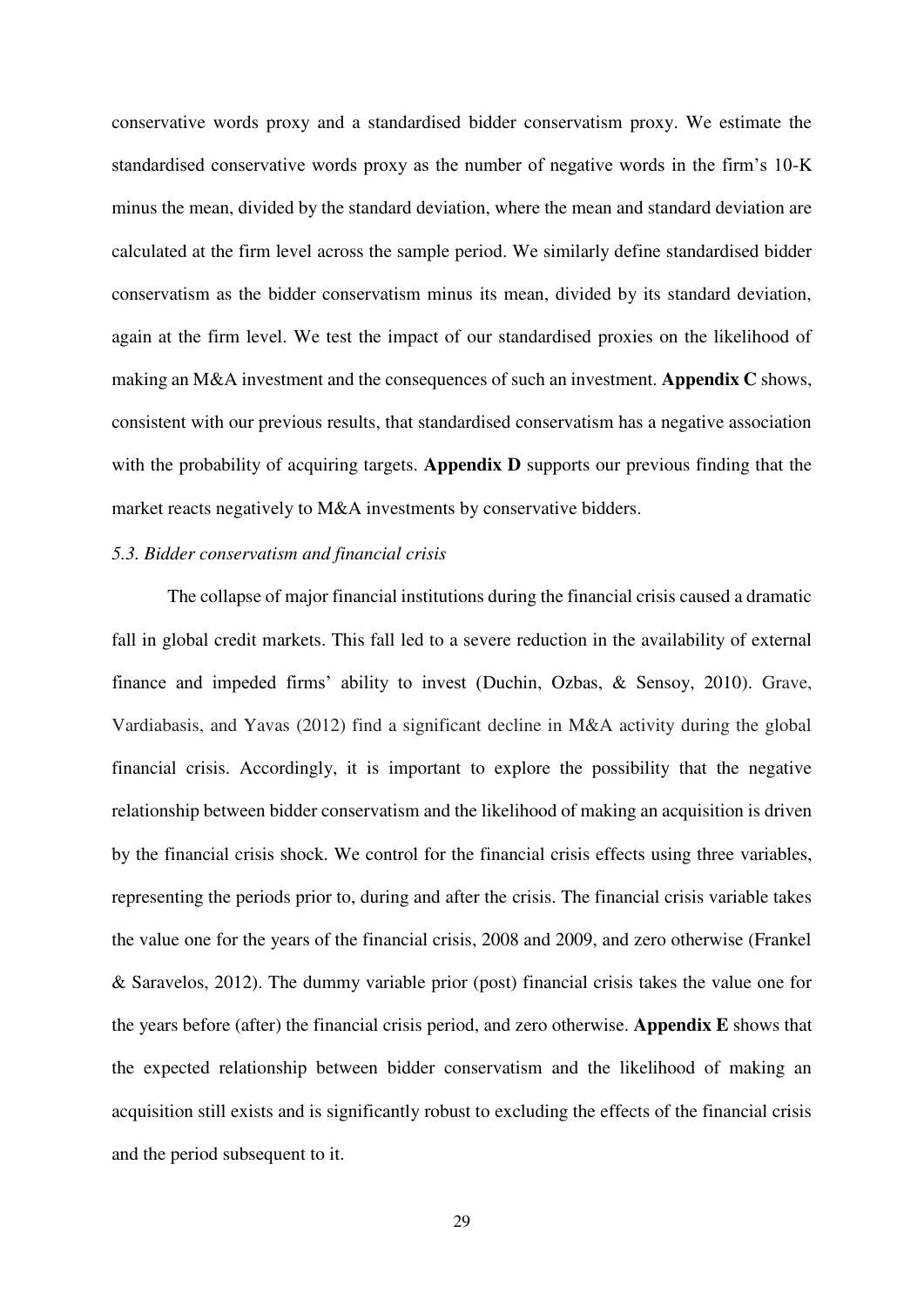conservative words proxy and a standardised bidder conservatism proxy. We estimate the standardised conservative words proxy as the number of negative words in the firm's 10-K minus the mean, divided by the standard deviation, where the mean and standard deviation are calculated at the firm level across the sample period. We similarly define standardised bidder conservatism as the bidder conservatism minus its mean, divided by its standard deviation, again at the firm level. We test the impact of our standardised proxies on the likelihood of making an M&A investment and the consequences of such an investment. **Appendix C** shows, consistent with our previous results, that standardised conservatism has a negative association with the probability of acquiring targets. **Appendix D** supports our previous finding that the market reacts negatively to M&A investments by conservative bidders.

*5.3. Bidder conservatism and financial crisis*

The collapse of major financial institutions during the financial crisis caused a dramatic fall in global credit markets. This fall led to a severe reduction in the availability of external finance and impeded firms' ability to invest (Duchin, Ozbas, & Sensoy, 2010). Grave, Vardiabasis, and Yavas (2012) find a significant decline in M&A activity during the global financial crisis. Accordingly, it is important to explore the possibility that the negative relationship between bidder conservatism and the likelihood of making an acquisition is driven by the financial crisis shock. We control for the financial crisis effects using three variables, representing the periods prior to, during and after the crisis. The financial crisis variable takes the value one for the years of the financial crisis, 2008 and 2009, and zero otherwise (Frankel & Saravelos, 2012). The dummy variable prior (post) financial crisis takes the value one for the years before (after) the financial crisis period, and zero otherwise. **Appendix E** shows that the expected relationship between bidder conservatism and the likelihood of making an acquisition still exists and is significantly robust to excluding the effects of the financial crisis and the period subsequent to it.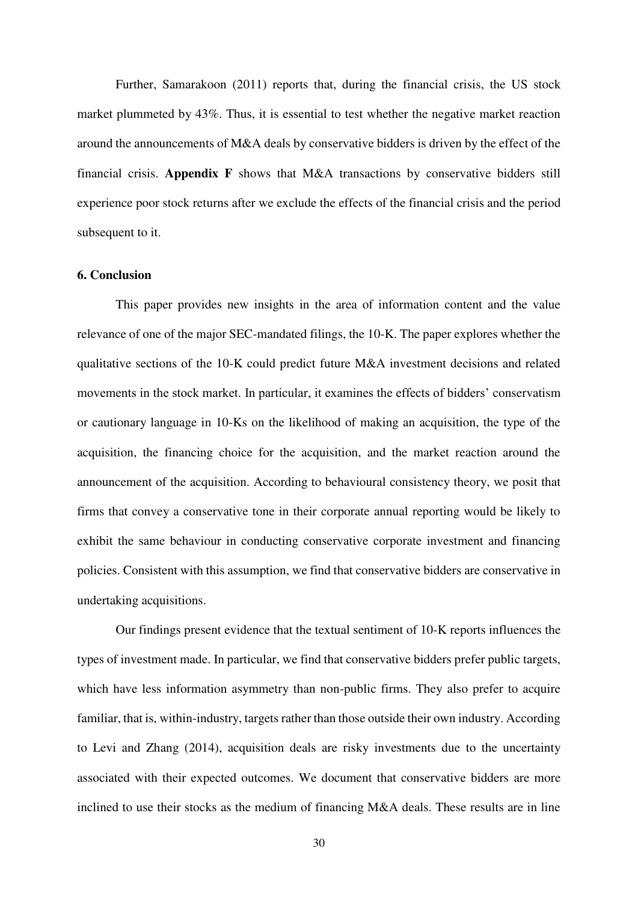Further, Samarakoon (2011) reports that, during the financial crisis, the US stock market plummeted by 43%. Thus, it is essential to test whether the negative market reaction around the announcements of M&A deals by conservative bidders is driven by the effect of the financial crisis. **Appendix F** shows that M&A transactions by conservative bidders still experience poor stock returns after we exclude the effects of the financial crisis and the period subsequent to it.

## 6. Conclusion

This paper provides new insights in the area of information content and the value relevance of one of the major SEC-mandated filings, the 10-K. The paper explores whether the qualitative sections of the 10-K could predict future M&A investment decisions and related movements in the stock market. In particular, it examines the effects of bidders' conservatism or cautionary language in 10-Ks on the likelihood of making an acquisition, the type of the acquisition, the financing choice for the acquisition, and the market reaction around the announcement of the acquisition. According to behavioural consistency theory, we posit that firms that convey a conservative tone in their corporate annual reporting would be likely to exhibit the same behaviour in conducting conservative corporate investment and financing policies. Consistent with this assumption, we find that conservative bidders are conservative in undertaking acquisitions.

Our findings present evidence that the textual sentiment of 10-K reports influences the types of investment made. In particular, we find that conservative bidders prefer public targets, which have less information asymmetry than non-public firms. They also prefer to acquire familiar, that is, within-industry, targets rather than those outside their own industry. According to Levi and Zhang (2014), acquisition deals are risky investments due to the uncertainty associated with their expected outcomes. We document that conservative bidders are more inclined to use their stocks as the medium of financing M&A deals. These results are in line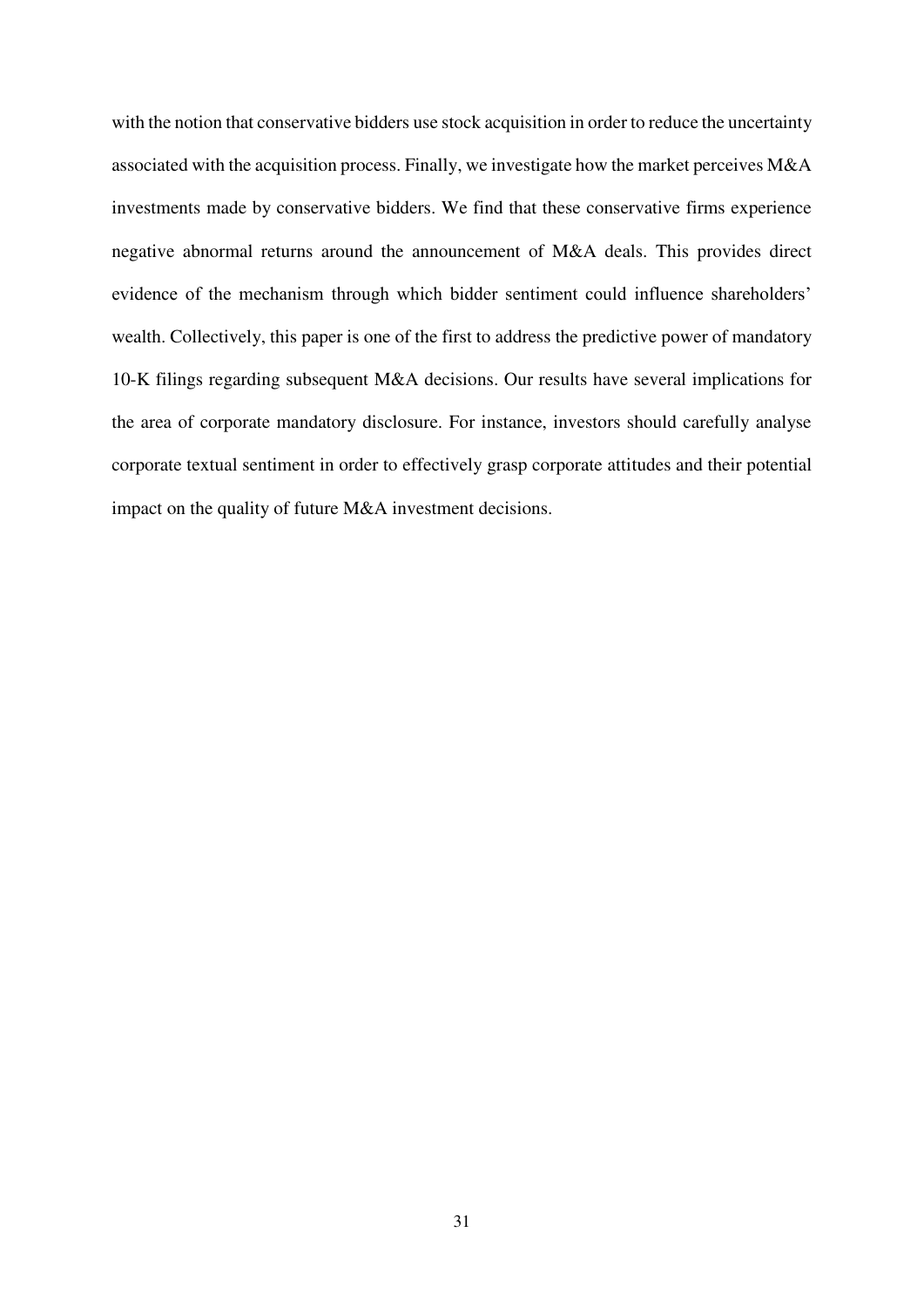with the notion that conservative bidders use stock acquisition in order to reduce the uncertainty associated with the acquisition process. Finally, we investigate how the market perceives M&A investments made by conservative bidders. We find that these conservative firms experience negative abnormal returns around the announcement of M&A deals. This provides direct evidence of the mechanism through which bidder sentiment could influence shareholders' wealth. Collectively, this paper is one of the first to address the predictive power of mandatory 10-K filings regarding subsequent M&A decisions. Our results have several implications for the area of corporate mandatory disclosure. For instance, investors should carefully analyse corporate textual sentiment in order to effectively grasp corporate attitudes and their potential impact on the quality of future M&A investment decisions.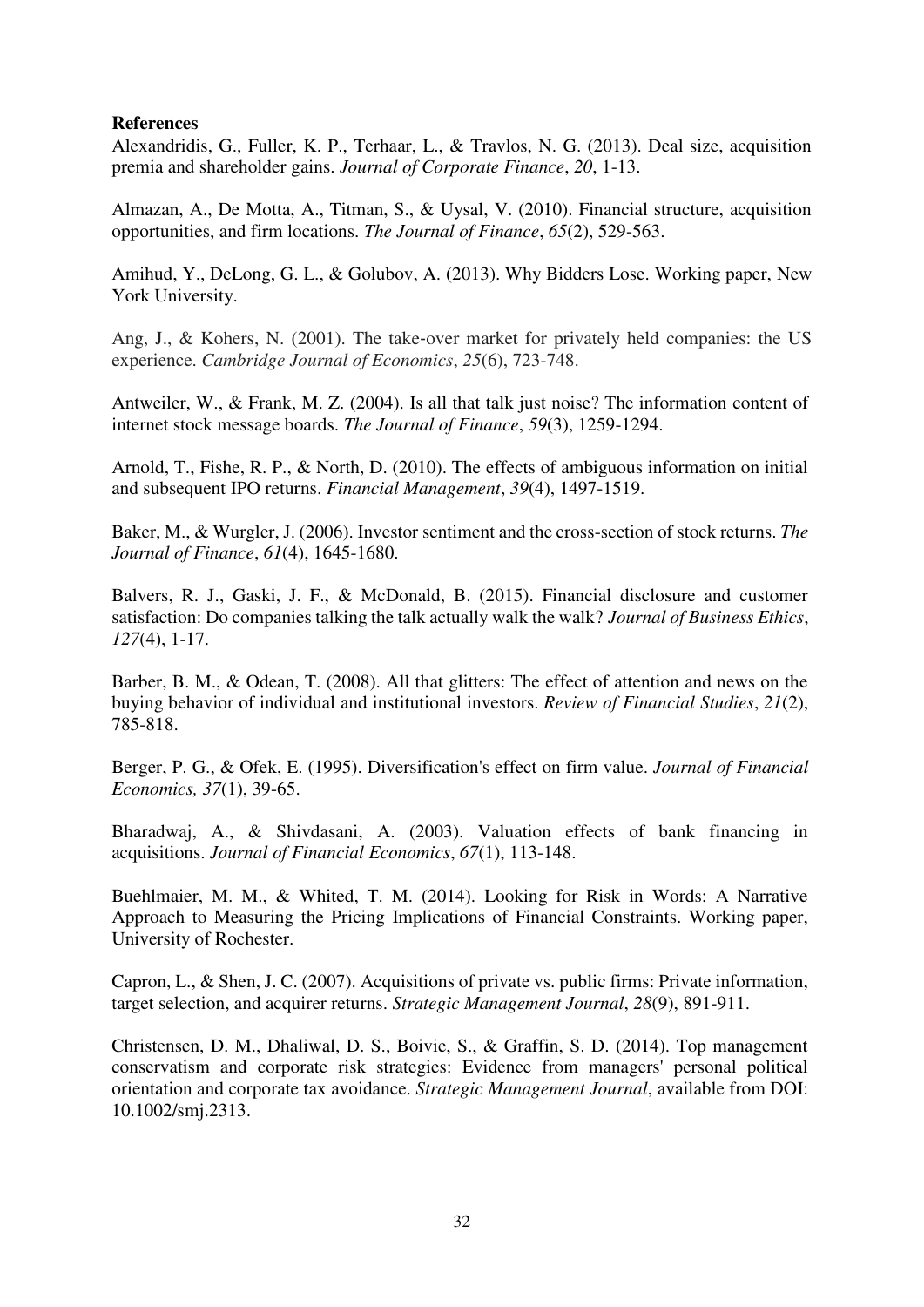**References**

Alexandridis, G., Fuller, K. P., Terhaar, L., & Travlos, N. G. (2013). Deal size, acquisition premia and shareholder gains. *Journal of Corporate Finance*, *20*, 1-13.

Almazan, A., De Motta, A., Titman, S., & Uysal, V. (2010). Financial structure, acquisition opportunities, and firm locations. *The Journal of Finance*, *65*(2), 529-563.

Amihud, Y., DeLong, G. L., & Golubov, A. (2013). Why Bidders Lose. Working paper, New York University.

Ang, J., & Kohers, N. (2001). The take-over market for privately held companies: the US experience. *Cambridge Journal of Economics*, *25*(6), 723-748.

Antweiler, W., & Frank, M. Z. (2004). Is all that talk just noise? The information content of internet stock message boards. *The Journal of Finance*, *59*(3), 1259-1294.

Arnold, T., Fishe, R. P., & North, D. (2010). The effects of ambiguous information on initial and subsequent IPO returns. *Financial Management*, *39*(4), 1497-1519.

Baker, M., & Wurgler, J. (2006). Investor sentiment and the cross-section of stock returns. *The Journal of Finance*, *61*(4), 1645-1680.

Balvers, R. J., Gaski, J. F., & McDonald, B. (2015). Financial disclosure and customer satisfaction: Do companies talking the talk actually walk the walk? *Journal of Business Ethics*, *127*(4), 1-17.

Barber, B. M., & Odean, T. (2008). All that glitters: The effect of attention and news on the buying behavior of individual and institutional investors. *Review of Financial Studies*, *21*(2), 785-818.

Berger, P. G., & Ofek, E. (1995). Diversification's effect on firm value. *Journal of Financial Economics, 37*(1), 39-65.

Bharadwaj, A., & Shivdasani, A. (2003). Valuation effects of bank financing in acquisitions. *Journal of Financial Economics*, *67*(1), 113-148.

Buehlmaier, M. M., & Whited, T. M. (2014). Looking for Risk in Words: A Narrative Approach to Measuring the Pricing Implications of Financial Constraints. Working paper, University of Rochester.

Capron, L., & Shen, J. C. (2007). Acquisitions of private vs. public firms: Private information, target selection, and acquirer returns. *Strategic Management Journal*, *28*(9), 891-911.

Christensen, D. M., Dhaliwal, D. S., Boivie, S., & Graffin, S. D. (2014). Top management conservatism and corporate risk strategies: Evidence from managers' personal political orientation and corporate tax avoidance. *Strategic Management Journal*, available from DOI: 10.1002/smj.2313.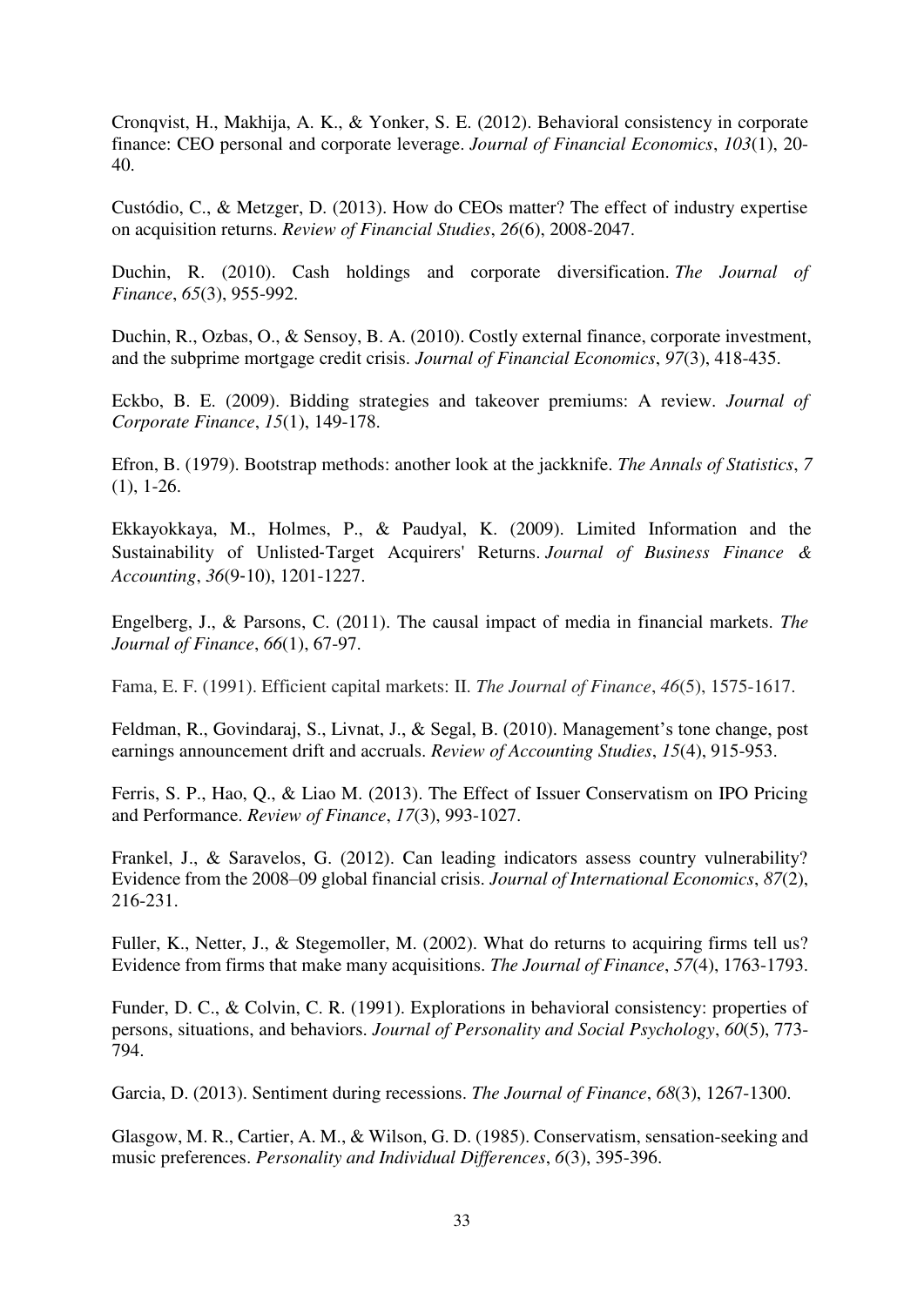Cronqvist, H., Makhija, A. K., & Yonker, S. E. (2012). Behavioral consistency in corporate finance: CEO personal and corporate leverage. *Journal of Financial Economics*, *103*(1), 20-40.

Custódio, C., & Metzger, D. (2013). How do CEOs matter? The effect of industry expertise on acquisition returns. *Review of Financial Studies*, *26*(6), 2008-2047.

Duchin, R. (2010). Cash holdings and corporate diversification. *The Journal of Finance*, *65*(3), 955-992.

Duchin, R., Ozbas, O., & Sensoy, B. A. (2010). Costly external finance, corporate investment, and the subprime mortgage credit crisis. *Journal of Financial Economics*, *97*(3), 418-435.

Eckbo, B. E. (2009). Bidding strategies and takeover premiums: A review. *Journal of Corporate Finance*, *15*(1), 149-178.

Efron, B. (1979). Bootstrap methods: another look at the jackknife. *The Annals of Statistics*, *7* (1), 1-26.

Ekkayokkaya, M., Holmes, P., & Paudyal, K. (2009). Limited Information and the Sustainability of Unlisted-Target Acquirers' Returns. *Journal of Business Finance & Accounting*, *36*(9-10), 1201-1227.

Engelberg, J., & Parsons, C. (2011). The causal impact of media in financial markets. *The Journal of Finance*, *66*(1), 67-97.

Fama, E. F. (1991). Efficient capital markets: II. *The Journal of Finance*, *46*(5), 1575-1617.

Feldman, R., Govindaraj, S., Livnat, J., & Segal, B. (2010). Management's tone change, post earnings announcement drift and accruals. *Review of Accounting Studies*, *15*(4), 915-953.

Ferris, S. P., Hao, Q., & Liao M. (2013). The Effect of Issuer Conservatism on IPO Pricing and Performance. *Review of Finance*, *17*(3), 993-1027.

Frankel, J., & Saravelos, G. (2012). Can leading indicators assess country vulnerability? Evidence from the 2008–09 global financial crisis. *Journal of International Economics*, *87*(2), 216-231.

Fuller, K., Netter, J., & Stegemoller, M. (2002). What do returns to acquiring firms tell us? Evidence from firms that make many acquisitions. *The Journal of Finance*, *57*(4), 1763-1793.

Funder, D. C., & Colvin, C. R. (1991). Explorations in behavioral consistency: properties of persons, situations, and behaviors. *Journal of Personality and Social Psychology*, *60*(5), 773-794.

Garcia, D. (2013). Sentiment during recessions. *The Journal of Finance*, *68*(3), 1267-1300.

Glasgow, M. R., Cartier, A. M., & Wilson, G. D. (1985). Conservatism, sensation-seeking and music preferences. *Personality and Individual Differences*, *6*(3), 395-396.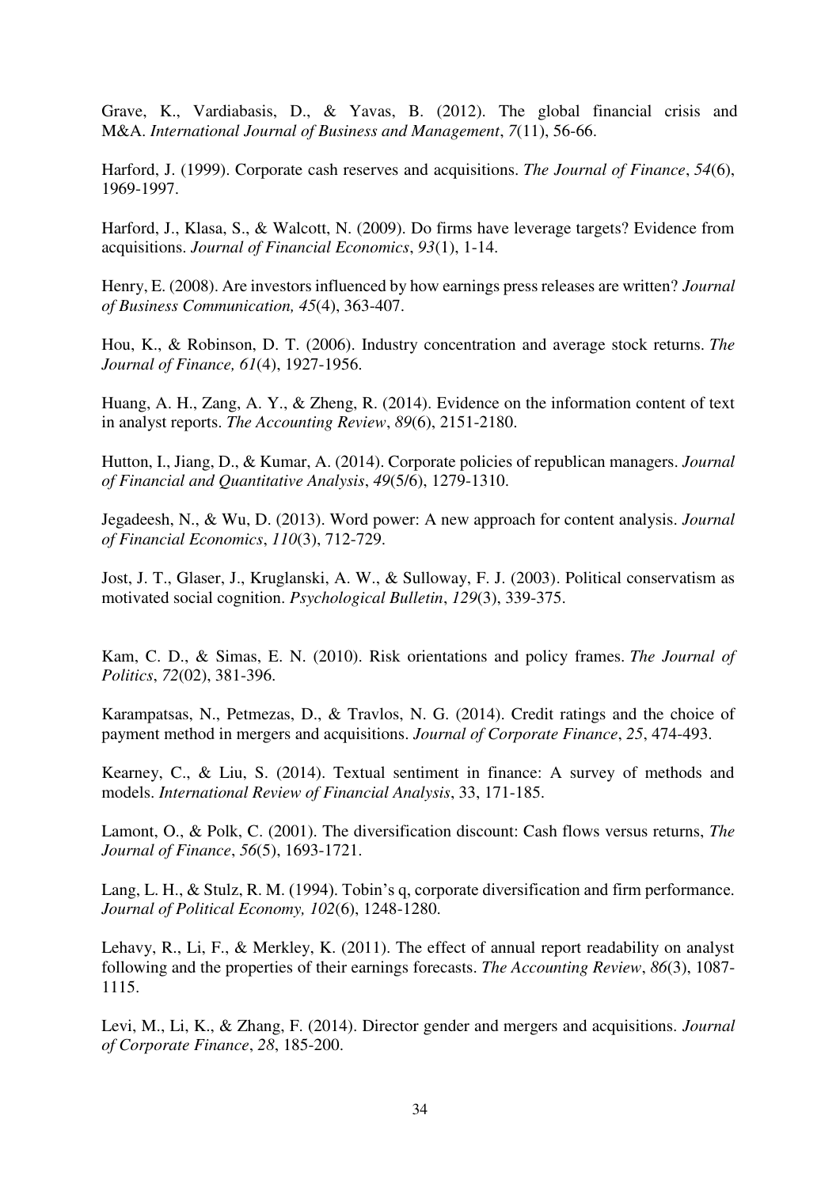Grave, K., Vardiabasis, D., & Yavas, B. (2012). The global financial crisis and M&A. *International Journal of Business and Management*, *7*(11), 56-66.

Harford, J. (1999). Corporate cash reserves and acquisitions. *The Journal of Finance*, *54*(6), 1969-1997.

Harford, J., Klasa, S., & Walcott, N. (2009). Do firms have leverage targets? Evidence from acquisitions. *Journal of Financial Economics*, *93*(1), 1-14.

Henry, E. (2008). Are investors influenced by how earnings press releases are written? *Journal of Business Communication, 45*(4), 363-407.

Hou, K., & Robinson, D. T. (2006). Industry concentration and average stock returns. *The Journal of Finance, 61*(4), 1927-1956.

Huang, A. H., Zang, A. Y., & Zheng, R. (2014). Evidence on the information content of text in analyst reports. *The Accounting Review*, *89*(6), 2151-2180.

Hutton, I., Jiang, D., & Kumar, A. (2014). Corporate policies of republican managers. *Journal of Financial and Quantitative Analysis*, *49*(5/6), 1279-1310.

Jegadeesh, N., & Wu, D. (2013). Word power: A new approach for content analysis. *Journal of Financial Economics*, *110*(3), 712-729.

Jost, J. T., Glaser, J., Kruglanski, A. W., & Sulloway, F. J. (2003). Political conservatism as motivated social cognition. *Psychological Bulletin*, *129*(3), 339-375.

Kam, C. D., & Simas, E. N. (2010). Risk orientations and policy frames. *The Journal of Politics*, *72*(02), 381-396.

Karampatsas, N., Petmezas, D., & Travlos, N. G. (2014). Credit ratings and the choice of payment method in mergers and acquisitions. *Journal of Corporate Finance*, *25*, 474-493.

Kearney, C., & Liu, S. (2014). Textual sentiment in finance: A survey of methods and models. *International Review of Financial Analysis*, 33, 171-185.

Lamont, O., & Polk, C. (2001). The diversification discount: Cash flows versus returns, *The Journal of Finance*, *56*(5), 1693-1721.

Lang, L. H., & Stulz, R. M. (1994). Tobin's q, corporate diversification and firm performance. *Journal of Political Economy, 102*(6), 1248-1280.

Lehavy, R., Li, F., & Merkley, K. (2011). The effect of annual report readability on analyst following and the properties of their earnings forecasts. *The Accounting Review*, *86*(3), 1087-1115.

Levi, M., Li, K., & Zhang, F. (2014). Director gender and mergers and acquisitions. *Journal of Corporate Finance*, *28*, 185-200.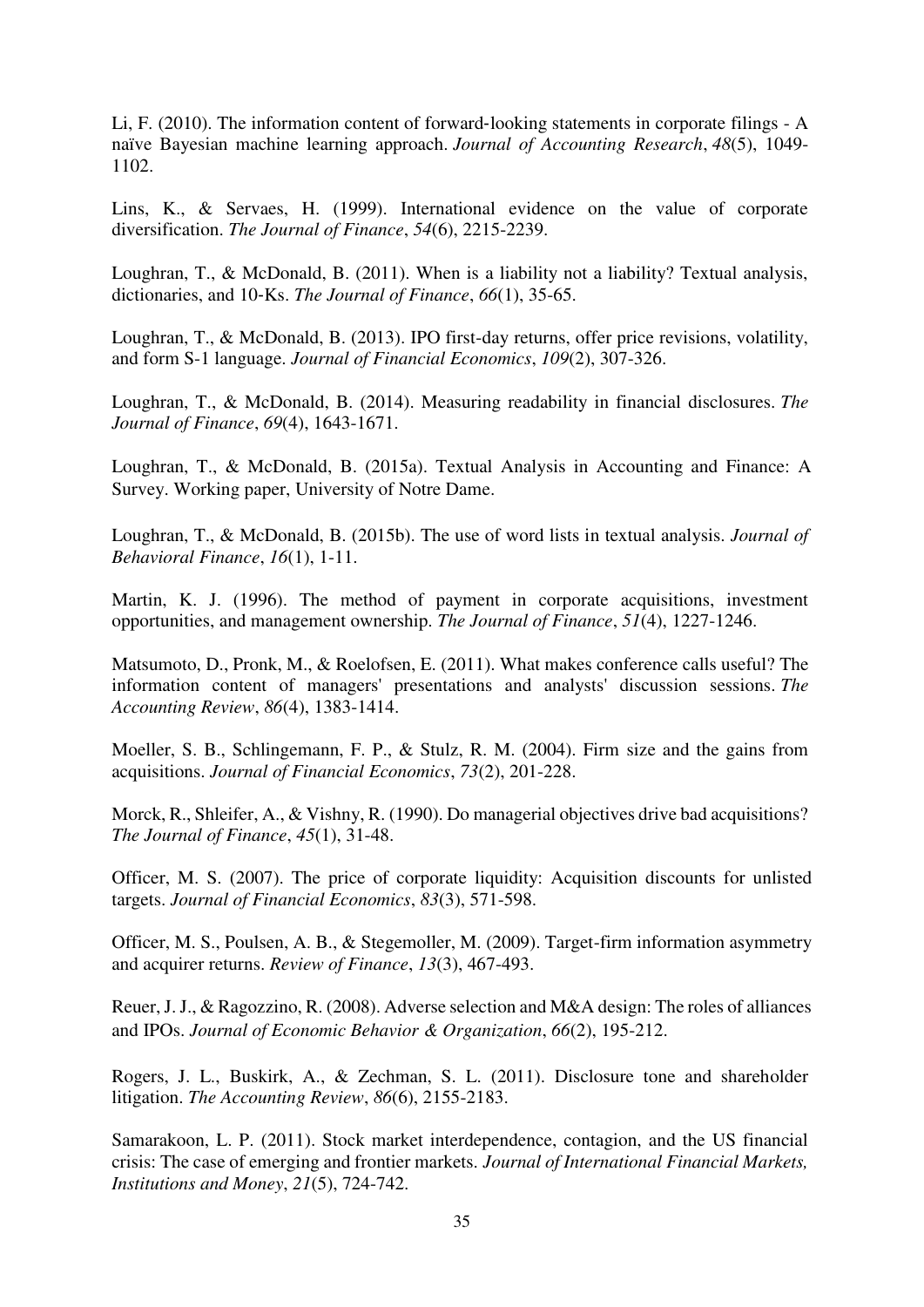Li, F. (2010). The information content of forward-looking statements in corporate filings - A naïve Bayesian machine learning approach. *Journal of Accounting Research*, *48*(5), 1049-1102.

Lins, K., & Servaes, H. (1999). International evidence on the value of corporate diversification. *The Journal of Finance*, *54*(6), 2215-2239.

Loughran, T., & McDonald, B. (2011). When is a liability not a liability? Textual analysis, dictionaries, and 10-Ks. *The Journal of Finance*, *66*(1), 35-65.

Loughran, T., & McDonald, B. (2013). IPO first-day returns, offer price revisions, volatility, and form S-1 language. *Journal of Financial Economics*, *109*(2), 307-326.

Loughran, T., & McDonald, B. (2014). Measuring readability in financial disclosures. *The Journal of Finance*, *69*(4), 1643-1671.

Loughran, T., & McDonald, B. (2015a). Textual Analysis in Accounting and Finance: A Survey. Working paper, University of Notre Dame.

Loughran, T., & McDonald, B. (2015b). The use of word lists in textual analysis. *Journal of Behavioral Finance*, *16*(1), 1-11.

Martin, K. J. (1996). The method of payment in corporate acquisitions, investment opportunities, and management ownership. *The Journal of Finance*, *51*(4), 1227-1246.

Matsumoto, D., Pronk, M., & Roelofsen, E. (2011). What makes conference calls useful? The information content of managers' presentations and analysts' discussion sessions. *The Accounting Review*, *86*(4), 1383-1414.

Moeller, S. B., Schlingemann, F. P., & Stulz, R. M. (2004). Firm size and the gains from acquisitions. *Journal of Financial Economics*, *73*(2), 201-228.

Morck, R., Shleifer, A., & Vishny, R. (1990). Do managerial objectives drive bad acquisitions? *The Journal of Finance*, *45*(1), 31-48.

Officer, M. S. (2007). The price of corporate liquidity: Acquisition discounts for unlisted targets. *Journal of Financial Economics*, *83*(3), 571-598.

Officer, M. S., Poulsen, A. B., & Stegemoller, M. (2009). Target-firm information asymmetry and acquirer returns. *Review of Finance*, *13*(3), 467-493.

Reuer, J. J., & Ragozzino, R. (2008). Adverse selection and M&A design: The roles of alliances and IPOs. *Journal of Economic Behavior & Organization*, *66*(2), 195-212.

Rogers, J. L., Buskirk, A., & Zechman, S. L. (2011). Disclosure tone and shareholder litigation. *The Accounting Review*, *86*(6), 2155-2183.

Samarakoon, L. P. (2011). Stock market interdependence, contagion, and the US financial crisis: The case of emerging and frontier markets. *Journal of International Financial Markets, Institutions and Money*, *21*(5), 724-742.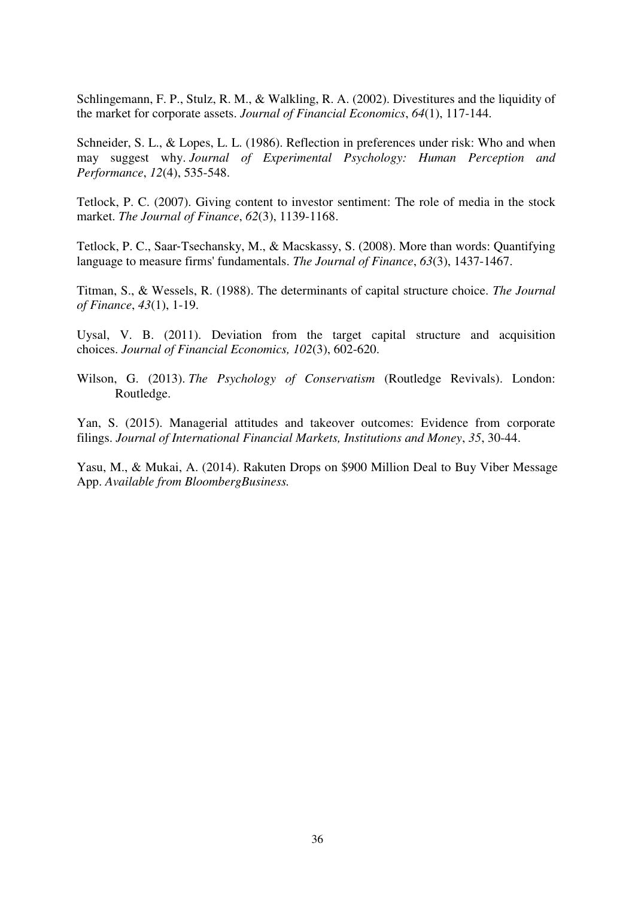Schlingemann, F. P., Stulz, R. M., & Walkling, R. A. (2002). Divestitures and the liquidity of the market for corporate assets. *Journal of Financial Economics*, *64*(1), 117-144.

Schneider, S. L., & Lopes, L. L. (1986). Reflection in preferences under risk: Who and when may suggest why. *Journal of Experimental Psychology: Human Perception and Performance*, *12*(4), 535-548.

Tetlock, P. C. (2007). Giving content to investor sentiment: The role of media in the stock market. *The Journal of Finance*, *62*(3), 1139-1168.

Tetlock, P. C., Saar-Tsechansky, M., & Macskassy, S. (2008). More than words: Quantifying language to measure firms' fundamentals. *The Journal of Finance*, *63*(3), 1437-1467.

Titman, S., & Wessels, R. (1988). The determinants of capital structure choice. *The Journal of Finance*, *43*(1), 1-19.

Uysal, V. B. (2011). Deviation from the target capital structure and acquisition choices. *Journal of Financial Economics, 102*(3), 602-620.

Wilson, G. (2013). *The Psychology of Conservatism* (Routledge Revivals). London: Routledge.

Yan, S. (2015). Managerial attitudes and takeover outcomes: Evidence from corporate filings. *Journal of International Financial Markets, Institutions and Money*, *35*, 30-44.

Yasu, M., & Mukai, A. (2014). Rakuten Drops on $900 Million Deal to Buy Viber Message App. *Available from BloombergBusiness.*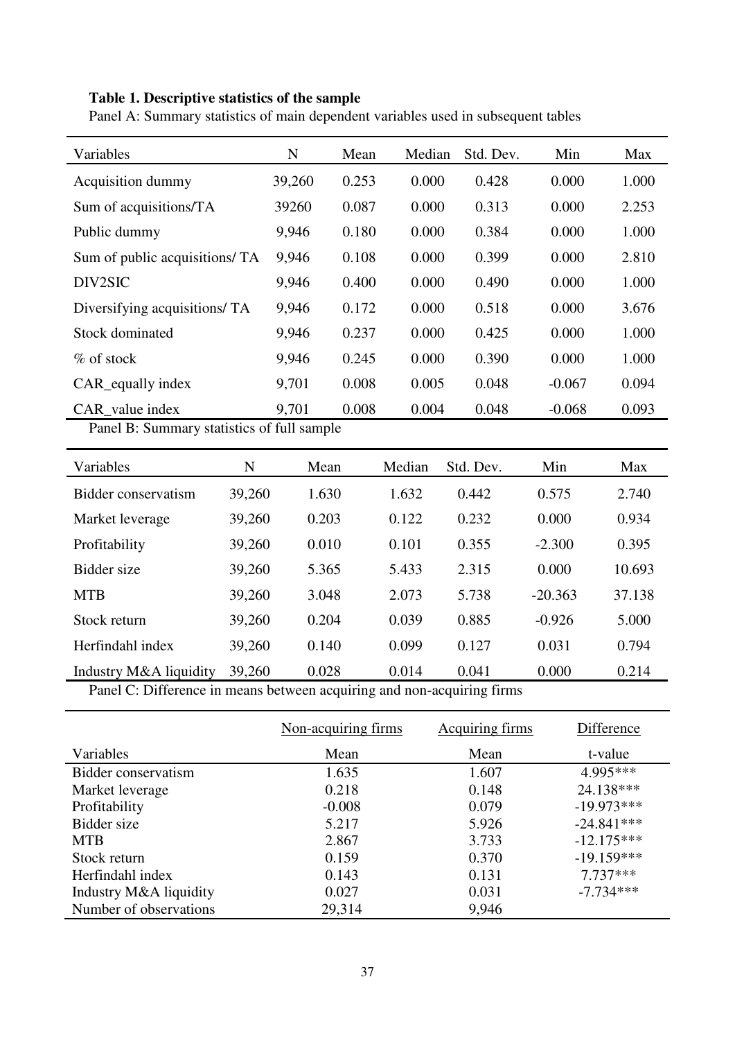**Table 1. Descriptive statistics of the sample**

Panel A: Summary statistics of main dependent variables used in subsequent tables

| Variables | N | Mean | Median | Std. Dev. | Min | Max |
|---|---|---|---|---|---|---|
| Acquisition dummy | 39,260 | 0.253 | 0.000 | 0.428 | 0.000 | 1.000 |
| Sum of acquisitions/TA | 39260 | 0.087 | 0.000 | 0.313 | 0.000 | 2.253 |
| Public dummy | 9,946 | 0.180 | 0.000 | 0.384 | 0.000 | 1.000 |
| Sum of public acquisitions/ TA | 9,946 | 0.108 | 0.000 | 0.399 | 0.000 | 2.810 |
| DIV2SIC | 9,946 | 0.400 | 0.000 | 0.490 | 0.000 | 1.000 |
| Diversifying acquisitions/ TA | 9,946 | 0.172 | 0.000 | 0.518 | 0.000 | 3.676 |
| Stock dominated | 9,946 | 0.237 | 0.000 | 0.425 | 0.000 | 1.000 |
| % of stock | 9,946 | 0.245 | 0.000 | 0.390 | 0.000 | 1.000 |
| CAR_equally index | 9,701 | 0.008 | 0.005 | 0.048 | -0.067 | 0.094 |
| CAR_value index | 9,701 | 0.008 | 0.004 | 0.048 | -0.068 | 0.093 |

Panel B: Summary statistics of full sample

| Variables | N | Mean | Median | Std. Dev. | Min | Max |
|---|---|---|---|---|---|---|
| Bidder conservatism | 39,260 | 1.630 | 1.632 | 0.442 | 0.575 | 2.740 |
| Market leverage | 39,260 | 0.203 | 0.122 | 0.232 | 0.000 | 0.934 |
| Profitability | 39,260 | 0.010 | 0.101 | 0.355 | -2.300 | 0.395 |
| Bidder size | 39,260 | 5.365 | 5.433 | 2.315 | 0.000 | 10.693 |
| MTB | 39,260 | 3.048 | 2.073 | 5.738 | -20.363 | 37.138 |
| Stock return | 39,260 | 0.204 | 0.039 | 0.885 | -0.926 | 5.000 |
| Herfindahl index | 39,260 | 0.140 | 0.099 | 0.127 | 0.031 | 0.794 |
| Industry M&A liquidity | 39,260 | 0.028 | 0.014 | 0.041 | 0.000 | 0.214 |

Panel C: Difference in means between acquiring and non-acquiring firms

| | Non-acquiring firms | Acquiring firms | Difference |
|---|---|---|---|
| Variables | Mean | Mean | t-value |
| Bidder conservatism | 1.635 | 1.607 | 4.995*** |
| Market leverage | 0.218 | 0.148 | 24.138*** |
| Profitability | -0.008 | 0.079 | -19.973*** |
| Bidder size | 5.217 | 5.926 | -24.841*** |
| MTB | 2.867 | 3.733 | -12.175*** |
| Stock return | 0.159 | 0.370 | -19.159*** |
| Herfindahl index | 0.143 | 0.131 | 7.737*** |
| Industry M&A liquidity | 0.027 | 0.031 | -7.734*** |
| Number of observations | 29,314 | 9,946 | |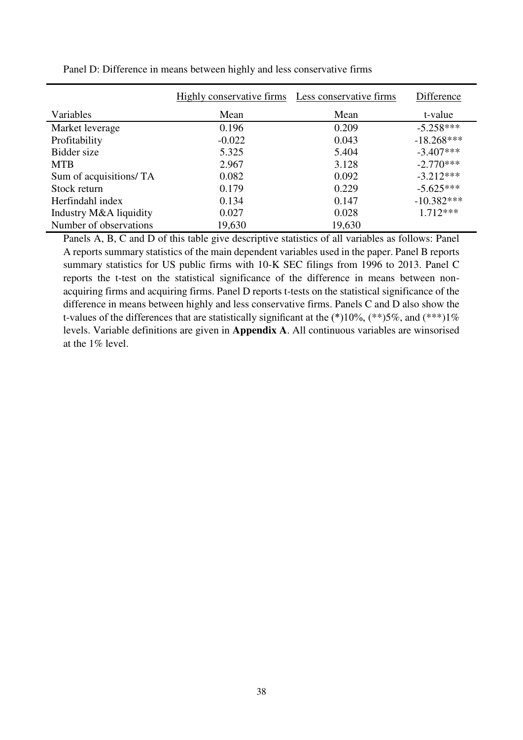Panel D: Difference in means between highly and less conservative firms

| Variables | Highly conservative firms<br>Mean | Less conservative firms<br>Mean | Difference<br>t-value |
|---|---|---|---|
| Market leverage | 0.196 | 0.209 | -5.258*** |
| Profitability | -0.022 | 0.043 | -18.268*** |
| Bidder size | 5.325 | 5.404 | -3.407*** |
| MTB | 2.967 | 3.128 | -2.770*** |
| Sum of acquisitions/ TA | 0.082 | 0.092 | -3.212*** |
| Stock return | 0.179 | 0.229 | -5.625*** |
| Herfindahl index | 0.134 | 0.147 | -10.382*** |
| Industry M&A liquidity | 0.027 | 0.028 | 1.712*** |
| Number of observations | 19,630 | 19,630 | |

Panels A, B, C and D of this table give descriptive statistics of all variables as follows: Panel A reports summary statistics of the main dependent variables used in the paper. Panel B reports summary statistics for US public firms with 10-K SEC filings from 1996 to 2013. Panel C reports the t-test on the statistical significance of the difference in means between non-acquiring firms and acquiring firms. Panel D reports t-tests on the statistical significance of the difference in means between highly and less conservative firms. Panels C and D also show the t-values of the differences that are statistically significant at the (*)10%, (**)5%, and (***)1% levels. Variable definitions are given in **Appendix A**. All continuous variables are winsorised at the 1% level.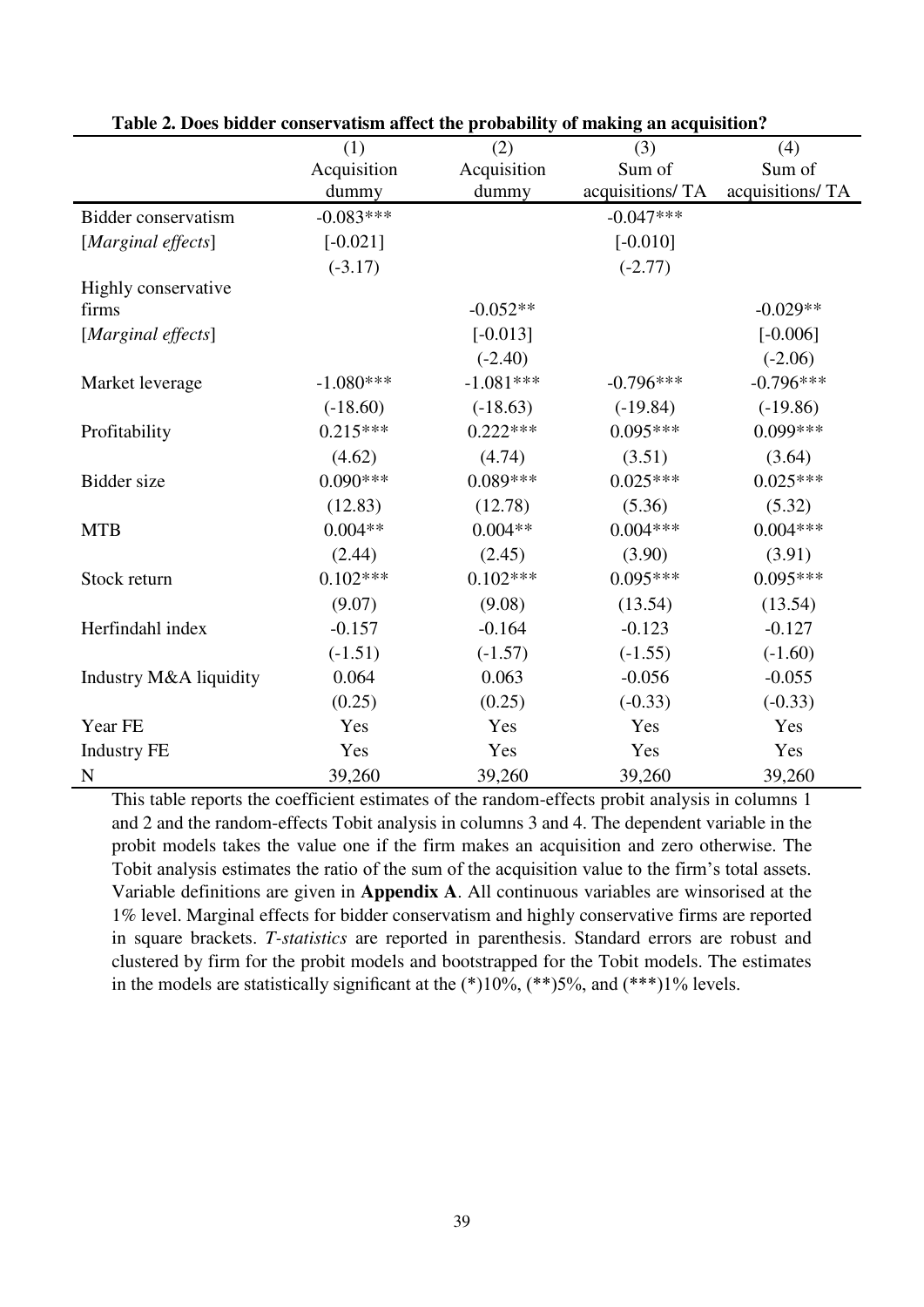**Table 2. Does bidder conservatism affect the probability of making an acquisition?**

| | (1) | (2) | (3) | (4) |
|---|---|---|---|---|
| | Acquisition dummy | Acquisition dummy | Sum of acquisitions/ TA | Sum of acquisitions/ TA |
| Bidder conservatism | -0.083*** | | -0.047*** | |
| [*Marginal effects*] | [-0.021] | | [-0.010] | |
| | (-3.17) | | (-2.77) | |
| Highly conservative firms | | -0.052** | | -0.029** |
| [*Marginal effects*] | | [-0.013] | | [-0.006] |
| | | (-2.40) | | (-2.06) |
| Market leverage | -1.080*** | -1.081*** | -0.796*** | -0.796*** |
| | (-18.60) | (-18.63) | (-19.84) | (-19.86) |
| Profitability | 0.215*** | 0.222*** | 0.095*** | 0.099*** |
| | (4.62) | (4.74) | (3.51) | (3.64) |
| Bidder size | 0.090*** | 0.089*** | 0.025*** | 0.025*** |
| | (12.83) | (12.78) | (5.36) | (5.32) |
| MTB | 0.004** | 0.004** | 0.004*** | 0.004*** |
| | (2.44) | (2.45) | (3.90) | (3.91) |
| Stock return | 0.102*** | 0.102*** | 0.095*** | 0.095*** |
| | (9.07) | (9.08) | (13.54) | (13.54) |
| Herfindahl index | -0.157 | -0.164 | -0.123 | -0.127 |
| | (-1.51) | (-1.57) | (-1.55) | (-1.60) |
| Industry M&A liquidity | 0.064 | 0.063 | -0.056 | -0.055 |
| | (0.25) | (0.25) | (-0.33) | (-0.33) |
| Year FE | Yes | Yes | Yes | Yes |
| Industry FE | Yes | Yes | Yes | Yes |
| N | 39,260 | 39,260 | 39,260 | 39,260 |

This table reports the coefficient estimates of the random-effects probit analysis in columns 1 and 2 and the random-effects Tobit analysis in columns 3 and 4. The dependent variable in the probit models takes the value one if the firm makes an acquisition and zero otherwise. The Tobit analysis estimates the ratio of the sum of the acquisition value to the firm's total assets. Variable definitions are given in **Appendix A**. All continuous variables are winsorised at the 1% level. Marginal effects for bidder conservatism and highly conservative firms are reported in square brackets. *T-statistics* are reported in parenthesis. Standard errors are robust and clustered by firm for the probit models and bootstrapped for the Tobit models. The estimates in the models are statistically significant at the (*)10%, (**)5%, and (***)1% levels.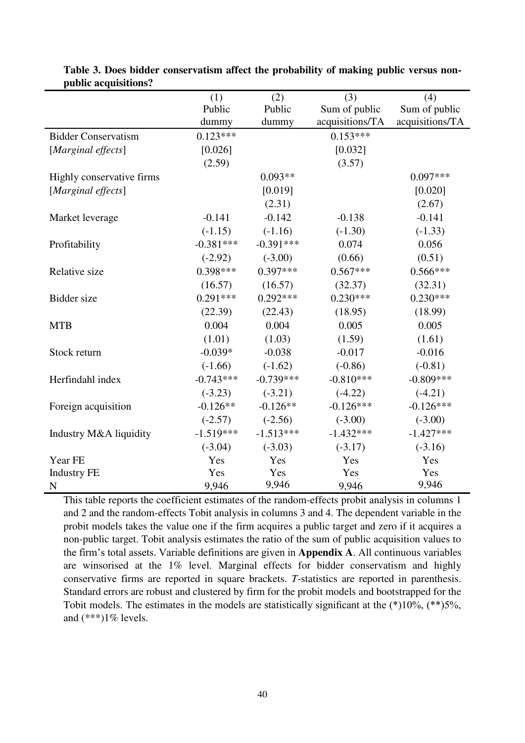**Table 3. Does bidder conservatism affect the probability of making public versus non-public acquisitions?**

| | (1) Public dummy | (2) Public dummy | (3) Sum of public acquisitions/TA | (4) Sum of public acquisitions/TA |
|---|---|---|---|---|
| Bidder Conservatism | 0.123*** | | 0.153*** | |
| [*Marginal effects*] | [0.026] | | [0.032] | |
| | (2.59) | | (3.57) | |
| Highly conservative firms | | 0.093** | | 0.097*** |
| [*Marginal effects*] | | [0.019] | | [0.020] |
| | | (2.31) | | (2.67) |
| Market leverage | -0.141 | -0.142 | -0.138 | -0.141 |
| | (-1.15) | (-1.16) | (-1.30) | (-1.33) |
| Profitability | -0.381*** | -0.391*** | 0.074 | 0.056 |
| | (-2.92) | (-3.00) | (0.66) | (0.51) |
| Relative size | 0.398*** | 0.397*** | 0.567*** | 0.566*** |
| | (16.57) | (16.57) | (32.37) | (32.31) |
| Bidder size | 0.291*** | 0.292*** | 0.230*** | 0.230*** |
| | (22.39) | (22.43) | (18.95) | (18.99) |
| MTB | 0.004 | 0.004 | 0.005 | 0.005 |
| | (1.01) | (1.03) | (1.59) | (1.61) |
| Stock return | -0.039* | -0.038 | -0.017 | -0.016 |
| | (-1.66) | (-1.62) | (-0.86) | (-0.81) |
| Herfindahl index | -0.743*** | -0.739*** | -0.810*** | -0.809*** |
| | (-3.23) | (-3.21) | (-4.22) | (-4.21) |
| Foreign acquisition | -0.126** | -0.126** | -0.126*** | -0.126*** |
| | (-2.57) | (-2.56) | (-3.00) | (-3.00) |
| Industry M&A liquidity | -1.519*** | -1.513*** | -1.432*** | -1.427*** |
| | (-3.04) | (-3.03) | (-3.17) | (-3.16) |
| Year FE | Yes | Yes | Yes | Yes |
| Industry FE | Yes | Yes | Yes | Yes |
| N | 9,946 | 9,946 | 9,946 | 9,946 |

This table reports the coefficient estimates of the random-effects probit analysis in columns 1 and 2 and the random-effects Tobit analysis in columns 3 and 4. The dependent variable in the probit models takes the value one if the firm acquires a public target and zero if it acquires a non-public target. Tobit analysis estimates the ratio of the sum of public acquisition values to the firm's total assets. Variable definitions are given in **Appendix A**. All continuous variables are winsorised at the 1% level. Marginal effects for bidder conservatism and highly conservative firms are reported in square brackets. *T*-statistics are reported in parenthesis. Standard errors are robust and clustered by firm for the probit models and bootstrapped for the Tobit models. The estimates in the models are statistically significant at the (*)10%, (**)5%, and (***)1% levels.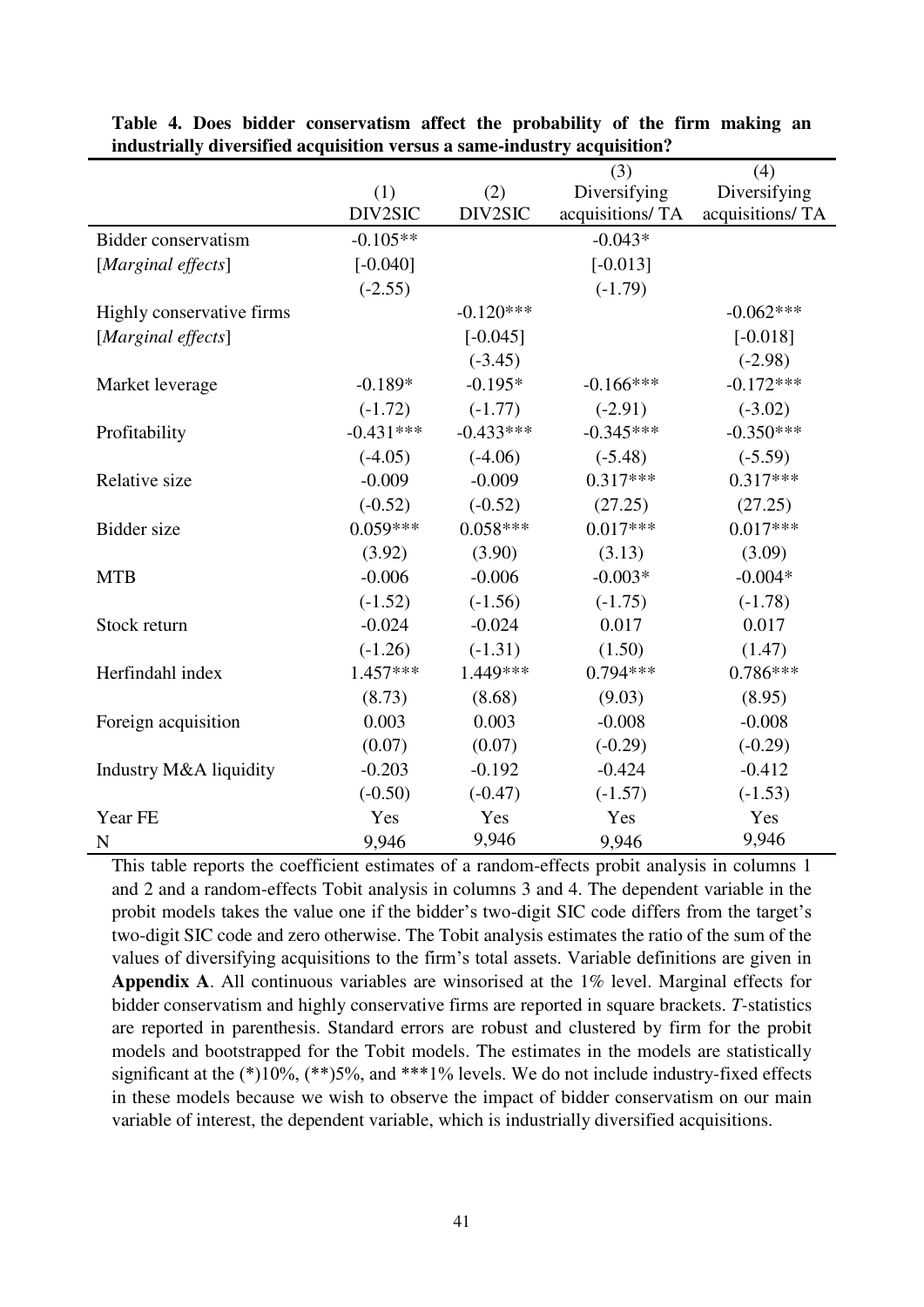**Table 4. Does bidder conservatism affect the probability of the firm making an industrially diversified acquisition versus a same-industry acquisition?**

| | (1) DIV2SIC | (2) DIV2SIC | (3) Diversifying acquisitions/ TA | (4) Diversifying acquisitions/ TA |
|---|---|---|---|---|
| Bidder conservatism | -0.105** | | -0.043* | |
| [*Marginal effects*] | [-0.040] | | [-0.013] | |
| | (-2.55) | | (-1.79) | |
| Highly conservative firms | | -0.120*** | | -0.062*** |
| [*Marginal effects*] | | [-0.045] | | [-0.018] |
| | | (-3.45) | | (-2.98) |
| Market leverage | -0.189* | -0.195* | -0.166*** | -0.172*** |
| | (-1.72) | (-1.77) | (-2.91) | (-3.02) |
| Profitability | -0.431*** | -0.433*** | -0.345*** | -0.350*** |
| | (-4.05) | (-4.06) | (-5.48) | (-5.59) |
| Relative size | -0.009 | -0.009 | 0.317*** | 0.317*** |
| | (-0.52) | (-0.52) | (27.25) | (27.25) |
| Bidder size | 0.059*** | 0.058*** | 0.017*** | 0.017*** |
| | (3.92) | (3.90) | (3.13) | (3.09) |
| MTB | -0.006 | -0.006 | -0.003* | -0.004* |
| | (-1.52) | (-1.56) | (-1.75) | (-1.78) |
| Stock return | -0.024 | -0.024 | 0.017 | 0.017 |
| | (-1.26) | (-1.31) | (1.50) | (1.47) |
| Herfindahl index | 1.457*** | 1.449*** | 0.794*** | 0.786*** |
| | (8.73) | (8.68) | (9.03) | (8.95) |
| Foreign acquisition | 0.003 | 0.003 | -0.008 | -0.008 |
| | (0.07) | (0.07) | (-0.29) | (-0.29) |
| Industry M&A liquidity | -0.203 | -0.192 | -0.424 | -0.412 |
| | (-0.50) | (-0.47) | (-1.57) | (-1.53) |
| Year FE | Yes | Yes | Yes | Yes |
| N | 9,946 | 9,946 | 9,946 | 9,946 |

This table reports the coefficient estimates of a random-effects probit analysis in columns 1 and 2 and a random-effects Tobit analysis in columns 3 and 4. The dependent variable in the probit models takes the value one if the bidder's two-digit SIC code differs from the target's two-digit SIC code and zero otherwise. The Tobit analysis estimates the ratio of the sum of the values of diversifying acquisitions to the firm's total assets. Variable definitions are given in **Appendix A**. All continuous variables are winsorised at the 1% level. Marginal effects for bidder conservatism and highly conservative firms are reported in square brackets. *T*-statistics are reported in parenthesis. Standard errors are robust and clustered by firm for the probit models and bootstrapped for the Tobit models. The estimates in the models are statistically significant at the (*)10%, (**)5%, and ***1% levels. We do not include industry-fixed effects in these models because we wish to observe the impact of bidder conservatism on our main variable of interest, the dependent variable, which is industrially diversified acquisitions.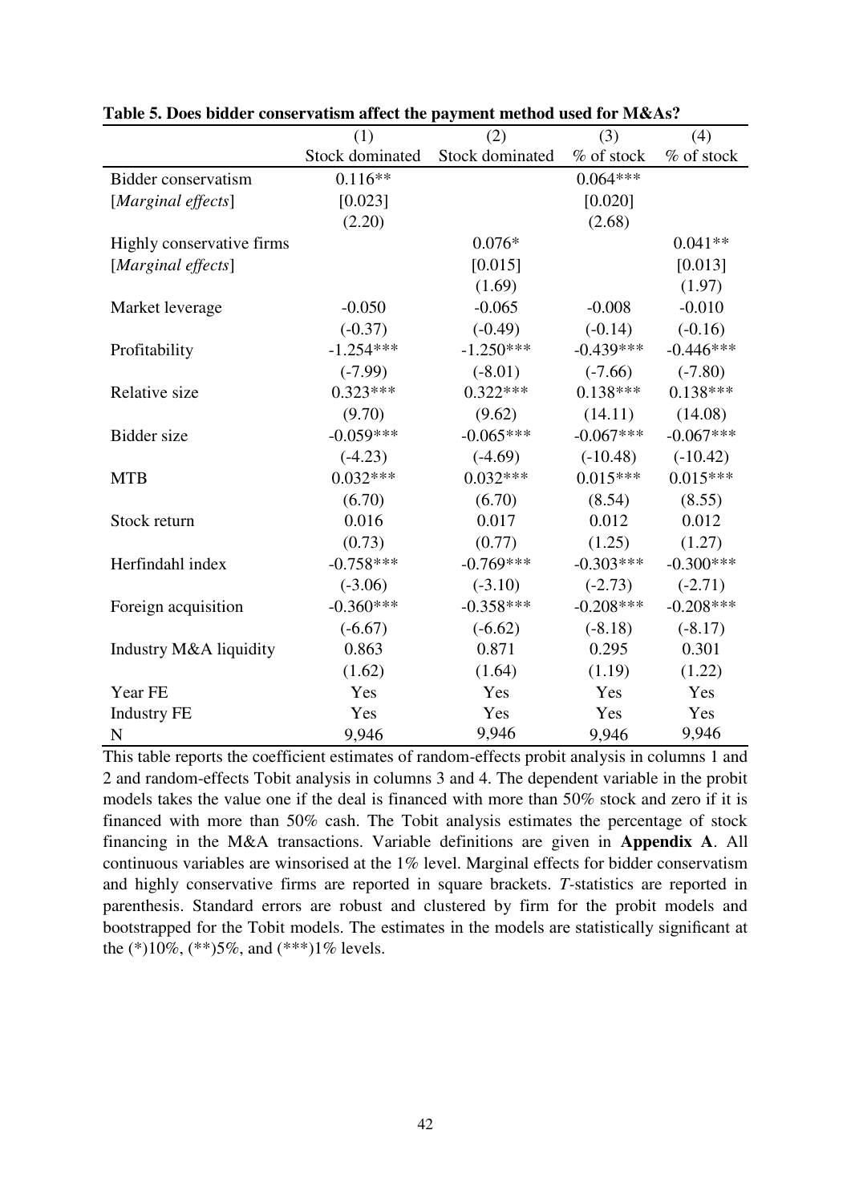**Table 5. Does bidder conservatism affect the payment method used for M&As?**

| | (1) | (2) | (3) | (4) |
|---|---|---|---|---|
| | Stock dominated | Stock dominated | % of stock | % of stock |
| Bidder conservatism | 0.116** | | 0.064*** | |
| [*Marginal effects*] | [0.023] | | [0.020] | |
| | (2.20) | | (2.68) | |
| Highly conservative firms | | 0.076* | | 0.041** |
| [*Marginal effects*] | | [0.015] | | [0.013] |
| | | (1.69) | | (1.97) |
| Market leverage | -0.050 | -0.065 | -0.008 | -0.010 |
| | (-0.37) | (-0.49) | (-0.14) | (-0.16) |
| Profitability | -1.254*** | -1.250*** | -0.439*** | -0.446*** |
| | (-7.99) | (-8.01) | (-7.66) | (-7.80) |
| Relative size | 0.323*** | 0.322*** | 0.138*** | 0.138*** |
| | (9.70) | (9.62) | (14.11) | (14.08) |
| Bidder size | -0.059*** | -0.065*** | -0.067*** | -0.067*** |
| | (-4.23) | (-4.69) | (-10.48) | (-10.42) |
| MTB | 0.032*** | 0.032*** | 0.015*** | 0.015*** |
| | (6.70) | (6.70) | (8.54) | (8.55) |
| Stock return | 0.016 | 0.017 | 0.012 | 0.012 |
| | (0.73) | (0.77) | (1.25) | (1.27) |
| Herfindahl index | -0.758*** | -0.769*** | -0.303*** | -0.300*** |
| | (-3.06) | (-3.10) | (-2.73) | (-2.71) |
| Foreign acquisition | -0.360*** | -0.358*** | -0.208*** | -0.208*** |
| | (-6.67) | (-6.62) | (-8.18) | (-8.17) |
| Industry M&A liquidity | 0.863 | 0.871 | 0.295 | 0.301 |
| | (1.62) | (1.64) | (1.19) | (1.22) |
| Year FE | Yes | Yes | Yes | Yes |
| Industry FE | Yes | Yes | Yes | Yes |
| N | 9,946 | 9,946 | 9,946 | 9,946 |

This table reports the coefficient estimates of random-effects probit analysis in columns 1 and 2 and random-effects Tobit analysis in columns 3 and 4. The dependent variable in the probit models takes the value one if the deal is financed with more than 50% stock and zero if it is financed with more than 50% cash. The Tobit analysis estimates the percentage of stock financing in the M&A transactions. Variable definitions are given in **Appendix A**. All continuous variables are winsorised at the 1% level. Marginal effects for bidder conservatism and highly conservative firms are reported in square brackets. *T*-statistics are reported in parenthesis. Standard errors are robust and clustered by firm for the probit models and bootstrapped for the Tobit models. The estimates in the models are statistically significant at the (*)10%, (**)5%, and (***)1% levels.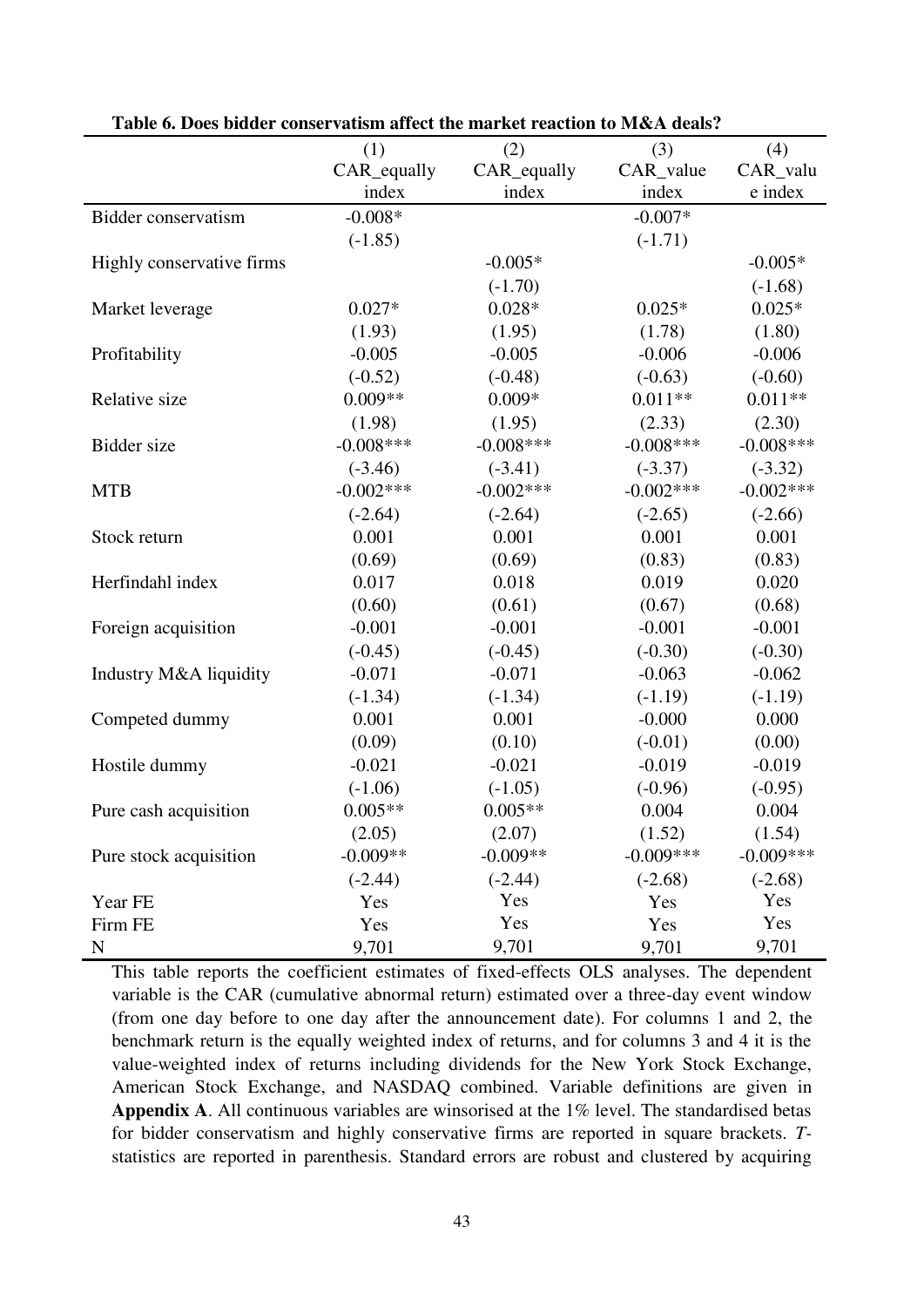**Table 6. Does bidder conservatism affect the market reaction to M&A deals?**

| | (1) | (2) | (3) | (4) |
|---|---|---|---|---|
| | CAR_equally index | CAR_equally index | CAR_value index | CAR_value index |
| Bidder conservatism | -0.008* | | -0.007* | |
| | (-1.85) | | (-1.71) | |
| Highly conservative firms | | -0.005* | | -0.005* |
| | | (-1.70) | | (-1.68) |
| Market leverage | 0.027* | 0.028* | 0.025* | 0.025* |
| | (1.93) | (1.95) | (1.78) | (1.80) |
| Profitability | -0.005 | -0.005 | -0.006 | -0.006 |
| | (-0.52) | (-0.48) | (-0.63) | (-0.60) |
| Relative size | 0.009** | 0.009* | 0.011** | 0.011** |
| | (1.98) | (1.95) | (2.33) | (2.30) |
| Bidder size | -0.008*** | -0.008*** | -0.008*** | -0.008*** |
| | (-3.46) | (-3.41) | (-3.37) | (-3.32) |
| MTB | -0.002*** | -0.002*** | -0.002*** | -0.002*** |
| | (-2.64) | (-2.64) | (-2.65) | (-2.66) |
| Stock return | 0.001 | 0.001 | 0.001 | 0.001 |
| | (0.69) | (0.69) | (0.83) | (0.83) |
| Herfindahl index | 0.017 | 0.018 | 0.019 | 0.020 |
| | (0.60) | (0.61) | (0.67) | (0.68) |
| Foreign acquisition | -0.001 | -0.001 | -0.001 | -0.001 |
| | (-0.45) | (-0.45) | (-0.30) | (-0.30) |
| Industry M&A liquidity | -0.071 | -0.071 | -0.063 | -0.062 |
| | (-1.34) | (-1.34) | (-1.19) | (-1.19) |
| Competed dummy | 0.001 | 0.001 | -0.000 | 0.000 |
| | (0.09) | (0.10) | (-0.01) | (0.00) |
| Hostile dummy | -0.021 | -0.021 | -0.019 | -0.019 |
| | (-1.06) | (-1.05) | (-0.96) | (-0.95) |
| Pure cash acquisition | 0.005** | 0.005** | 0.004 | 0.004 |
| | (2.05) | (2.07) | (1.52) | (1.54) |
| Pure stock acquisition | -0.009** | -0.009** | -0.009*** | -0.009*** |
| | (-2.44) | (-2.44) | (-2.68) | (-2.68) |
| Year FE | Yes | Yes | Yes | Yes |
| Firm FE | Yes | Yes | Yes | Yes |
| N | 9,701 | 9,701 | 9,701 | 9,701 |

This table reports the coefficient estimates of fixed-effects OLS analyses. The dependent variable is the CAR (cumulative abnormal return) estimated over a three-day event window (from one day before to one day after the announcement date). For columns 1 and 2, the benchmark return is the equally weighted index of returns, and for columns 3 and 4 it is the value-weighted index of returns including dividends for the New York Stock Exchange, American Stock Exchange, and NASDAQ combined. Variable definitions are given in **Appendix A**. All continuous variables are winsorised at the 1% level. The standardised betas for bidder conservatism and highly conservative firms are reported in square brackets. *T*-statistics are reported in parenthesis. Standard errors are robust and clustered by acquiring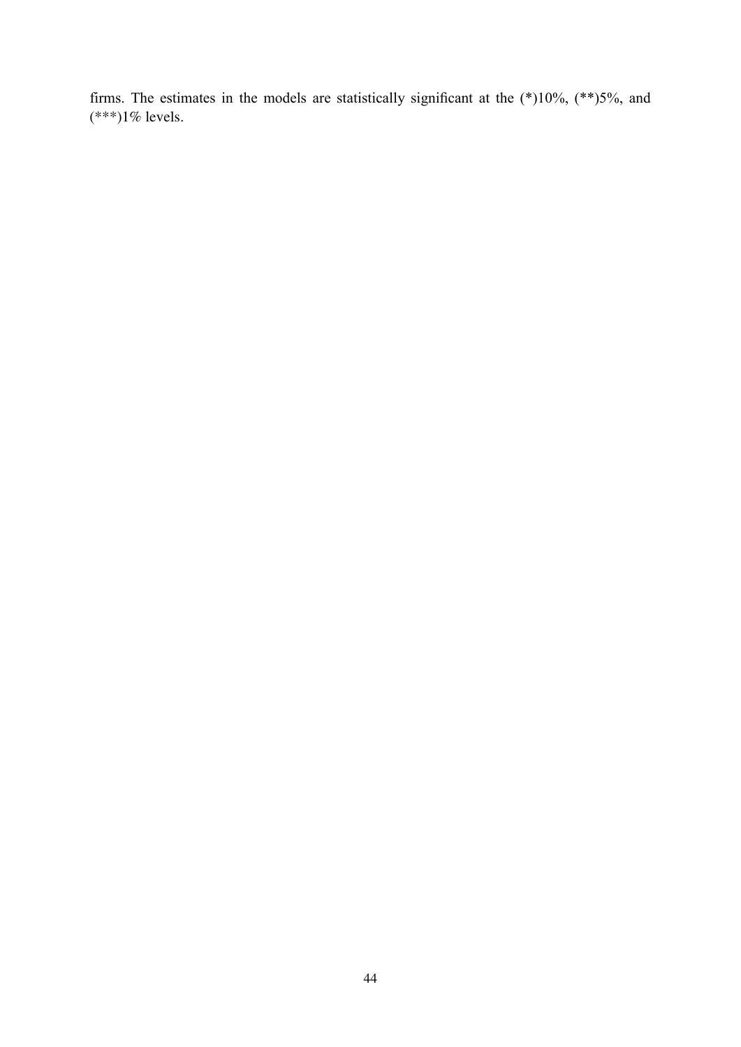firms. The estimates in the models are statistically significant at the (*)10%, (**)5%, and (***)1% levels.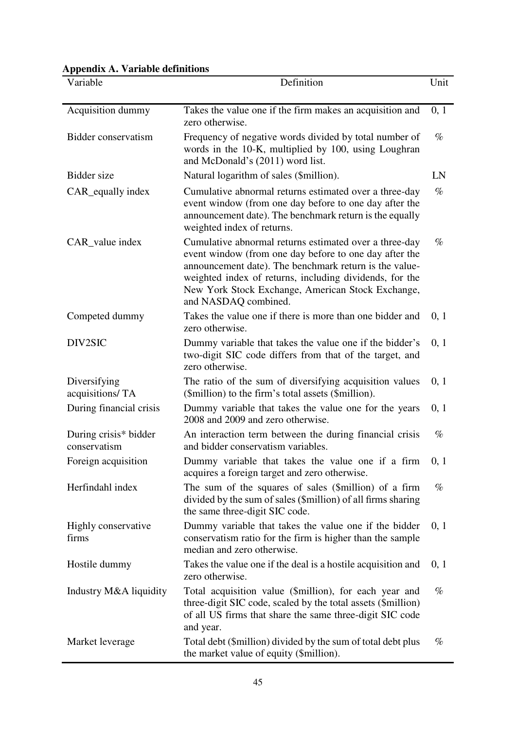**Appendix A. Variable definitions**

| Variable | Definition | Unit |
|---|---|---|
| Acquisition dummy | Takes the value one if the firm makes an acquisition and zero otherwise. | 0, 1 |
| Bidder conservatism | Frequency of negative words divided by total number of words in the 10-K, multiplied by 100, using Loughran and McDonald's (2011) word list. | % |
| Bidder size | Natural logarithm of sales ($million). | LN |
| CAR_equally index | Cumulative abnormal returns estimated over a three-day event window (from one day before to one day after the announcement date). The benchmark return is the equally weighted index of returns. | % |
| CAR_value index | Cumulative abnormal returns estimated over a three-day event window (from one day before to one day after the announcement date). The benchmark return is the value-weighted index of returns, including dividends, for the New York Stock Exchange, American Stock Exchange, and NASDAQ combined. | % |
| Competed dummy | Takes the value one if there is more than one bidder and zero otherwise. | 0, 1 |
| DIV2SIC | Dummy variable that takes the value one if the bidder's two-digit SIC code differs from that of the target, and zero otherwise. | 0, 1 |
| Diversifying acquisitions/ TA | The ratio of the sum of diversifying acquisition values ($million) to the firm's total assets ($million). | 0, 1 |
| During financial crisis | Dummy variable that takes the value one for the years 2008 and 2009 and zero otherwise. | 0, 1 |
| During crisis* bidder conservatism | An interaction term between the during financial crisis and bidder conservatism variables. | % |
| Foreign acquisition | Dummy variable that takes the value one if a firm acquires a foreign target and zero otherwise. | 0, 1 |
| Herfindahl index | The sum of the squares of sales ($million) of a firm divided by the sum of sales ($million) of all firms sharing the same three-digit SIC code. | % |
| Highly conservative firms | Dummy variable that takes the value one if the bidder conservatism ratio for the firm is higher than the sample median and zero otherwise. | 0, 1 |
| Hostile dummy | Takes the value one if the deal is a hostile acquisition and zero otherwise. | 0, 1 |
| Industry M&A liquidity | Total acquisition value ($million), for each year and three-digit SIC code, scaled by the total assets ($million) of all US firms that share the same three-digit SIC code and year. | % |
| Market leverage | Total debt ($million) divided by the sum of total debt plus the market value of equity ($million). | % |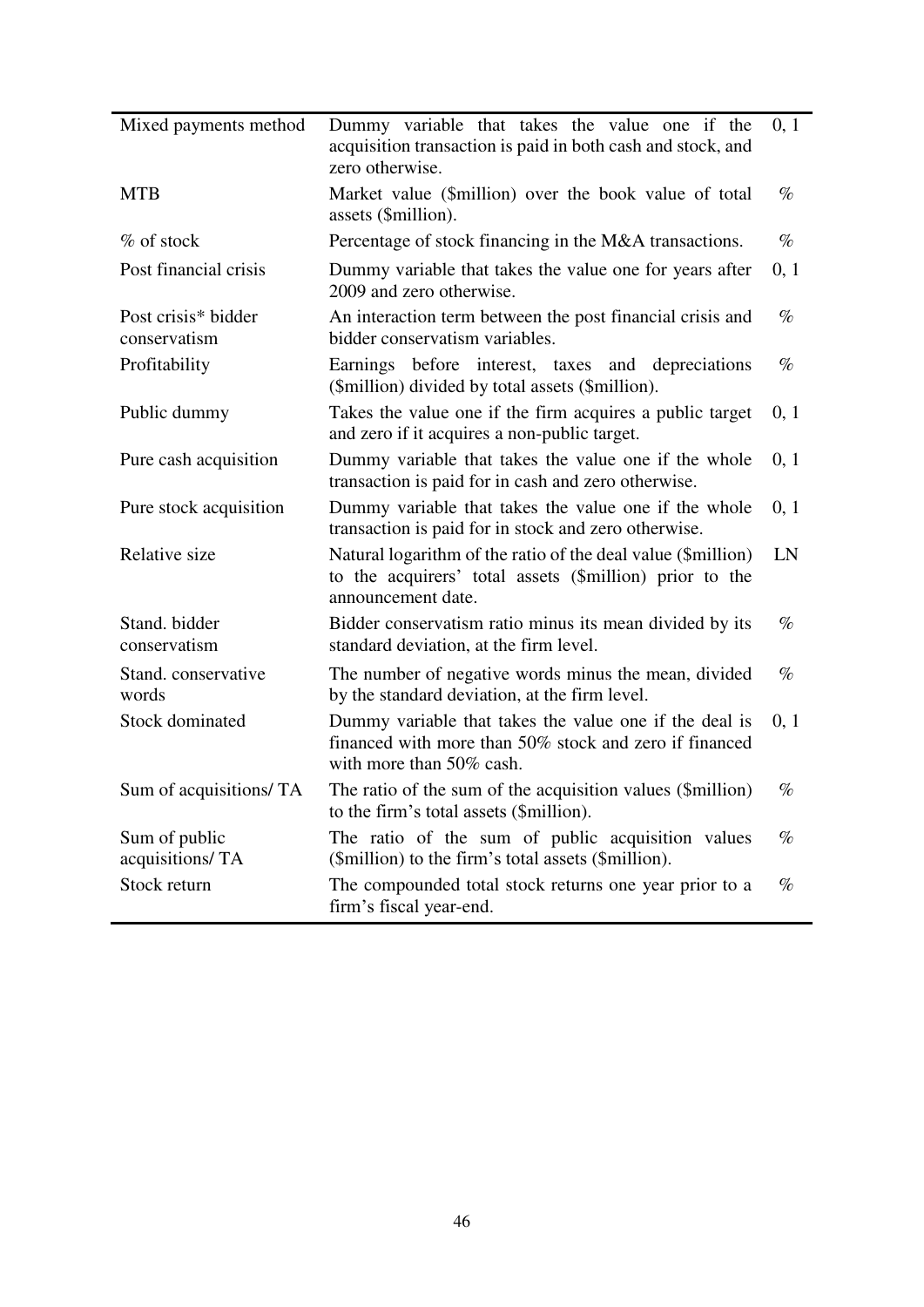| | | |
|---|---|---|
| Mixed payments method | Dummy variable that takes the value one if the acquisition transaction is paid in both cash and stock, and zero otherwise. | 0, 1 |
| MTB | Market value ($million) over the book value of total assets ($million). | % |
| % of stock | Percentage of stock financing in the M&A transactions. | % |
| Post financial crisis | Dummy variable that takes the value one for years after 2009 and zero otherwise. | 0, 1 |
| Post crisis* bidder conservatism | An interaction term between the post financial crisis and bidder conservatism variables. | % |
| Profitability | Earnings before interest, taxes and depreciations ($million) divided by total assets ($million). | % |
| Public dummy | Takes the value one if the firm acquires a public target and zero if it acquires a non-public target. | 0, 1 |
| Pure cash acquisition | Dummy variable that takes the value one if the whole transaction is paid for in cash and zero otherwise. | 0, 1 |
| Pure stock acquisition | Dummy variable that takes the value one if the whole transaction is paid for in stock and zero otherwise. | 0, 1 |
| Relative size | Natural logarithm of the ratio of the deal value ($million) to the acquirers' total assets ($million) prior to the announcement date. | LN |
| Stand. bidder conservatism | Bidder conservatism ratio minus its mean divided by its standard deviation, at the firm level. | % |
| Stand. conservative words | The number of negative words minus the mean, divided by the standard deviation, at the firm level. | % |
| Stock dominated | Dummy variable that takes the value one if the deal is financed with more than 50% stock and zero if financed with more than 50% cash. | 0, 1 |
| Sum of acquisitions/ TA | The ratio of the sum of the acquisition values ($million) to the firm's total assets ($million). | % |
| Sum of public acquisitions/ TA | The ratio of the sum of public acquisition values ($million) to the firm's total assets ($million). | % |
| Stock return | The compounded total stock returns one year prior to a firm's fiscal year-end. | % |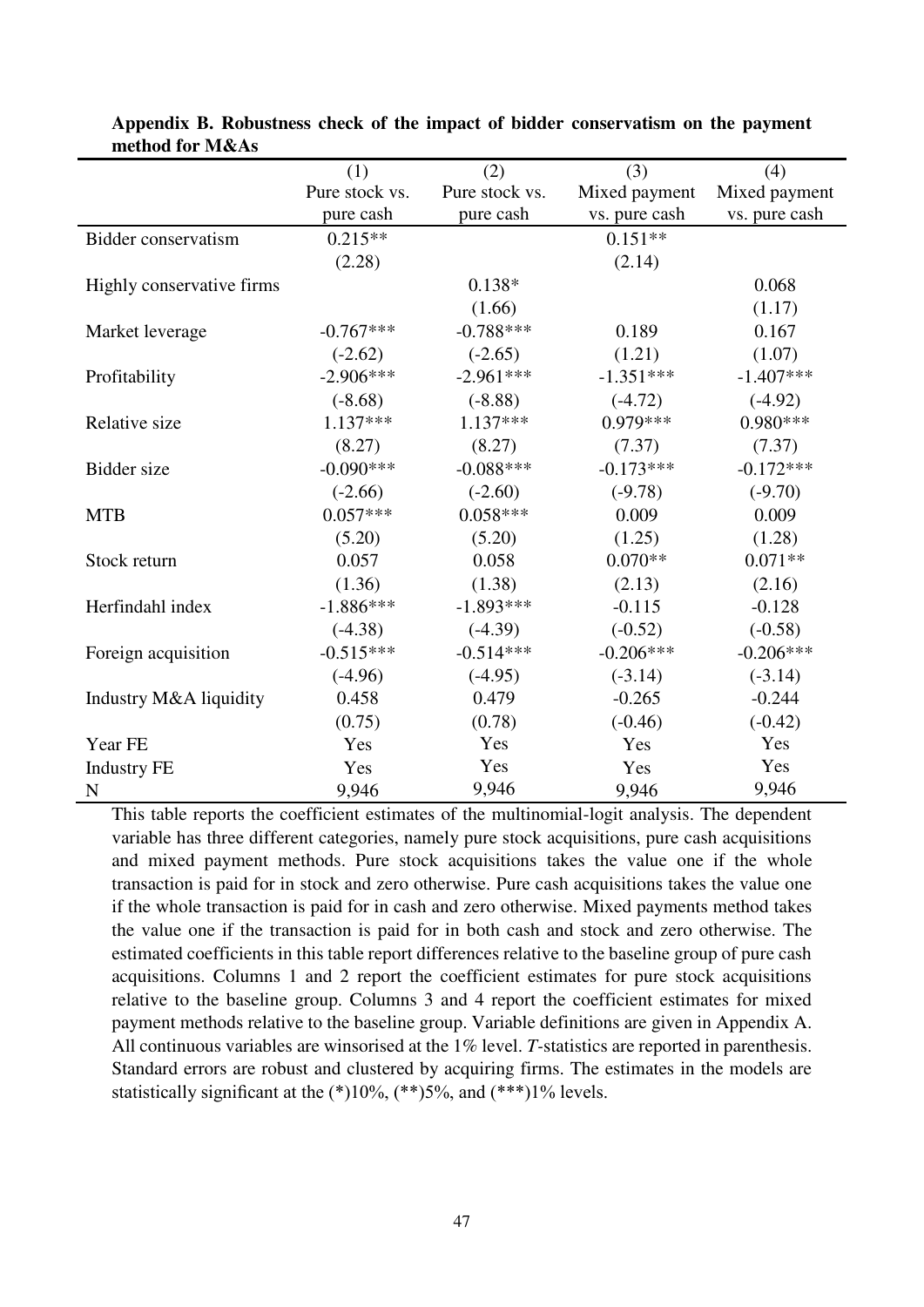**Appendix B. Robustness check of the impact of bidder conservatism on the payment method for M&As**

| | (1) | (2) | (3) | (4) |
|---|---|---|---|---|
| | Pure stock vs. pure cash | Pure stock vs. pure cash | Mixed payment vs. pure cash | Mixed payment vs. pure cash |
| Bidder conservatism | 0.215** | | 0.151** | |
| | (2.28) | | (2.14) | |
| Highly conservative firms | | 0.138* | | 0.068 |
| | | (1.66) | | (1.17) |
| Market leverage | -0.767*** | -0.788*** | 0.189 | 0.167 |
| | (-2.62) | (-2.65) | (1.21) | (1.07) |
| Profitability | -2.906*** | -2.961*** | -1.351*** | -1.407*** |
| | (-8.68) | (-8.88) | (-4.72) | (-4.92) |
| Relative size | 1.137*** | 1.137*** | 0.979*** | 0.980*** |
| | (8.27) | (8.27) | (7.37) | (7.37) |
| Bidder size | -0.090*** | -0.088*** | -0.173*** | -0.172*** |
| | (-2.66) | (-2.60) | (-9.78) | (-9.70) |
| MTB | 0.057*** | 0.058*** | 0.009 | 0.009 |
| | (5.20) | (5.20) | (1.25) | (1.28) |
| Stock return | 0.057 | 0.058 | 0.070** | 0.071** |
| | (1.36) | (1.38) | (2.13) | (2.16) |
| Herfindahl index | -1.886*** | -1.893*** | -0.115 | -0.128 |
| | (-4.38) | (-4.39) | (-0.52) | (-0.58) |
| Foreign acquisition | -0.515*** | -0.514*** | -0.206*** | -0.206*** |
| | (-4.96) | (-4.95) | (-3.14) | (-3.14) |
| Industry M&A liquidity | 0.458 | 0.479 | -0.265 | -0.244 |
| | (0.75) | (0.78) | (-0.46) | (-0.42) |
| Year FE | Yes | Yes | Yes | Yes |
| Industry FE | Yes | Yes | Yes | Yes |
| N | 9,946 | 9,946 | 9,946 | 9,946 |

This table reports the coefficient estimates of the multinomial-logit analysis. The dependent variable has three different categories, namely pure stock acquisitions, pure cash acquisitions and mixed payment methods. Pure stock acquisitions takes the value one if the whole transaction is paid for in stock and zero otherwise. Pure cash acquisitions takes the value one if the whole transaction is paid for in cash and zero otherwise. Mixed payments method takes the value one if the transaction is paid for in both cash and stock and zero otherwise. The estimated coefficients in this table report differences relative to the baseline group of pure cash acquisitions. Columns 1 and 2 report the coefficient estimates for pure stock acquisitions relative to the baseline group. Columns 3 and 4 report the coefficient estimates for mixed payment methods relative to the baseline group. Variable definitions are given in Appendix A. All continuous variables are winsorised at the 1% level. *T*-statistics are reported in parenthesis. Standard errors are robust and clustered by acquiring firms. The estimates in the models are statistically significant at the (*)10%, (**)5%, and (***)1% levels.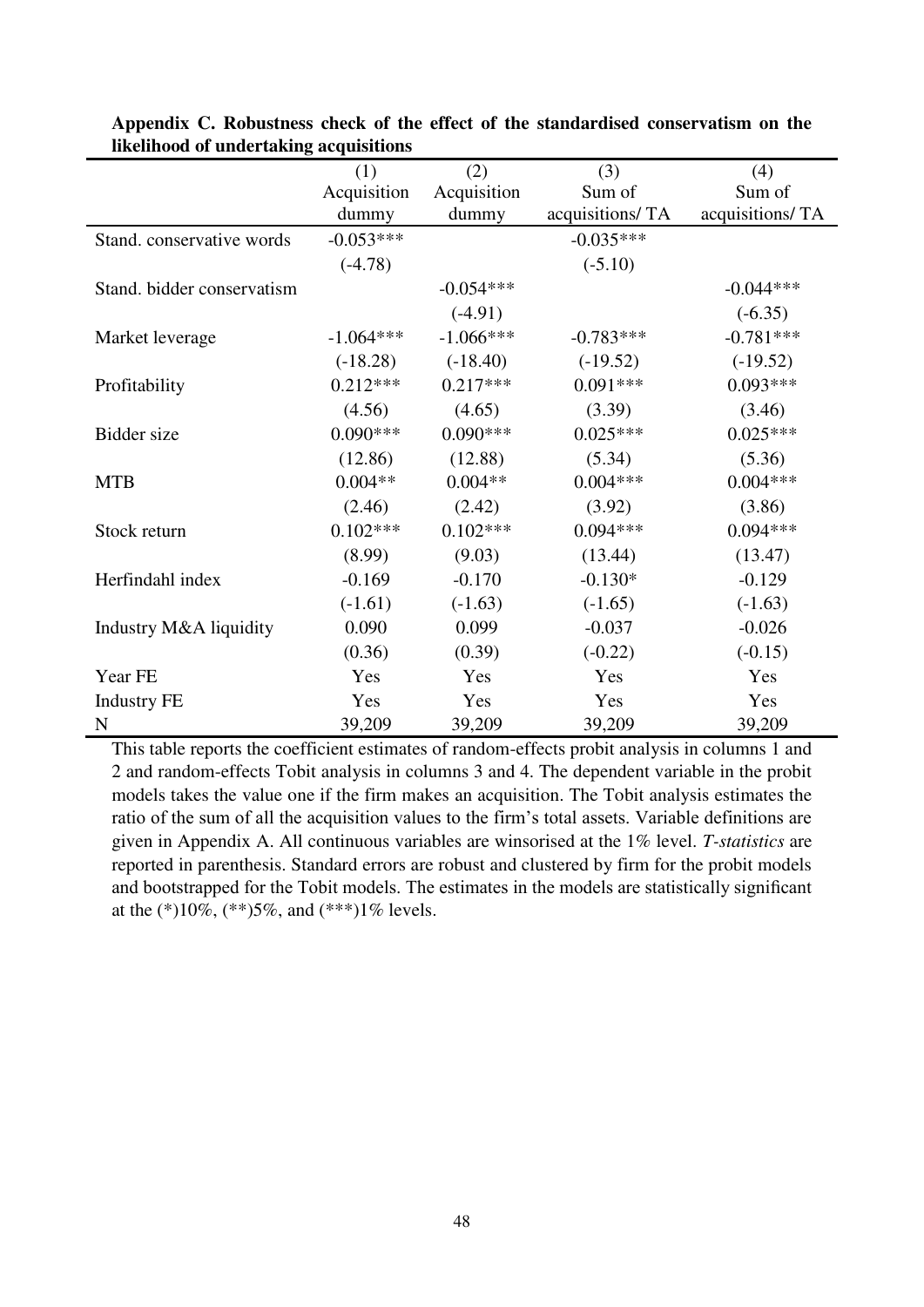**Appendix C. Robustness check of the effect of the standardised conservatism on the likelihood of undertaking acquisitions**

| | (1) Acquisition dummy | (2) Acquisition dummy | (3) Sum of acquisitions/ TA | (4) Sum of acquisitions/ TA |
|---|---|---|---|---|
| Stand. conservative words | -0.053*** | | -0.035*** | |
| | (-4.78) | | (-5.10) | |
| Stand. bidder conservatism | | -0.054*** | | -0.044*** |
| | | (-4.91) | | (-6.35) |
| Market leverage | -1.064*** | -1.066*** | -0.783*** | -0.781*** |
| | (-18.28) | (-18.40) | (-19.52) | (-19.52) |
| Profitability | 0.212*** | 0.217*** | 0.091*** | 0.093*** |
| | (4.56) | (4.65) | (3.39) | (3.46) |
| Bidder size | 0.090*** | 0.090*** | 0.025*** | 0.025*** |
| | (12.86) | (12.88) | (5.34) | (5.36) |
| MTB | 0.004** | 0.004** | 0.004*** | 0.004*** |
| | (2.46) | (2.42) | (3.92) | (3.86) |
| Stock return | 0.102*** | 0.102*** | 0.094*** | 0.094*** |
| | (8.99) | (9.03) | (13.44) | (13.47) |
| Herfindahl index | -0.169 | -0.170 | -0.130* | -0.129 |
| | (-1.61) | (-1.63) | (-1.65) | (-1.63) |
| Industry M&A liquidity | 0.090 | 0.099 | -0.037 | -0.026 |
| | (0.36) | (0.39) | (-0.22) | (-0.15) |
| Year FE | Yes | Yes | Yes | Yes |
| Industry FE | Yes | Yes | Yes | Yes |
| N | 39,209 | 39,209 | 39,209 | 39,209 |

This table reports the coefficient estimates of random-effects probit analysis in columns 1 and 2 and random-effects Tobit analysis in columns 3 and 4. The dependent variable in the probit models takes the value one if the firm makes an acquisition. The Tobit analysis estimates the ratio of the sum of all the acquisition values to the firm's total assets. Variable definitions are given in Appendix A. All continuous variables are winsorised at the 1% level. *T-statistics* are reported in parenthesis. Standard errors are robust and clustered by firm for the probit models and bootstrapped for the Tobit models. The estimates in the models are statistically significant at the (*)10%, (**)5%, and (***)1% levels.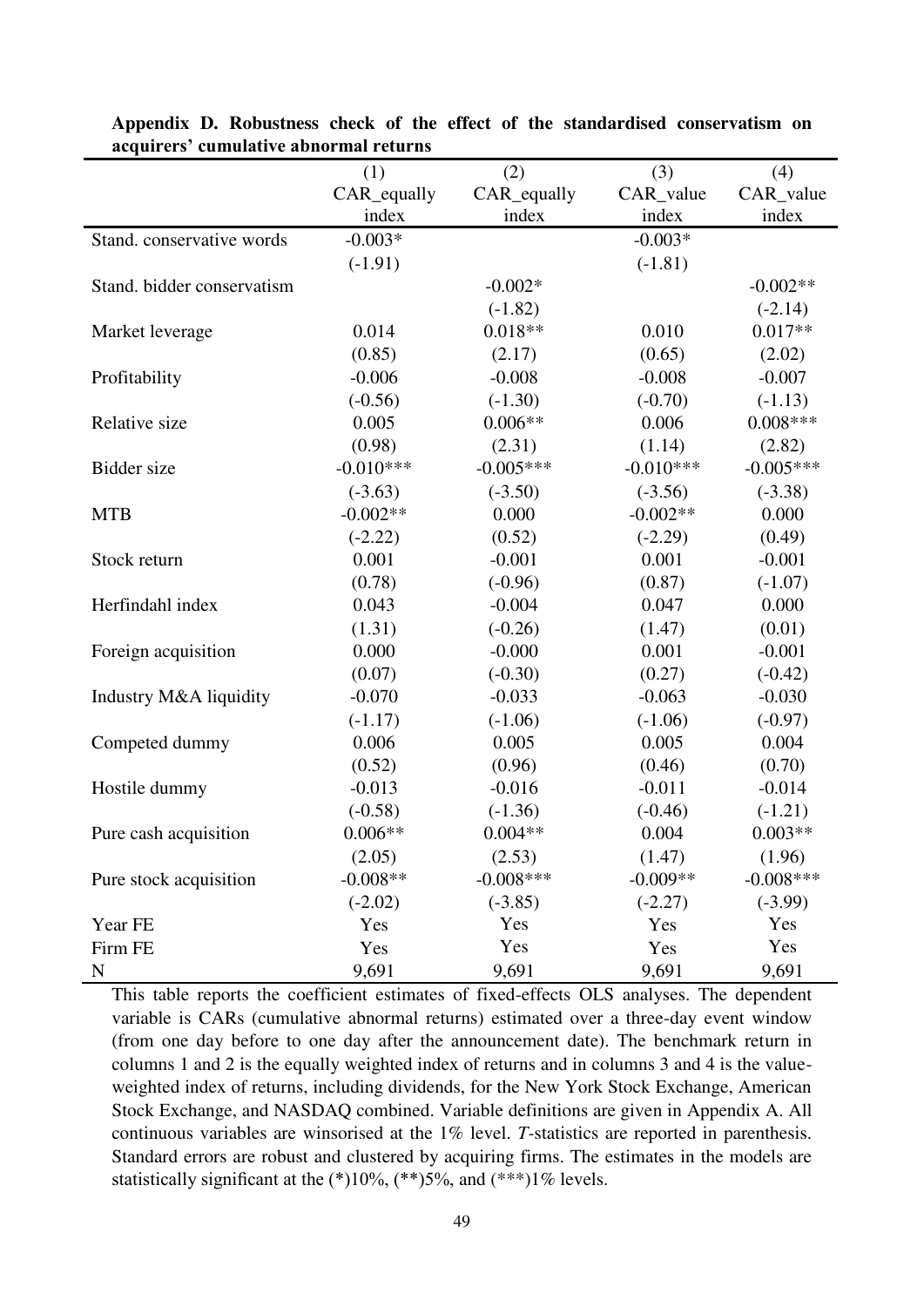**Appendix D. Robustness check of the effect of the standardised conservatism on acquirers' cumulative abnormal returns**

| | (1) | (2) | (3) | (4) |
|---|---|---|---|---|
| | CAR_equally index | CAR_equally index | CAR_value index | CAR_value index |
| Stand. conservative words | -0.003* | | -0.003* | |
| | (-1.91) | | (-1.81) | |
| Stand. bidder conservatism | | -0.002* | | -0.002** |
| | | (-1.82) | | (-2.14) |
| Market leverage | 0.014 | 0.018** | 0.010 | 0.017** |
| | (0.85) | (2.17) | (0.65) | (2.02) |
| Profitability | -0.006 | -0.008 | -0.008 | -0.007 |
| | (-0.56) | (-1.30) | (-0.70) | (-1.13) |
| Relative size | 0.005 | 0.006** | 0.006 | 0.008*** |
| | (0.98) | (2.31) | (1.14) | (2.82) |
| Bidder size | -0.010*** | -0.005*** | -0.010*** | -0.005*** |
| | (-3.63) | (-3.50) | (-3.56) | (-3.38) |
| MTB | -0.002** | 0.000 | -0.002** | 0.000 |
| | (-2.22) | (0.52) | (-2.29) | (0.49) |
| Stock return | 0.001 | -0.001 | 0.001 | -0.001 |
| | (0.78) | (-0.96) | (0.87) | (-1.07) |
| Herfindahl index | 0.043 | -0.004 | 0.047 | 0.000 |
| | (1.31) | (-0.26) | (1.47) | (0.01) |
| Foreign acquisition | 0.000 | -0.000 | 0.001 | -0.001 |
| | (0.07) | (-0.30) | (0.27) | (-0.42) |
| Industry M&A liquidity | -0.070 | -0.033 | -0.063 | -0.030 |
| | (-1.17) | (-1.06) | (-1.06) | (-0.97) |
| Competed dummy | 0.006 | 0.005 | 0.005 | 0.004 |
| | (0.52) | (0.96) | (0.46) | (0.70) |
| Hostile dummy | -0.013 | -0.016 | -0.011 | -0.014 |
| | (-0.58) | (-1.36) | (-0.46) | (-1.21) |
| Pure cash acquisition | 0.006** | 0.004** | 0.004 | 0.003** |
| | (2.05) | (2.53) | (1.47) | (1.96) |
| Pure stock acquisition | -0.008** | -0.008*** | -0.009** | -0.008*** |
| | (-2.02) | (-3.85) | (-2.27) | (-3.99) |
| Year FE | Yes | Yes | Yes | Yes |
| Firm FE | Yes | Yes | Yes | Yes |
| N | 9,691 | 9,691 | 9,691 | 9,691 |

This table reports the coefficient estimates of fixed-effects OLS analyses. The dependent variable is CARs (cumulative abnormal returns) estimated over a three-day event window (from one day before to one day after the announcement date). The benchmark return in columns 1 and 2 is the equally weighted index of returns and in columns 3 and 4 is the value-weighted index of returns, including dividends, for the New York Stock Exchange, American Stock Exchange, and NASDAQ combined. Variable definitions are given in Appendix A. All continuous variables are winsorised at the 1% level. *T*-statistics are reported in parenthesis. Standard errors are robust and clustered by acquiring firms. The estimates in the models are statistically significant at the (*)10%, (**)5%, and (***)1% levels.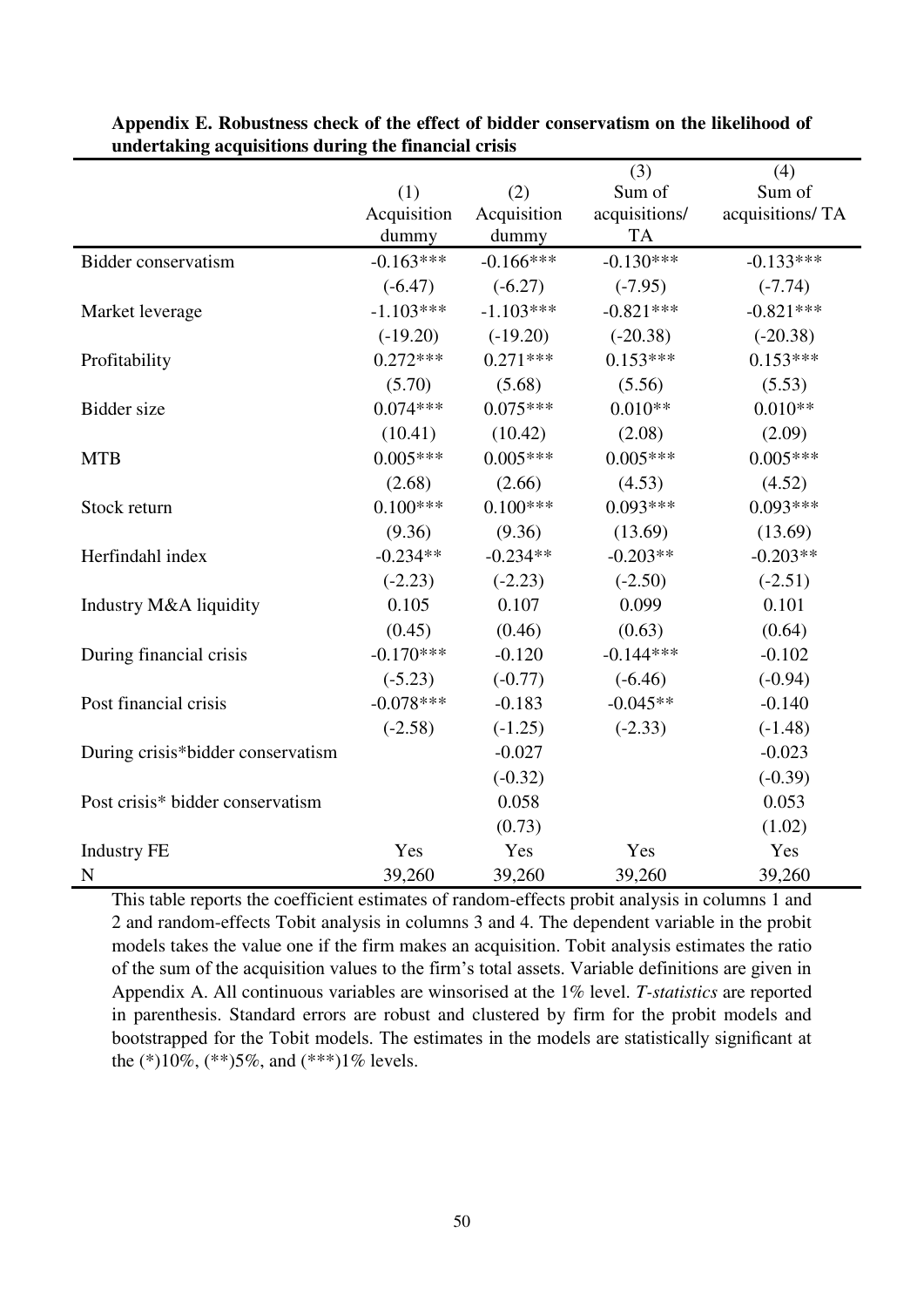**Appendix E. Robustness check of the effect of bidder conservatism on the likelihood of undertaking acquisitions during the financial crisis**

| | (1) Acquisition dummy | (2) Acquisition dummy | (3) Sum of acquisitions/ TA | (4) Sum of acquisitions/ TA |
|---|---|---|---|---|
| Bidder conservatism | -0.163*** | -0.166*** | -0.130*** | -0.133*** |
| | (-6.47) | (-6.27) | (-7.95) | (-7.74) |
| Market leverage | -1.103*** | -1.103*** | -0.821*** | -0.821*** |
| | (-19.20) | (-19.20) | (-20.38) | (-20.38) |
| Profitability | 0.272*** | 0.271*** | 0.153*** | 0.153*** |
| | (5.70) | (5.68) | (5.56) | (5.53) |
| Bidder size | 0.074*** | 0.075*** | 0.010** | 0.010** |
| | (10.41) | (10.42) | (2.08) | (2.09) |
| MTB | 0.005*** | 0.005*** | 0.005*** | 0.005*** |
| | (2.68) | (2.66) | (4.53) | (4.52) |
| Stock return | 0.100*** | 0.100*** | 0.093*** | 0.093*** |
| | (9.36) | (9.36) | (13.69) | (13.69) |
| Herfindahl index | -0.234** | -0.234** | -0.203** | -0.203** |
| | (-2.23) | (-2.23) | (-2.50) | (-2.51) |
| Industry M&A liquidity | 0.105 | 0.107 | 0.099 | 0.101 |
| | (0.45) | (0.46) | (0.63) | (0.64) |
| During financial crisis | -0.170*** | -0.120 | -0.144*** | -0.102 |
| | (-5.23) | (-0.77) | (-6.46) | (-0.94) |
| Post financial crisis | -0.078*** | -0.183 | -0.045** | -0.140 |
| | (-2.58) | (-1.25) | (-2.33) | (-1.48) |
| During crisis*bidder conservatism | | -0.027 | | -0.023 |
| | | (-0.32) | | (-0.39) |
| Post crisis* bidder conservatism | | 0.058 | | 0.053 |
| | | (0.73) | | (1.02) |
| Industry FE | Yes | Yes | Yes | Yes |
| N | 39,260 | 39,260 | 39,260 | 39,260 |

This table reports the coefficient estimates of random-effects probit analysis in columns 1 and 2 and random-effects Tobit analysis in columns 3 and 4. The dependent variable in the probit models takes the value one if the firm makes an acquisition. Tobit analysis estimates the ratio of the sum of the acquisition values to the firm's total assets. Variable definitions are given in Appendix A. All continuous variables are winsorised at the 1% level. *T-statistics* are reported in parenthesis. Standard errors are robust and clustered by firm for the probit models and bootstrapped for the Tobit models. The estimates in the models are statistically significant at the (*)10%, (**)5%, and (***)1% levels.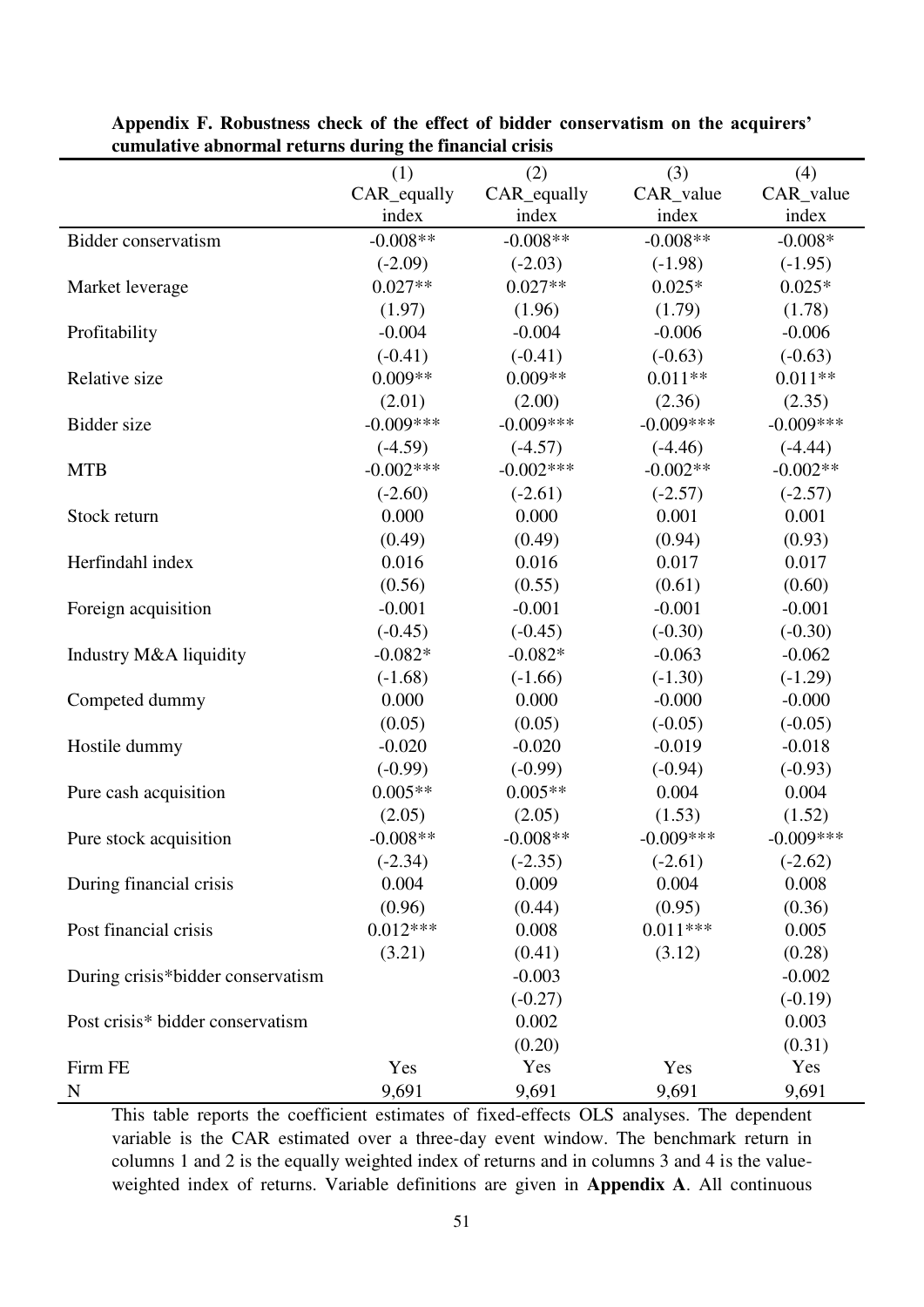**Appendix F. Robustness check of the effect of bidder conservatism on the acquirers' cumulative abnormal returns during the financial crisis**

| | (1) | (2) | (3) | (4) |
|---|---|---|---|---|
| | CAR_equally index | CAR_equally index | CAR_value index | CAR_value index |
| Bidder conservatism | -0.008** | -0.008** | -0.008** | -0.008* |
| | (-2.09) | (-2.03) | (-1.98) | (-1.95) |
| Market leverage | 0.027** | 0.027** | 0.025* | 0.025* |
| | (1.97) | (1.96) | (1.79) | (1.78) |
| Profitability | -0.004 | -0.004 | -0.006 | -0.006 |
| | (-0.41) | (-0.41) | (-0.63) | (-0.63) |
| Relative size | 0.009** | 0.009** | 0.011** | 0.011** |
| | (2.01) | (2.00) | (2.36) | (2.35) |
| Bidder size | -0.009*** | -0.009*** | -0.009*** | -0.009*** |
| | (-4.59) | (-4.57) | (-4.46) | (-4.44) |
| MTB | -0.002*** | -0.002*** | -0.002** | -0.002** |
| | (-2.60) | (-2.61) | (-2.57) | (-2.57) |
| Stock return | 0.000 | 0.000 | 0.001 | 0.001 |
| | (0.49) | (0.49) | (0.94) | (0.93) |
| Herfindahl index | 0.016 | 0.016 | 0.017 | 0.017 |
| | (0.56) | (0.55) | (0.61) | (0.60) |
| Foreign acquisition | -0.001 | -0.001 | -0.001 | -0.001 |
| | (-0.45) | (-0.45) | (-0.30) | (-0.30) |
| Industry M&A liquidity | -0.082* | -0.082* | -0.063 | -0.062 |
| | (-1.68) | (-1.66) | (-1.30) | (-1.29) |
| Competed dummy | 0.000 | 0.000 | -0.000 | -0.000 |
| | (0.05) | (0.05) | (-0.05) | (-0.05) |
| Hostile dummy | -0.020 | -0.020 | -0.019 | -0.018 |
| | (-0.99) | (-0.99) | (-0.94) | (-0.93) |
| Pure cash acquisition | 0.005** | 0.005** | 0.004 | 0.004 |
| | (2.05) | (2.05) | (1.53) | (1.52) |
| Pure stock acquisition | -0.008** | -0.008** | -0.009*** | -0.009*** |
| | (-2.34) | (-2.35) | (-2.61) | (-2.62) |
| During financial crisis | 0.004 | 0.009 | 0.004 | 0.008 |
| | (0.96) | (0.44) | (0.95) | (0.36) |
| Post financial crisis | 0.012*** | 0.008 | 0.011*** | 0.005 |
| | (3.21) | (0.41) | (3.12) | (0.28) |
| During crisis*bidder conservatism | | -0.003 | | -0.002 |
| | | (-0.27) | | (-0.19) |
| Post crisis* bidder conservatism | | 0.002 | | 0.003 |
| | | (0.20) | | (0.31) |
| Firm FE | Yes | Yes | Yes | Yes |
| N | 9,691 | 9,691 | 9,691 | 9,691 |

This table reports the coefficient estimates of fixed-effects OLS analyses. The dependent variable is the CAR estimated over a three-day event window. The benchmark return in columns 1 and 2 is the equally weighted index of returns and in columns 3 and 4 is the value-weighted index of returns. Variable definitions are given in **Appendix A**. All continuous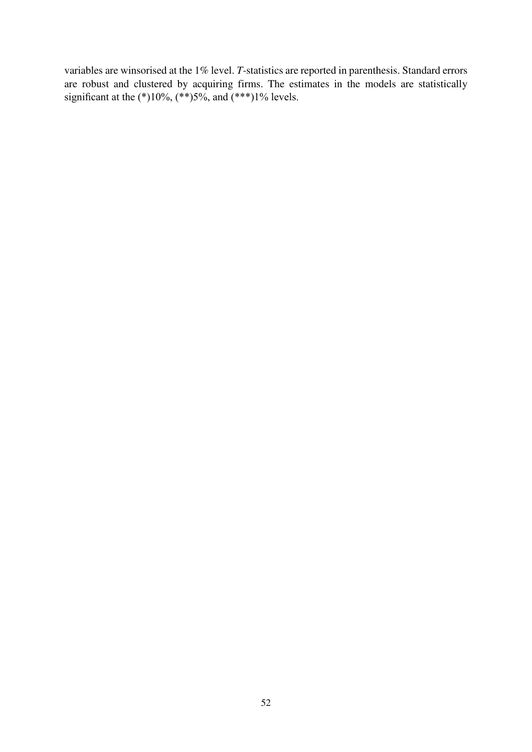variables are winsorised at the 1% level. *T*-statistics are reported in parenthesis. Standard errors are robust and clustered by acquiring firms. The estimates in the models are statistically significant at the (*)10%, (**)5%, and (***)1% levels.